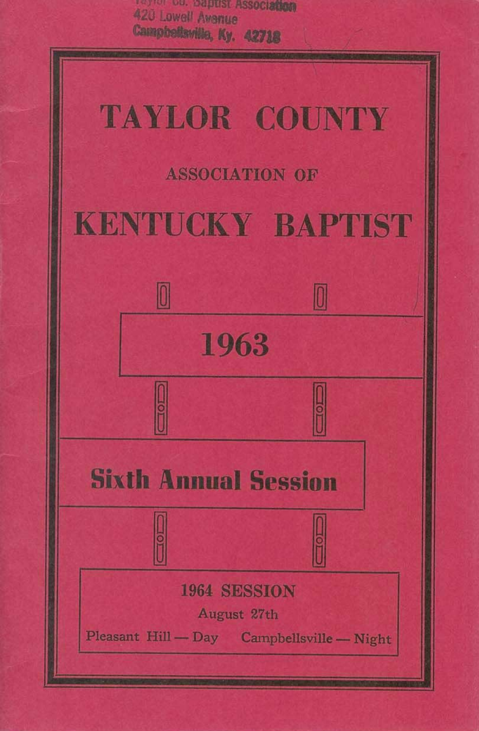Taylor Co. Baptist Association
420 Lowell Avenue
Campbellsville, Ky. 42718

# TAYLOR COUNTY

## ASSOCIATION OF

# KENTUCKY BAPTIST

## 1963

## Sixth Annual Session

**1964 SESSION**

August 27th

Pleasant Hill — Day Campbellsville — Night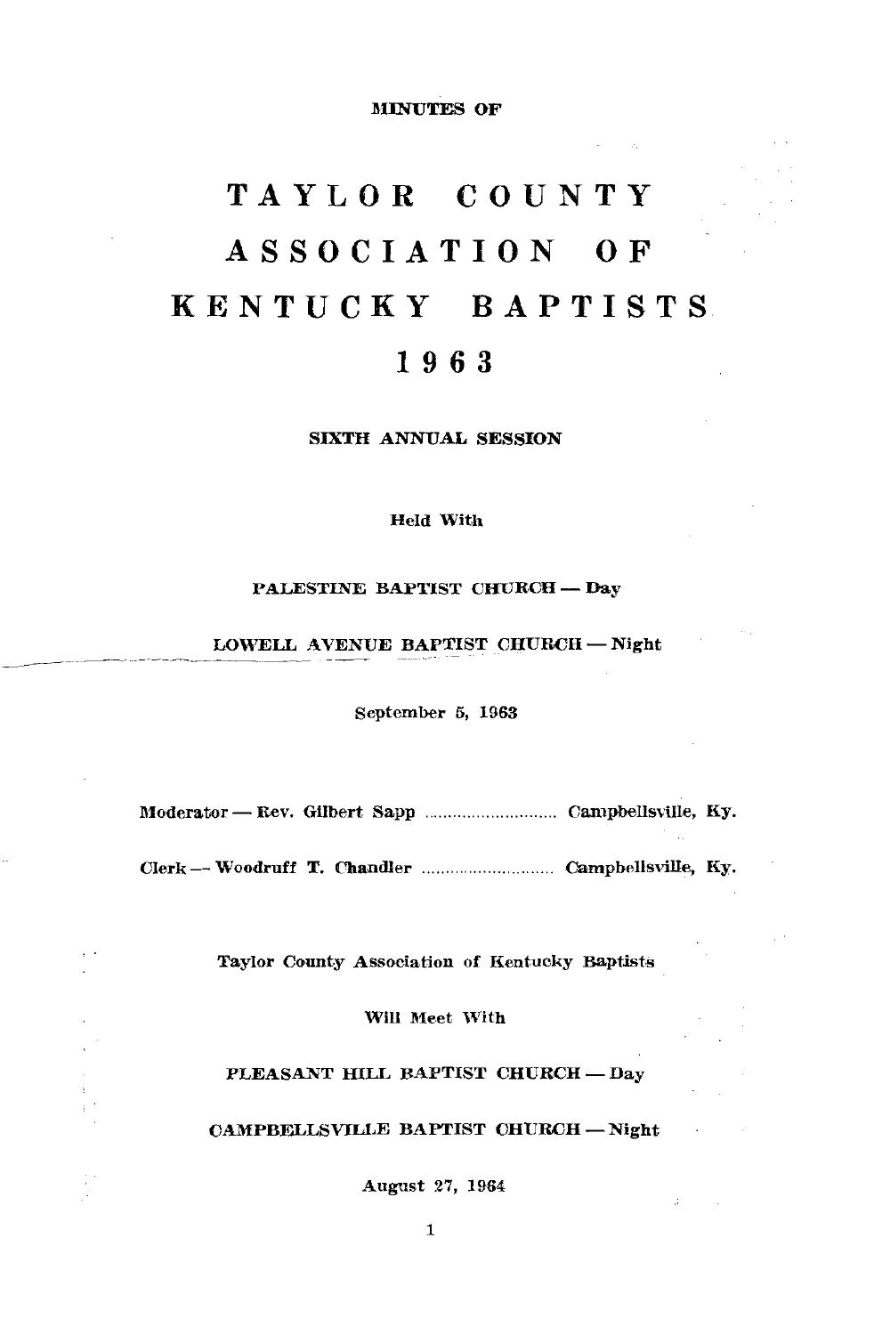MINUTES OF

# TAYLOR COUNTY ASSOCIATION OF KENTUCKY BAPTISTS

# 1963

## SIXTH ANNUAL SESSION

Held With

PALESTINE BAPTIST CHURCH — Day

LOWELL AVENUE BAPTIST CHURCH — Night

September 5, 1963

Moderator — Rev. Gilbert Sapp ............................ Campbellsville, Ky.

Clerk — Woodruff T. Chandler ............................ Campbellsville, Ky.

Taylor County Association of Kentucky Baptists

Will Meet With

PLEASANT HILL BAPTIST CHURCH — Day

CAMPBELLSVILLE BAPTIST CHURCH — Night

August 27, 1964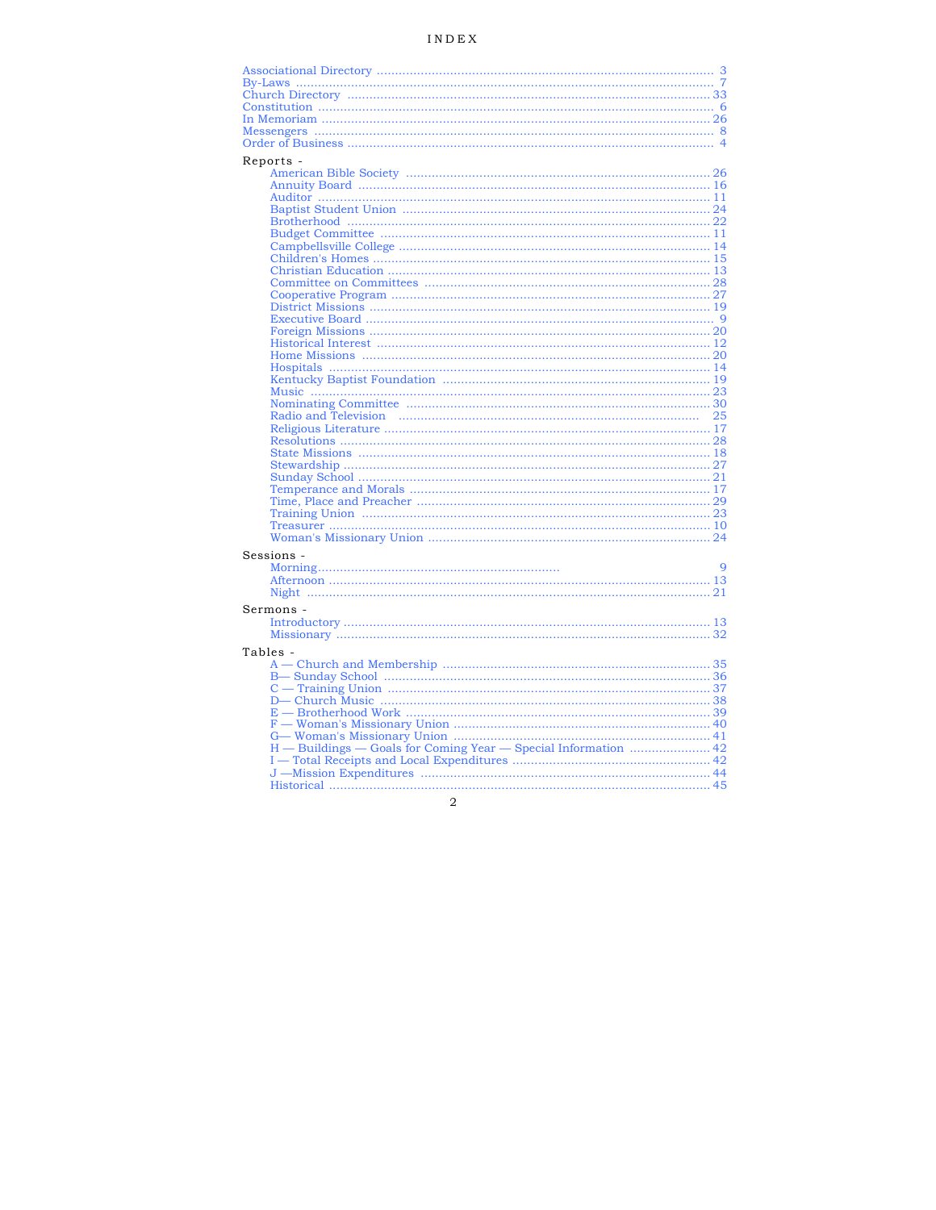# INDEX

Associational Directory .......... 3
By-Laws .......... 7
Church Directory .......... 33
Constitution .......... 6
In Memoriam .......... 26
Messengers .......... 8
Order of Business .......... 4

Reports -
- American Bible Society .......... 26
- Annuity Board .......... 16
- Auditor .......... 11
- Baptist Student Union .......... 24
- Brotherhood .......... 22
- Budget Committee .......... 11
- Campbellsville College .......... 14
- Children's Homes .......... 15
- Christian Education .......... 13
- Committee on Committees .......... 28
- Cooperative Program .......... 27
- District Missions .......... 19
- Executive Board .......... 9
- Foreign Missions .......... 20
- Historical Interest .......... 12
- Home Missions .......... 20
- Hospitals .......... 14
- Kentucky Baptist Foundation .......... 19
- Music .......... 23
- Nominating Committee .......... 30
- Radio and Television .......... 25
- Religious Literature .......... 17
- Resolutions .......... 28
- State Missions .......... 18
- Stewardship .......... 27
- Sunday School .......... 21
- Temperance and Morals .......... 17
- Time, Place and Preacher .......... 29
- Training Union .......... 23
- Treasurer .......... 10
- Woman's Missionary Union .......... 24

Sessions -
- Morning .......... 9
- Afternoon .......... 13
- Night .......... 21

Sermons -
- Introductory .......... 13
- Missionary .......... 32

Tables -
- A — Church and Membership .......... 35
- B— Sunday School .......... 36
- C — Training Union .......... 37
- D— Church Music .......... 38
- E — Brotherhood Work .......... 39
- F — Woman's Missionary Union .......... 40
- G— Woman's Missionary Union .......... 41
- H — Buildings — Goals for Coming Year — Special Information .......... 42
- I — Total Receipts and Local Expenditures .......... 42
- J —Mission Expenditures .......... 44
- Historical .......... 45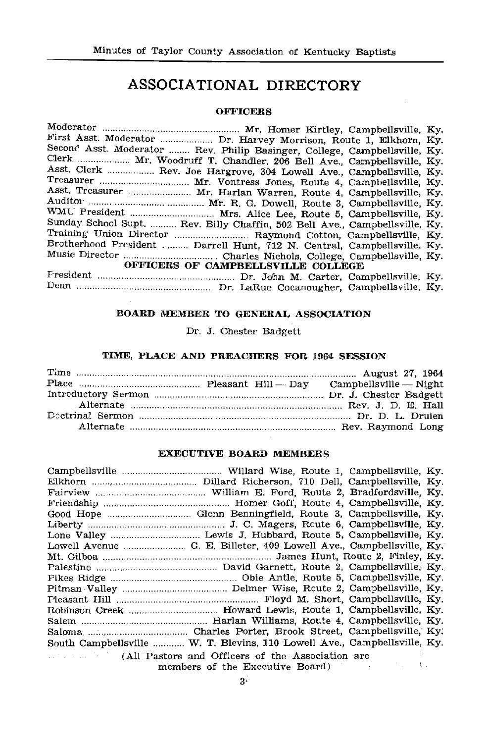# ASSOCIATIONAL DIRECTORY

## OFFICERS

Moderator .................................................. Mr. Homer Kirtley, Campbellsville, Ky.
First Asst. Moderator .................. Dr. Harvey Morrison, Route 1, Elkhorn, Ky.
Second Asst. Moderator ........ Rev. Philip Basinger, College, Campbellsville, Ky.
Clerk .................. Mr. Woodruff T. Chandler, 206 Bell Ave., Campbellsville, Ky.
Asst. Clerk ................ Rev. Joe Hargrove, 304 Lowell Ave., Campbellsville, Ky.
Treasurer ................................ Mr. Vontress Jones, Route 4, Campbellsville, Ky.
Asst. Treasurer ...................... Mr. Harlan Warren, Route 4, Campbellsville, Ky.
Auditor ........................................ Mr. R. G. Dowell, Route 3, Campbellsville, Ky.
WMU President ............................ Mrs. Alice Lee, Route 5, Campbellsville, Ky.
Sunday School Supt. .......... Rev. Billy Chaffin, 502 Bell Ave., Campbellsville, Ky.
Training Union Director ........................ Raymond Cotton, Campbellsville, Ky.
Brotherhood President .......... Darrell Hunt, 712 N. Central, Campbellsville, Ky.
Music Director ................................ Charles Nichols, College, Campbellsville, Ky.

## OFFICERS OF CAMPBELLSVILLE COLLEGE

President .................................................. Dr. John M. Carter, Campbellsville, Ky.
Dean .................................................. Dr. LaRue Cocanougher, Campbellsville, Ky.

## BOARD MEMBER TO GENERAL ASSOCIATION

Dr. J. Chester Badgett

## TIME, PLACE AND PREACHERS FOR 1964 SESSION

Time ........................................................................................ August 27, 1964
Place ........................................... Pleasant Hill — Day Campbellsville — Night
Introductory Sermon .............................................................. Dr. J. Chester Badgett
Alternate .............................................................................. Rev. J. D. E. Hall
Doctrinal Sermon ...................................................................... Dr. D. L. Druien
Alternate .......................................................................... Rev. Raymond Long

## EXECUTIVE BOARD MEMBERS

Campbellsville .................................... Willard Wise, Route 1, Campbellsville, Ky.
Elkhorn ........................................ Dillard Richerson, 710 Dell, Campbellsville, Ky.
Fairview ........................................ William E. Ford, Route 2, Bradfordsville, Ky.
Friendship .............................................. Homer Goff, Route 4, Campbellsville, Ky.
Good Hope .............................. Glenn Benningfield, Route 3, Campbellsville, Ky.
Liberty .................................................. J. C. Magers, Route 6, Campbellsville, Ky.
Lone Valley ................................ Lewis J. Hubbard, Route 5, Campbellsville, Ky.
Lowell Avenue ...................... G. E. Billeter, 409 Lowell Ave., Campbellsville, Ky.
Mt. Gilboa .............................................................. James Hunt, Route 2, Finley, Ky.
Palestine ............................................ David Garnett, Route 2, Campbellsville, Ky.
Pikes Ridge .............................................. Obie Antle, Route 5, Campbellsville, Ky.
Pitman Valley ...................................... Delmer Wise, Route 2, Campbellsville, Ky.
Pleasant Hill .................................................... Floyd M. Short, Campbellsville, Ky.
Robinson Creek ................................ Howard Lewis, Route 1, Campbellsville, Ky.
Salem ............................................ Harlan Williams, Route 4, Campbellsville, Ky.
Saloma ...................................... Charles Porter, Brook Street, Campbellsville, Ky.
South Campbellsville ............ W. T. Blevins, 110 Lowell Ave., Campbellsville, Ky.

(All Pastors and Officers of the Association are members of the Executive Board)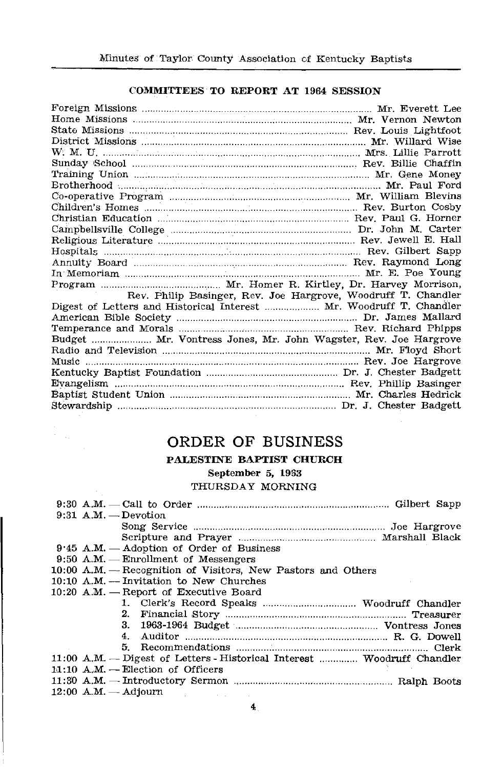## COMMITTEES TO REPORT AT 1964 SESSION

| Committee | Chairman |
|---|---|
| Foreign Missions | Mr. Everett Lee |
| Home Missions | Mr. Vernon Newton |
| State Missions | Rev. Louis Lightfoot |
| District Missions | Mr. Willard Wise |
| W. M. U. | Mrs. Lillie Parrott |
| Sunday School | Rev. Billie Chaffin |
| Training Union | Mr. Gene Money |
| Brotherhood | Mr. Paul Ford |
| Co-operative Program | Mr. William Blevins |
| Children's Homes | Rev. Burton Cosby |
| Christian Education | Rev. Paul G. Horner |
| Campbellsville College | Dr. John M. Carter |
| Religious Literature | Rev. Jewell E. Hall |
| Hospitals | Rev. Gilbert Sapp |
| Annuity Board | Rev. Raymond Long |
| In Memoriam | Mr. E. Poe Young |
| Program | Mr. Homer R. Kirtley, Dr. Harvey Morrison, Rev. Philip Basinger, Rev. Joe Hargrove, Woodruff T. Chandler |
| Digest of Letters and Historical Interest | Mr. Woodruff T. Chandler |
| American Bible Society | Dr. James Mallard |
| Temperance and Morals | Rev. Richard Phipps |
| Budget | Mr. Vontress Jones, Mr. John Wagster, Rev. Joe Hargrove |
| Radio and Television | Mr. Floyd Short |
| Music | Rev. Joe Hargrove |
| Kentucky Baptist Foundation | Dr. J. Chester Badgett |
| Evangelism | Rev. Phillip Basinger |
| Baptist Student Union | Mr. Charles Hedrick |
| Stewardship | Dr. J. Chester Badgett |

# ORDER OF BUSINESS

### PALESTINE BAPTIST CHURCH

**September 5, 1963**

THURSDAY MORNING

| Time | Item | Person |
|---|---|---|
| 9:30 A.M. | Call to Order | Gilbert Sapp |
| 9:31 A.M. | Devotion | |
| | Song Service | Joe Hargrove |
| | Scripture and Prayer | Marshall Black |
| 9:45 A.M. | Adoption of Order of Business | |
| 9:50 A.M. | Enrollment of Messengers | |
| 10:00 A.M. | Recognition of Visitors, New Pastors and Others | |
| 10:10 A.M. | Invitation to New Churches | |
| 10:20 A.M. | Report of Executive Board | |
| | 1. Clerk's Record Speaks | Woodruff Chandler |
| | 2. Financial Story | Treasurer |
| | 3. 1963-1964 Budget | Vontress Jones |
| | 4. Auditor | R. G. Dowell |
| | 5. Recommendations | Clerk |
| 11:00 A.M. | Digest of Letters - Historical Interest | Woodruff Chandler |
| 11:10 A.M. | Election of Officers | |
| 11:30 A.M. | Introductory Sermon | Ralph Boots |
| 12:00 A.M. | Adjourn | |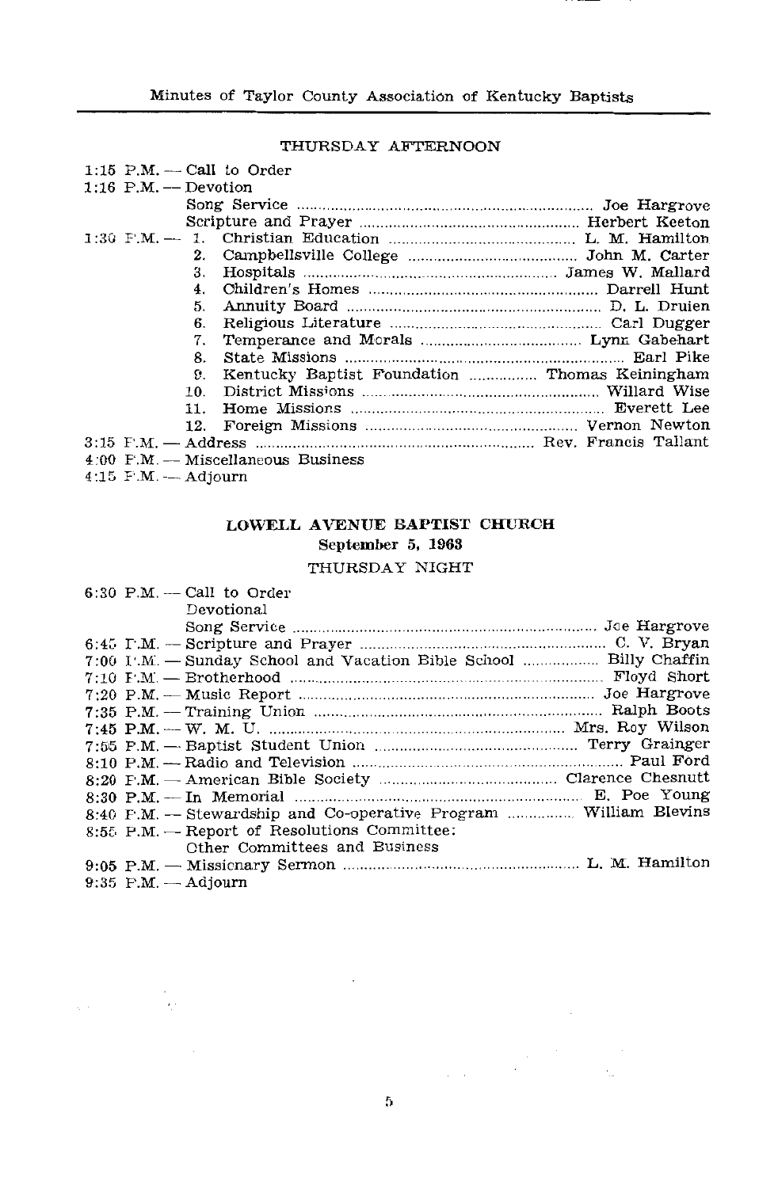### THURSDAY AFTERNOON

1:15 P.M. — Call to Order

1:16 P.M. — Devotion

- Song Service .......... Joe Hargrove
- Scripture and Prayer .......... Herbert Keeton

1:30 P.M. —

1. Christian Education .......... L. M. Hamilton
2. Campbellsville College .......... John M. Carter
3. Hospitals .......... James W. Mallard
4. Children's Homes .......... Darrell Hunt
5. Annuity Board .......... D. L. Druien
6. Religious Literature .......... Carl Dugger
7. Temperance and Morals .......... Lynn Gabehart
8. State Missions .......... Earl Pike
9. Kentucky Baptist Foundation .......... Thomas Keiningham
10. District Missions .......... Willard Wise
11. Home Missions .......... Everett Lee
12. Foreign Missions .......... Vernon Newton

3:15 P.M. — Address .......... Rev. Francis Tallant

4:00 P.M. — Miscellaneous Business

4:15 P.M. — Adjourn

## LOWELL AVENUE BAPTIST CHURCH

**September 5, 1963**

### THURSDAY NIGHT

6:30 P.M. — Call to Order

Devotional

Song Service .......... Joe Hargrove

6:45 P.M. — Scripture and Prayer .......... C. V. Bryan

7:00 P.M. — Sunday School and Vacation Bible School .......... Billy Chaffin

7:10 P.M. — Brotherhood .......... Floyd Short

7:20 P.M. — Music Report .......... Joe Hargrove

7:35 P.M. — Training Union .......... Ralph Boots

7:45 P.M. — W. M. U. .......... Mrs. Roy Wilson

7:55 P.M. — Baptist Student Union .......... Terry Grainger

8:10 P.M. — Radio and Television .......... Paul Ford

8:20 P.M. — American Bible Society .......... Clarence Chesnutt

8:30 P.M. — In Memorial .......... E. Poe Young

8:40 P.M. — Stewardship and Co-operative Program .......... William Blevins

8:55 P.M. — Report of Resolutions Committee:
Other Committees and Business

9:05 P.M. — Missionary Sermon .......... L. M. Hamilton

9:35 P.M. — Adjourn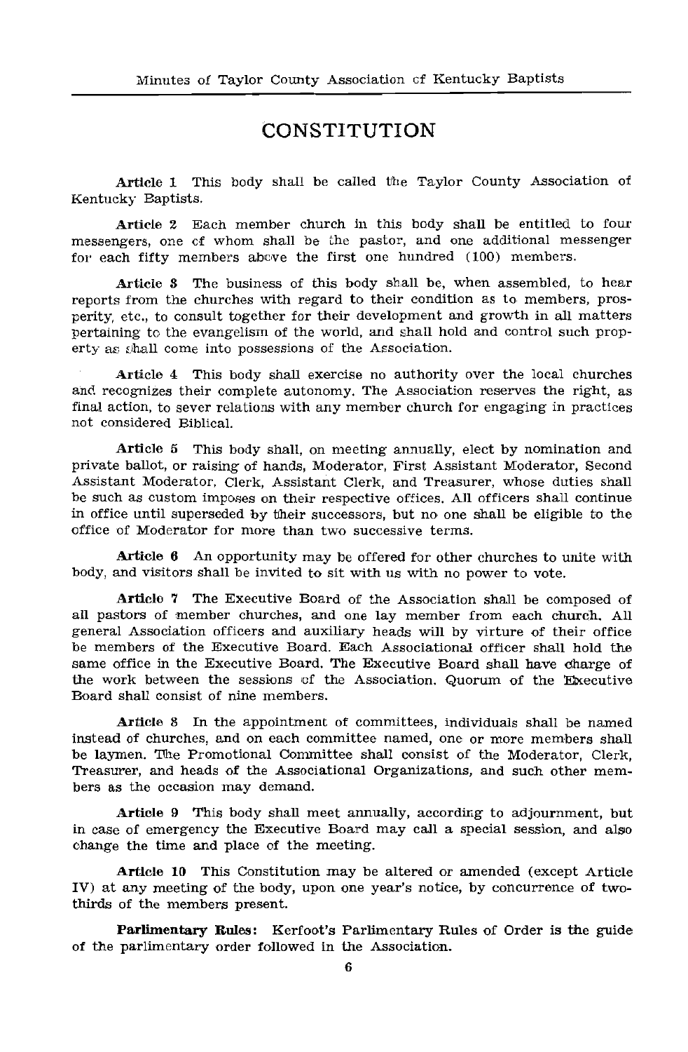# CONSTITUTION

**Article 1** This body shall be called the Taylor County Association of Kentucky Baptists.

**Article 2** Each member church in this body shall be entitled to four messengers, one of whom shall be the pastor, and one additional messenger for each fifty members above the first one hundred (100) members.

**Article 3** The business of this body shall be, when assembled, to hear reports from the churches with regard to their condition as to members, prosperity, etc., to consult together for their development and growth in all matters pertaining to the evangelism of the world, and shall hold and control such property as shall come into possessions of the Association.

**Article 4** This body shall exercise no authority over the local churches and recognizes their complete autonomy. The Association reserves the right, as final action, to sever relations with any member church for engaging in practices not considered Biblical.

**Article 5** This body shall, on meeting annually, elect by nomination and private ballot, or raising of hands, Moderator, First Assistant Moderator, Second Assistant Moderator, Clerk, Assistant Clerk, and Treasurer, whose duties shall be such as custom imposes on their respective offices. All officers shall continue in office until superseded by their successors, but no one shall be eligible to the office of Moderator for more than two successive terms.

**Article 6** An opportunity may be offered for other churches to unite with body, and visitors shall be invited to sit with us with no power to vote.

**Article 7** The Executive Board of the Association shall be composed of all pastors of member churches, and one lay member from each church. All general Association officers and auxiliary heads will by virtue of their office be members of the Executive Board. Each Associational officer shall hold the same office in the Executive Board. The Executive Board shall have charge of the work between the sessions of the Association. Quorum of the Executive Board shall consist of nine members.

**Article 8** In the appointment of committees, individuals shall be named instead of churches, and on each committee named, one or more members shall be laymen. The Promotional Committee shall consist of the Moderator, Clerk, Treasurer, and heads of the Associational Organizations, and such other members as the occasion may demand.

**Article 9** This body shall meet annually, according to adjournment, but in case of emergency the Executive Board may call a special session, and also change the time and place of the meeting.

**Article 10** This Constitution may be altered or amended (except Article IV) at any meeting of the body, upon one year's notice, by concurrence of two-thirds of the members present.

**Parlimentary Rules:** Kerfoot's Parlimentary Rules of Order is the guide of the parlimentary order followed in the Association.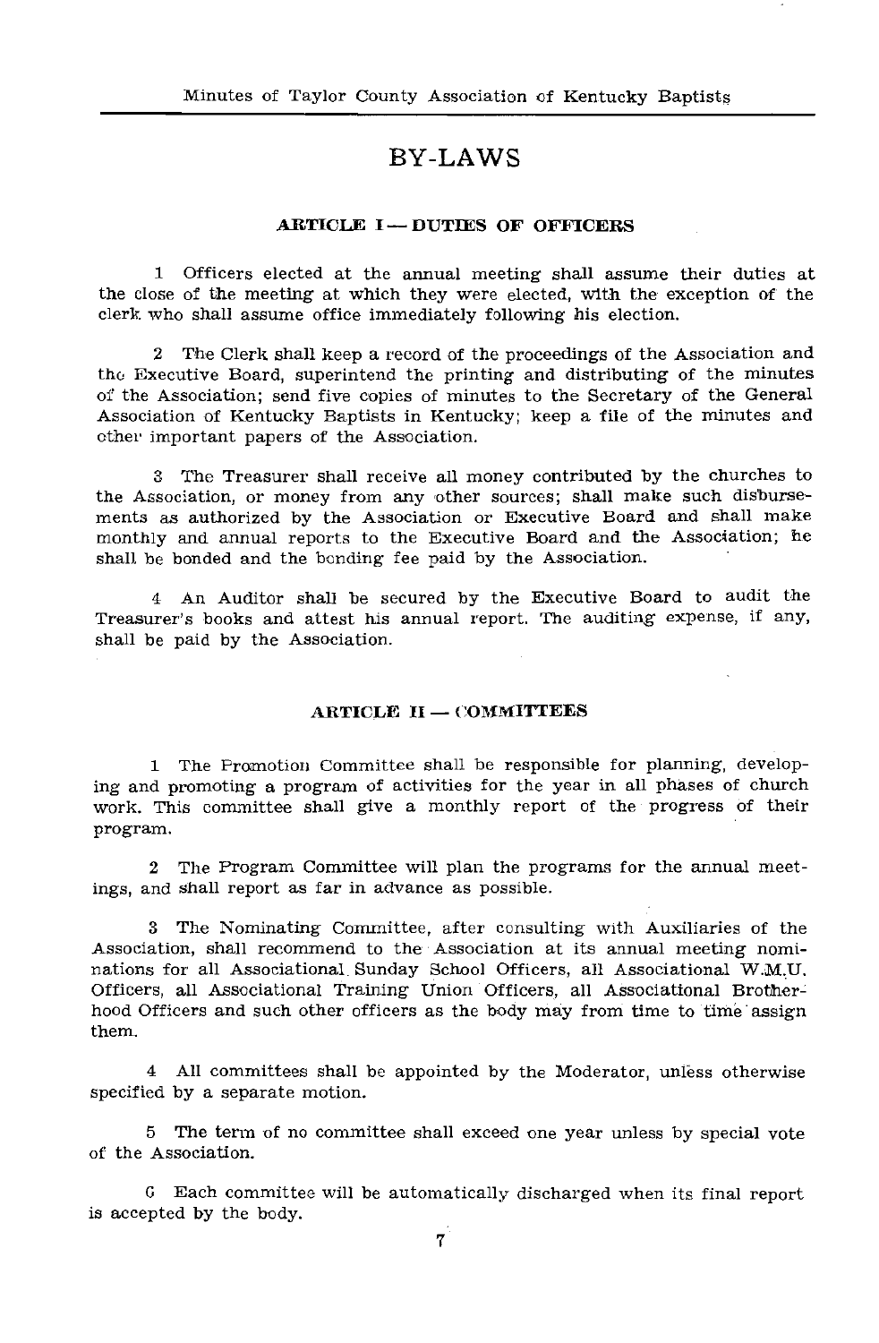# BY-LAWS

### ARTICLE I — DUTIES OF OFFICERS

1 Officers elected at the annual meeting shall assume their duties at the close of the meeting at which they were elected, with the exception of the clerk who shall assume office immediately following his election.

2 The Clerk shall keep a record of the proceedings of the Association and the Executive Board, superintend the printing and distributing of the minutes of the Association; send five copies of minutes to the Secretary of the General Association of Kentucky Baptists in Kentucky; keep a file of the minutes and other important papers of the Association.

3 The Treasurer shall receive all money contributed by the churches to the Association, or money from any other sources; shall make such disbursements as authorized by the Association or Executive Board and shall make monthly and annual reports to the Executive Board and the Association; he shall be bonded and the bonding fee paid by the Association.

4 An Auditor shall be secured by the Executive Board to audit the Treasurer's books and attest his annual report. The auditing expense, if any, shall be paid by the Association.

### ARTICLE II — COMMITTEES

1 The Promotion Committee shall be responsible for planning, developing and promoting a program of activities for the year in all phases of church work. This committee shall give a monthly report of the progress of their program.

2 The Program Committee will plan the programs for the annual meetings, and shall report as far in advance as possible.

3 The Nominating Committee, after consulting with Auxiliaries of the Association, shall recommend to the Association at its annual meeting nominations for all Associational Sunday School Officers, all Associational W.M.U. Officers, all Associational Training Union Officers, all Associational Brotherhood Officers and such other officers as the body may from time to time assign them.

4 All committees shall be appointed by the Moderator, unless otherwise specified by a separate motion.

5 The term of no committee shall exceed one year unless by special vote of the Association.

6 Each committee will be automatically discharged when its final report is accepted by the body.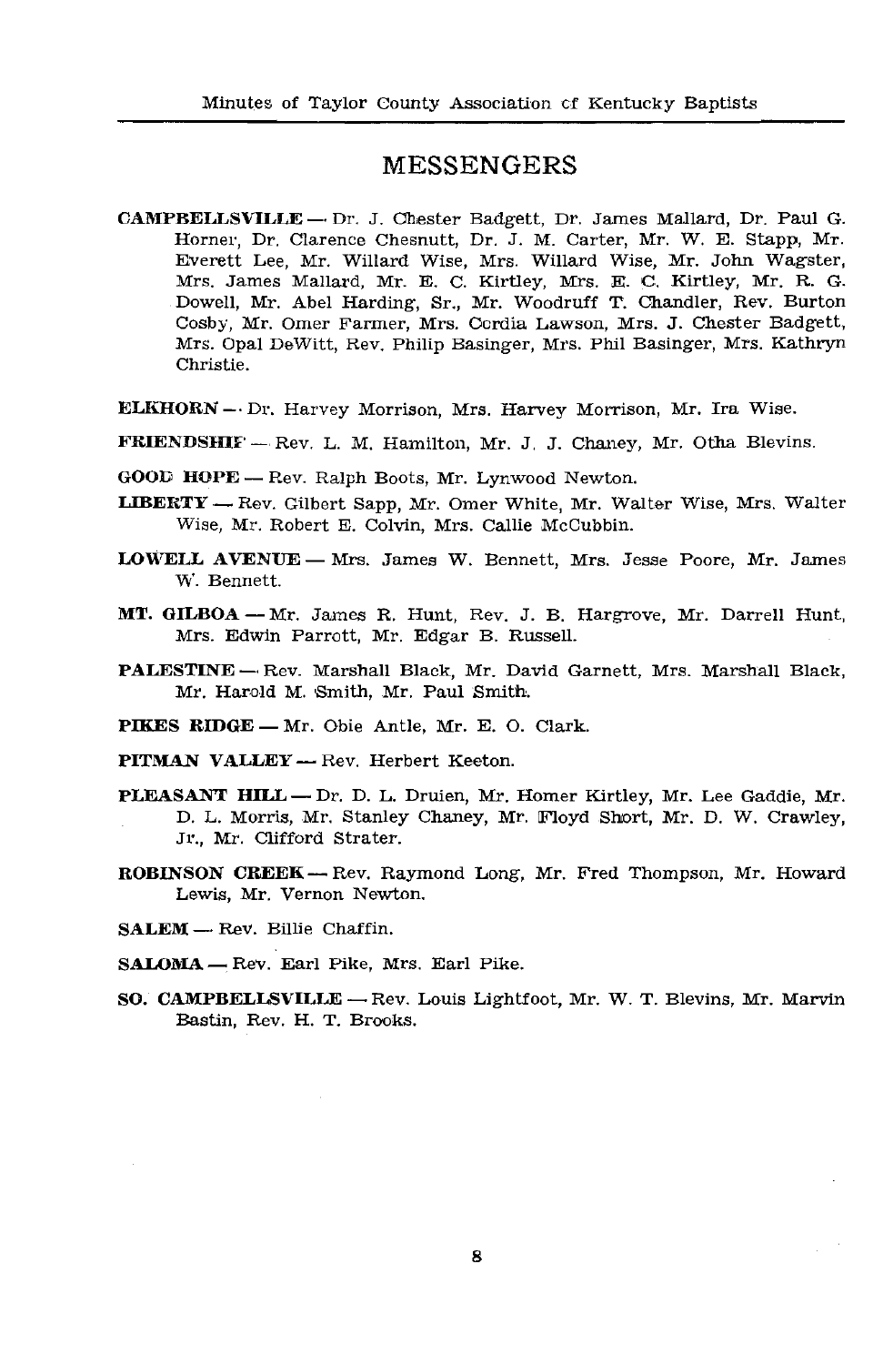# MESSENGERS

**CAMPBELLSVILLE** — Dr. J. Chester Badgett, Dr. James Mallard, Dr. Paul G. Horner, Dr. Clarence Chesnutt, Dr. J. M. Carter, Mr. W. E. Stapp, Mr. Everett Lee, Mr. Willard Wise, Mrs. Willard Wise, Mr. John Wagster, Mrs. James Mallard, Mr. E. C. Kirtley, Mrs. E. C. Kirtley, Mr. R. G. Dowell, Mr. Abel Harding, Sr., Mr. Woodruff T. Chandler, Rev. Burton Cosby, Mr. Omer Farmer, Mrs. Cordia Lawson, Mrs. J. Chester Badgett, Mrs. Opal DeWitt, Rev. Philip Basinger, Mrs. Phil Basinger, Mrs. Kathryn Christie.

**ELKHORN** — Dr. Harvey Morrison, Mrs. Harvey Morrison, Mr. Ira Wise.

**FRIENDSHIP** — Rev. L. M. Hamilton, Mr. J. J. Chaney, Mr. Otha Blevins.

**GOOD HOPE** — Rev. Ralph Boots, Mr. Lynwood Newton.

**LIBERTY** — Rev. Gilbert Sapp, Mr. Omer White, Mr. Walter Wise, Mrs. Walter Wise, Mr. Robert E. Colvin, Mrs. Callie McCubbin.

**LOWELL AVENUE** — Mrs. James W. Bennett, Mrs. Jesse Poore, Mr. James W. Bennett.

**MT. GILBOA** — Mr. James R. Hunt, Rev. J. B. Hargrove, Mr. Darrell Hunt, Mrs. Edwin Parrott, Mr. Edgar B. Russell.

**PALESTINE** — Rev. Marshall Black, Mr. David Garnett, Mrs. Marshall Black, Mr. Harold M. Smith, Mr. Paul Smith.

**PIKES RIDGE** — Mr. Obie Antle, Mr. E. O. Clark.

**PITMAN VALLEY** — Rev. Herbert Keeton.

**PLEASANT HILL** — Dr. D. L. Druien, Mr. Homer Kirtley, Mr. Lee Gaddie, Mr. D. L. Morris, Mr. Stanley Chaney, Mr. Floyd Short, Mr. D. W. Crawley, Jr., Mr. Clifford Strater.

**ROBINSON CREEK** — Rev. Raymond Long, Mr. Fred Thompson, Mr. Howard Lewis, Mr. Vernon Newton.

**SALEM** — Rev. Billie Chaffin.

**SALOMA** — Rev. Earl Pike, Mrs. Earl Pike.

**SO. CAMPBELLSVILLE** — Rev. Louis Lightfoot, Mr. W. T. Blevins, Mr. Marvin Bastin, Rev. H. T. Brooks.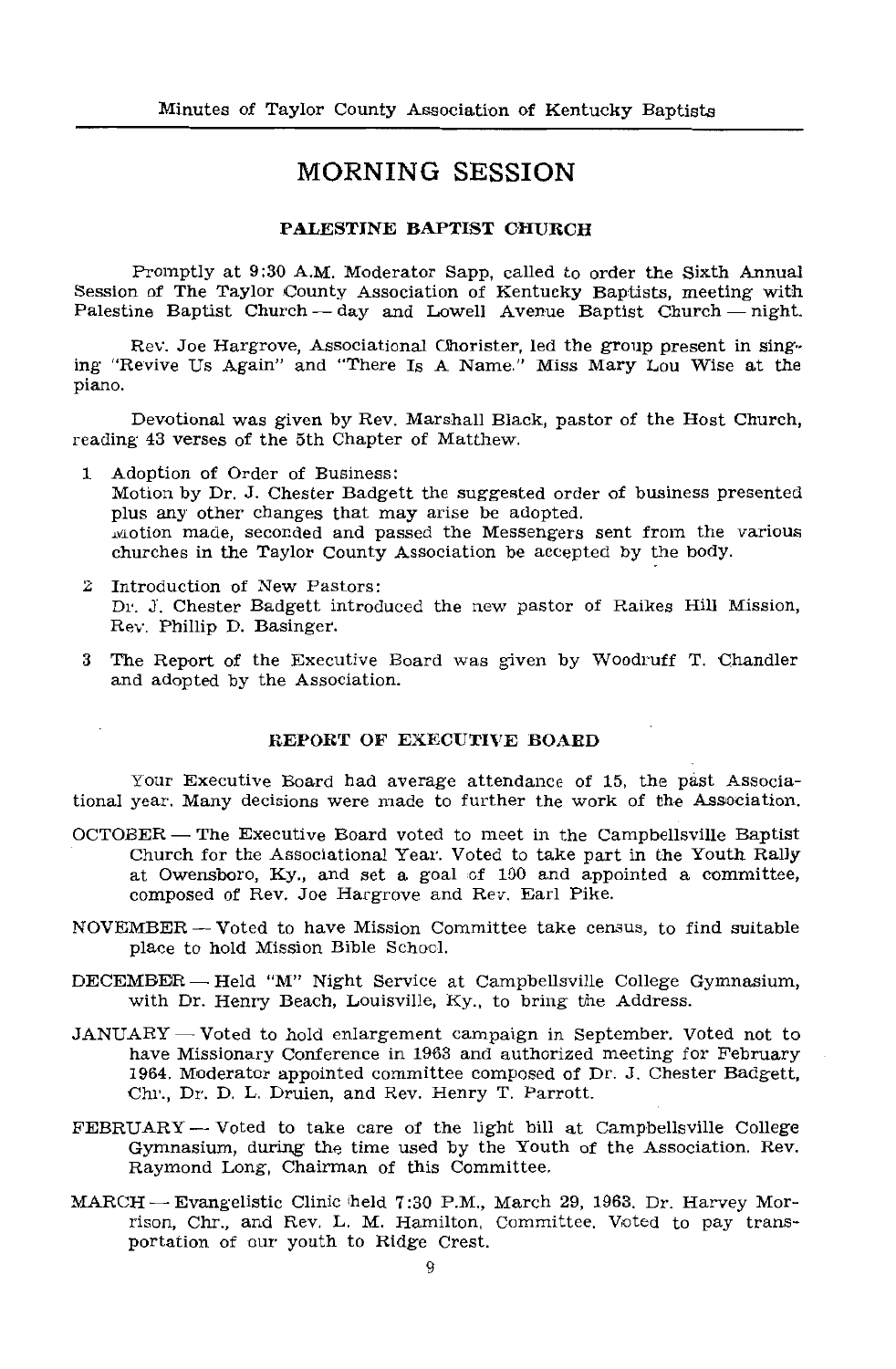# MORNING SESSION

### PALESTINE BAPTIST CHURCH

Promptly at 9:30 A.M. Moderator Sapp, called to order the Sixth Annual Session of The Taylor County Association of Kentucky Baptists, meeting with Palestine Baptist Church — day and Lowell Avenue Baptist Church — night.

Rev. Joe Hargrove, Associational Chorister, led the group present in singing "Revive Us Again" and "There Is A Name." Miss Mary Lou Wise at the piano.

Devotional was given by Rev. Marshall Black, pastor of the Host Church, reading 43 verses of the 5th Chapter of Matthew.

1. Adoption of Order of Business:
   Motion by Dr. J. Chester Badgett the suggested order of business presented plus any other changes that may arise be adopted.
   Motion made, seconded and passed the Messengers sent from the various churches in the Taylor County Association be accepted by the body.

2. Introduction of New Pastors:
   Dr. J. Chester Badgett introduced the new pastor of Raikes Hill Mission, Rev. Phillip D. Basinger.

3. The Report of the Executive Board was given by Woodruff T. Chandler and adopted by the Association.

### REPORT OF EXECUTIVE BOARD

Your Executive Board had average attendance of 15, the past Associational year. Many decisions were made to further the work of the Association.

OCTOBER — The Executive Board voted to meet in the Campbellsville Baptist Church for the Associational Year. Voted to take part in the Youth Rally at Owensboro, Ky., and set a goal of 100 and appointed a committee, composed of Rev. Joe Hargrove and Rev. Earl Pike.

NOVEMBER — Voted to have Mission Committee take census, to find suitable place to hold Mission Bible School.

DECEMBER — Held "M" Night Service at Campbellsville College Gymnasium, with Dr. Henry Beach, Louisville, Ky., to bring the Address.

JANUARY — Voted to hold enlargement campaign in September. Voted not to have Missionary Conference in 1963 and authorized meeting for February 1964. Moderator appointed committee composed of Dr. J. Chester Badgett, Chr., Dr. D. L. Druien, and Rev. Henry T. Parrott.

FEBRUARY — Voted to take care of the light bill at Campbellsville College Gymnasium, during the time used by the Youth of the Association. Rev. Raymond Long, Chairman of this Committee.

MARCH — Evangelistic Clinic held 7:30 P.M., March 29, 1963. Dr. Harvey Morrison, Chr., and Rev. L. M. Hamilton, Committee. Voted to pay transportation of our youth to Ridge Crest.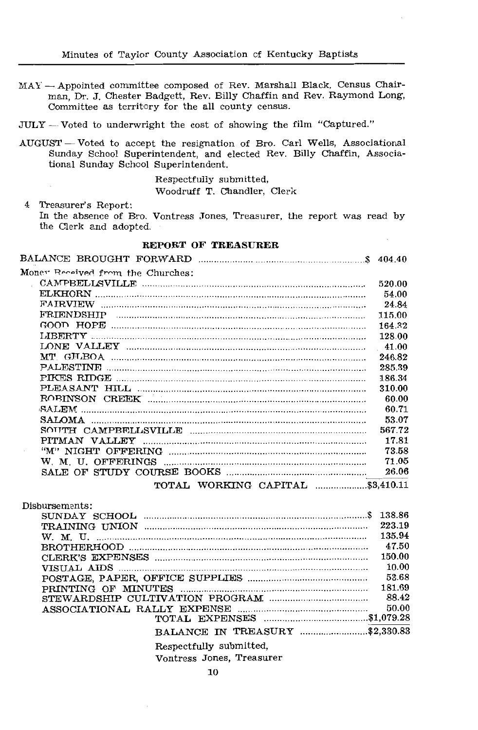MAY — Appointed committee composed of Rev. Marshall Black, Census Chairman, Dr. J. Chester Badgett, Rev. Billy Chaffin and Rev. Raymond Long, Committee as territory for the all county census.

JULY — Voted to underwright the cost of showing the film "Captured."

AUGUST — Voted to accept the resignation of Bro. Carl Wells, Associational Sunday School Superintendent, and elected Rev. Billy Chaffin, Associational Sunday School Superintendent.

Respectfully submitted,
Woodruff T. Chandler, Clerk

4 Treasurer's Report:
In the absence of Bro. Vontress Jones, Treasurer, the report was read by the Clerk and adopted.

**REPORT OF TREASURER**

| | |
|---|---|
| BALANCE BROUGHT FORWARD | $ 404.40 |
| Money Received from the Churches: | |
| CAMPBELLSVILLE | 520.00 |
| ELKHORN | 54.00 |
| FAIRVIEW | 24.84 |
| FRIENDSHIP | 115.00 |
| GOOD HOPE | 164.32 |
| LIBERTY | 128.00 |
| LONE VALLEY | 41.00 |
| MT. GILBOA | 246.82 |
| PALESTINE | 285.39 |
| PIKES RIDGE | 186.34 |
| PLEASANT HILL | 310.00 |
| ROBINSON CREEK | 60.00 |
| SALEM | 60.71 |
| SALOMA | 53.07 |
| SOUTH CAMPBELLSVILLE | 567.72 |
| PITMAN VALLEY | 17.81 |
| "M" NIGHT OFFERING | 73.58 |
| W. M. U. OFFERINGS | 71.05 |
| SALE OF STUDY COURSE BOOKS | 26.06 |
| TOTAL WORKING CAPITAL | $3,410.11 |

| | |
|---|---|
| Disbursements: | |
| SUNDAY SCHOOL | $ 138.86 |
| TRAINING UNION | 223.19 |
| W. M. U. | 135.94 |
| BROTHERHOOD | 47.50 |
| CLERK'S EXPENSES | 150.00 |
| VISUAL AIDS | 10.00 |
| POSTAGE, PAPER, OFFICE SUPPLIES | 53.68 |
| PRINTING OF MINUTES | 181.69 |
| STEWARDSHIP CULTIVATION PROGRAM | 88.42 |
| ASSOCIATIONAL RALLY EXPENSE | 50.00 |
| TOTAL EXPENSES | $1,079.28 |
| BALANCE IN TREASURY | $2,330.83 |

Respectfully submitted,
Vontress Jones, Treasurer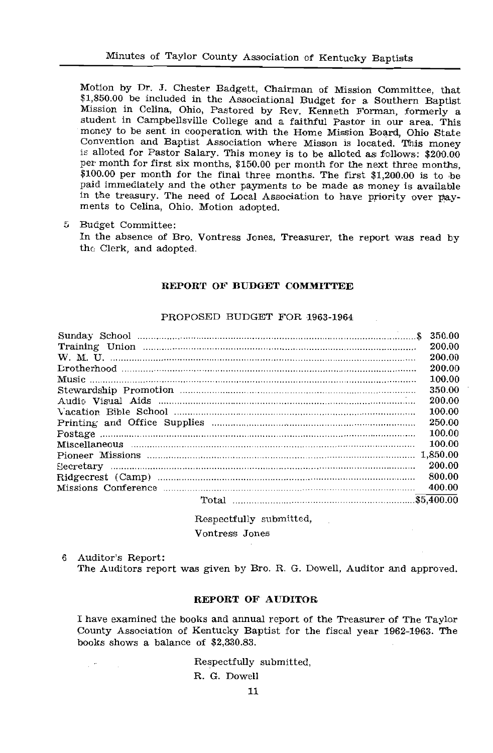Motion by Dr. J. Chester Badgett, Chairman of Mission Committee, that $1,850.00 be included in the Associational Budget for a Southern Baptist Mission in Celina, Ohio, Pastored by Rev. Kenneth Forman, formerly a student in Campbellsville College and a faithful Pastor in our area. This money to be sent in cooperation with the Home Mission Board, Ohio State Convention and Baptist Association where Misson is located. This money is alloted for Pastor Salary. This money is to be alloted as follows: $200.00 per month for first six months, $150.00 per month for the next three months, $100.00 per month for the final three months. The first $1,200.00 is to be paid immediately and the other payments to be made as money is available in the treasury. The need of Local Association to have priority over payments to Celina, Ohio. Motion adopted.

5 Budget Committee:
In the absence of Bro. Vontress Jones, Treasurer, the report was read by the Clerk, and adopted.

## REPORT OF BUDGET COMMITTEE

### PROPOSED BUDGET FOR 1963-1964

| Item | Amount |
|---|---|
| Sunday School | $ 350.00 |
| Training Union | 200.00 |
| W. M. U. | 200.00 |
| Brotherhood | 200.00 |
| Music | 100.00 |
| Stewardship Promotion | 350.00 |
| Audio Visual Aids | 200.00 |
| Vacation Bible School | 100.00 |
| Printing and Office Supplies | 250.00 |
| Postage | 100.00 |
| Miscellaneous | 100.00 |
| Pioneer Missions | 1,850.00 |
| Secretary | 200.00 |
| Ridgecrest (Camp) | 800.00 |
| Missions Conference | 400.00 |
| Total | $5,400.00 |

Respectfully submitted,

Vontress Jones

6 Auditor's Report:
The Auditors report was given by Bro. R. G. Dowell, Auditor and approved.

## REPORT OF AUDITOR

I have examined the books and annual report of the Treasurer of The Taylor County Association of Kentucky Baptist for the fiscal year 1962-1963. The books shows a balance of $2,330.83.

Respectfully submitted,

R. G. Dowell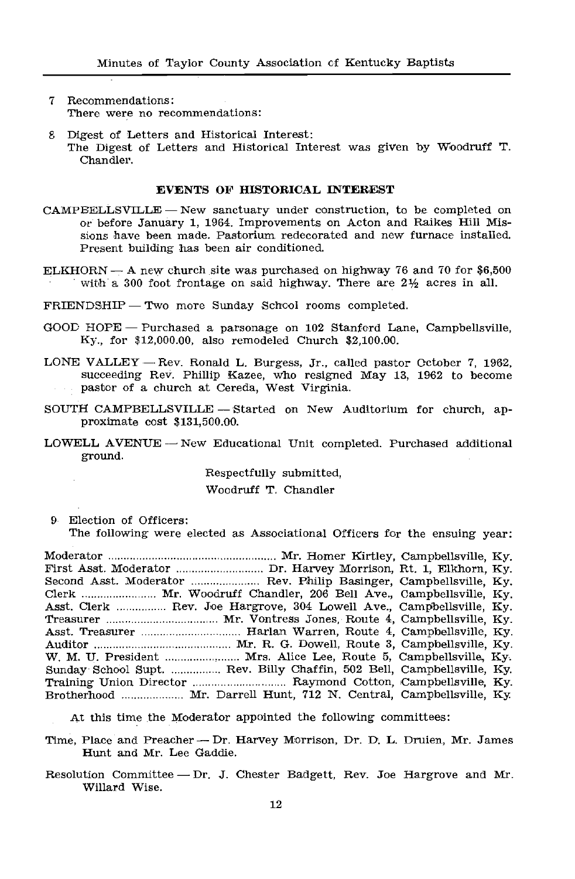7 Recommendations:
   There were no recommendations:

8 Digest of Letters and Historical Interest:
   The Digest of Letters and Historical Interest was given by Woodruff T. Chandler.

## EVENTS OF HISTORICAL INTEREST

CAMPBELLSVILLE — New sanctuary under construction, to be completed on or before January 1, 1964. Improvements on Acton and Raikes Hill Missions have been made. Pastorium redecorated and new furnace installed. Present building has been air conditioned.

ELKHORN — A new church site was purchased on highway 76 and 70 for $6,500 with a 300 foot frontage on said highway. There are 2½ acres in all.

FRIENDSHIP — Two more Sunday School rooms completed.

GOOD HOPE — Purchased a parsonage on 102 Stanford Lane, Campbellsville, Ky., for $12,000.00, also remodeled Church $2,100.00.

LONE VALLEY — Rev. Ronald L. Burgess, Jr., called pastor October 7, 1962, succeeding Rev. Phillip Kazee, who resigned May 13, 1962 to become pastor of a church at Cereda, West Virginia.

SOUTH CAMPBELLSVILLE — Started on New Auditorium for church, approximate cost $131,500.00.

LOWELL AVENUE — New Educational Unit completed. Purchased additional ground.

Respectfully submitted,
Woodruff T. Chandler

9 Election of Officers:
   The following were elected as Associational Officers for the ensuing year:

Moderator .......... Mr. Homer Kirtley, Campbellsville, Ky.
First Asst. Moderator .......... Dr. Harvey Morrison, Rt. 1, Elkhorn, Ky.
Second Asst. Moderator .......... Rev. Philip Basinger, Campbellsville, Ky.
Clerk .......... Mr. Woodruff Chandler, 206 Bell Ave., Campbellsville, Ky.
Asst. Clerk .......... Rev. Joe Hargrove, 304 Lowell Ave., Campbellsville, Ky.
Treasurer .......... Mr. Vontress Jones, Route 4, Campbellsville, Ky.
Asst. Treasurer .......... Harlan Warren, Route 4, Campbellsville, Ky.
Auditor .......... Mr. R. G. Dowell, Route 3, Campbellsville, Ky.
W. M. U. President .......... Mrs. Alice Lee, Route 5, Campbellsville, Ky.
Sunday School Supt. .......... Rev. Billy Chaffin, 502 Bell, Campbellsville, Ky.
Training Union Director .......... Raymond Cotton, Campbellsville, Ky.
Brotherhood .......... Mr. Darrell Hunt, 712 N. Central, Campbellsville, Ky.

At this time the Moderator appointed the following committees:

Time, Place and Preacher — Dr. Harvey Morrison, Dr. D. L. Druien, Mr. James Hunt and Mr. Lee Gaddie.

Resolution Committee — Dr. J. Chester Badgett, Rev. Joe Hargrove and Mr. Willard Wise.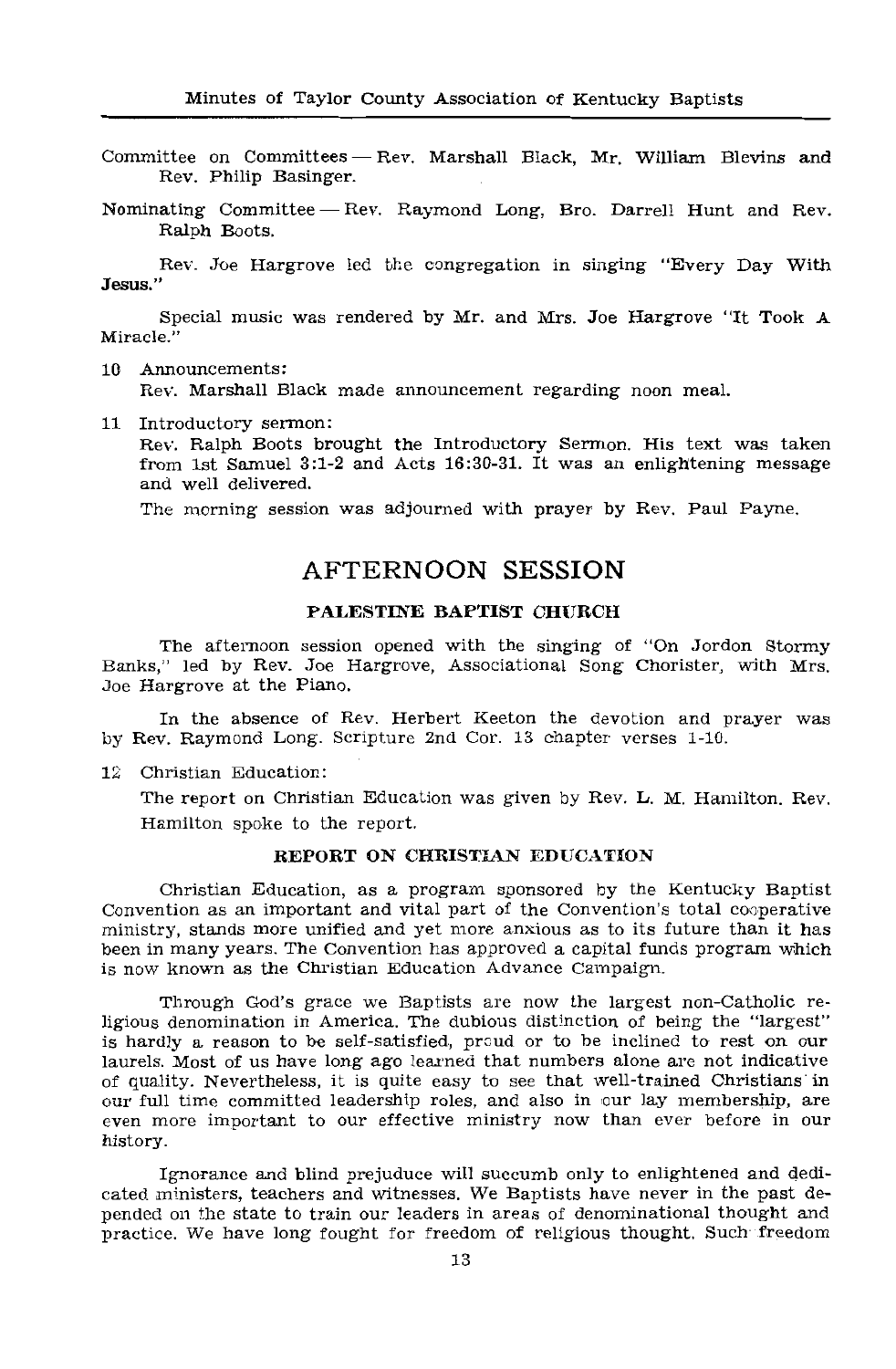Committee on Committees — Rev. Marshall Black, Mr. William Blevins and Rev. Philip Basinger.

Nominating Committee — Rev. Raymond Long, Bro. Darrell Hunt and Rev. Ralph Boots.

Rev. Joe Hargrove led the congregation in singing "Every Day With Jesus."

Special music was rendered by Mr. and Mrs. Joe Hargrove "It Took A Miracle."

10 Announcements:
Rev. Marshall Black made announcement regarding noon meal.

11 Introductory sermon:
Rev. Ralph Boots brought the Introductory Sermon. His text was taken from 1st Samuel 3:1-2 and Acts 16:30-31. It was an enlightening message and well delivered.

The morning session was adjourned with prayer by Rev. Paul Payne.

## AFTERNOON SESSION

### PALESTINE BAPTIST CHURCH

The afternoon session opened with the singing of "On Jordon Stormy Banks," led by Rev. Joe Hargrove, Associational Song Chorister, with Mrs. Joe Hargrove at the Piano.

In the absence of Rev. Herbert Keeton the devotion and prayer was by Rev. Raymond Long. Scripture 2nd Cor. 13 chapter verses 1-10.

12 Christian Education:
The report on Christian Education was given by Rev. L. M. Hamilton. Rev. Hamilton spoke to the report.

### REPORT ON CHRISTIAN EDUCATION

Christian Education, as a program sponsored by the Kentucky Baptist Convention as an important and vital part of the Convention's total cooperative ministry, stands more unified and yet more anxious as to its future than it has been in many years. The Convention has approved a capital funds program which is now known as the Christian Education Advance Campaign.

Through God's grace we Baptists are now the largest non-Catholic religious denomination in America. The dubious distinction of being the "largest" is hardly a reason to be self-satisfied, proud or to be inclined to rest on our laurels. Most of us have long ago learned that numbers alone are not indicative of quality. Nevertheless, it is quite easy to see that well-trained Christians in our full time committed leadership roles, and also in our lay membership, are even more important to our effective ministry now than ever before in our history.

Ignorance and blind prejuduce will succumb only to enlightened and dedicated ministers, teachers and witnesses. We Baptists have never in the past depended on the state to train our leaders in areas of denominational thought and practice. We have long fought for freedom of religious thought. Such freedom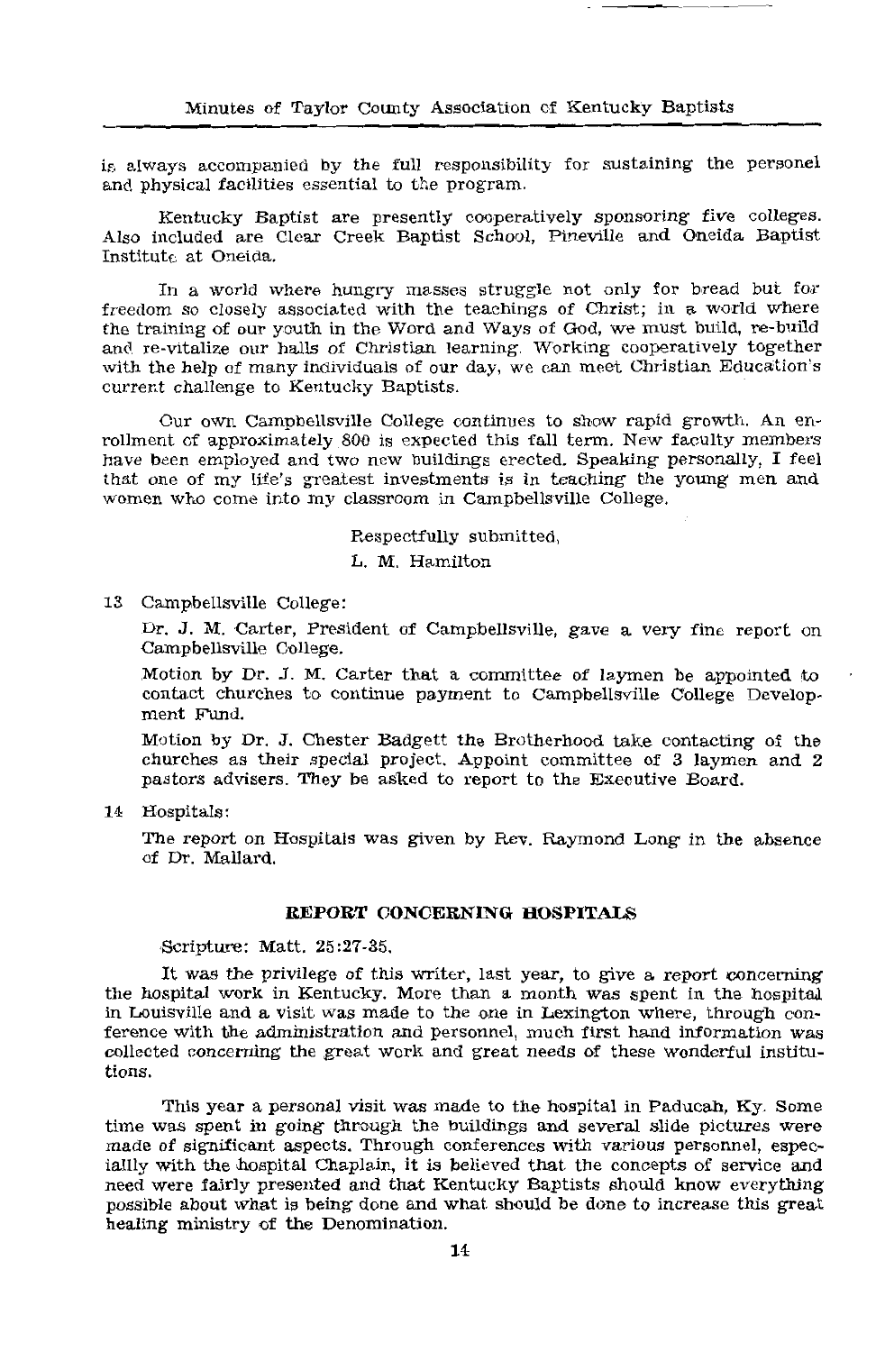is always accompanied by the full responsibility for sustaining the personel and physical facilities essential to the program.

Kentucky Baptist are presently cooperatively sponsoring five colleges. Also included are Clear Creek Baptist School, Pineville and Oneida Baptist Institute at Oneida.

In a world where hungry masses struggle not only for bread but for freedom so closely associated with the teachings of Christ; in a world where the training of our youth in the Word and Ways of God, we must build, re-build and re-vitalize our halls of Christian learning. Working cooperatively together with the help of many individuals of our day, we can meet Christian Education's current challenge to Kentucky Baptists.

Our own Campbellsville College continues to show rapid growth. An enrollment of approximately 800 is expected this fall term. New faculty members have been employed and two new buildings erected. Speaking personally, I feel that one of my life's greatest investments is in teaching the young men and women who come into my classroom in Campbellsville College.

Respectfully submitted,
L. M. Hamilton

13 Campbellsville College:

Dr. J. M. Carter, President of Campbellsville, gave a very fine report on Campbellsville College.

Motion by Dr. J. M. Carter that a committee of laymen be appointed to contact churches to continue payment to Campbellsville College Development Fund.

Motion by Dr. J. Chester Badgett the Brotherhood take contacting of the churches as their special project. Appoint committee of 3 laymen and 2 pastors advisers. They be asked to report to the Executive Board.

14 Hospitals:

The report on Hospitals was given by Rev. Raymond Long in the absence of Dr. Mallard.

## REPORT CONCERNING HOSPITALS

Scripture: Matt. 25:27-35.

It was the privilege of this writer, last year, to give a report concerning the hospital work in Kentucky. More than a month was spent in the hospital in Louisville and a visit was made to the one in Lexington where, through conference with the administration and personnel, much first hand information was collected concerning the great work and great needs of these wonderful institutions.

This year a personal visit was made to the hospital in Paducah, Ky. Some time was spent in going through the buildings and several slide pictures were made of significant aspects. Through conferences with various personnel, especiallly with the hospital Chaplain, it is believed that the concepts of service and need were fairly presented and that Kentucky Baptists should know everything possible about what is being done and what should be done to increase this great healing ministry of the Denomination.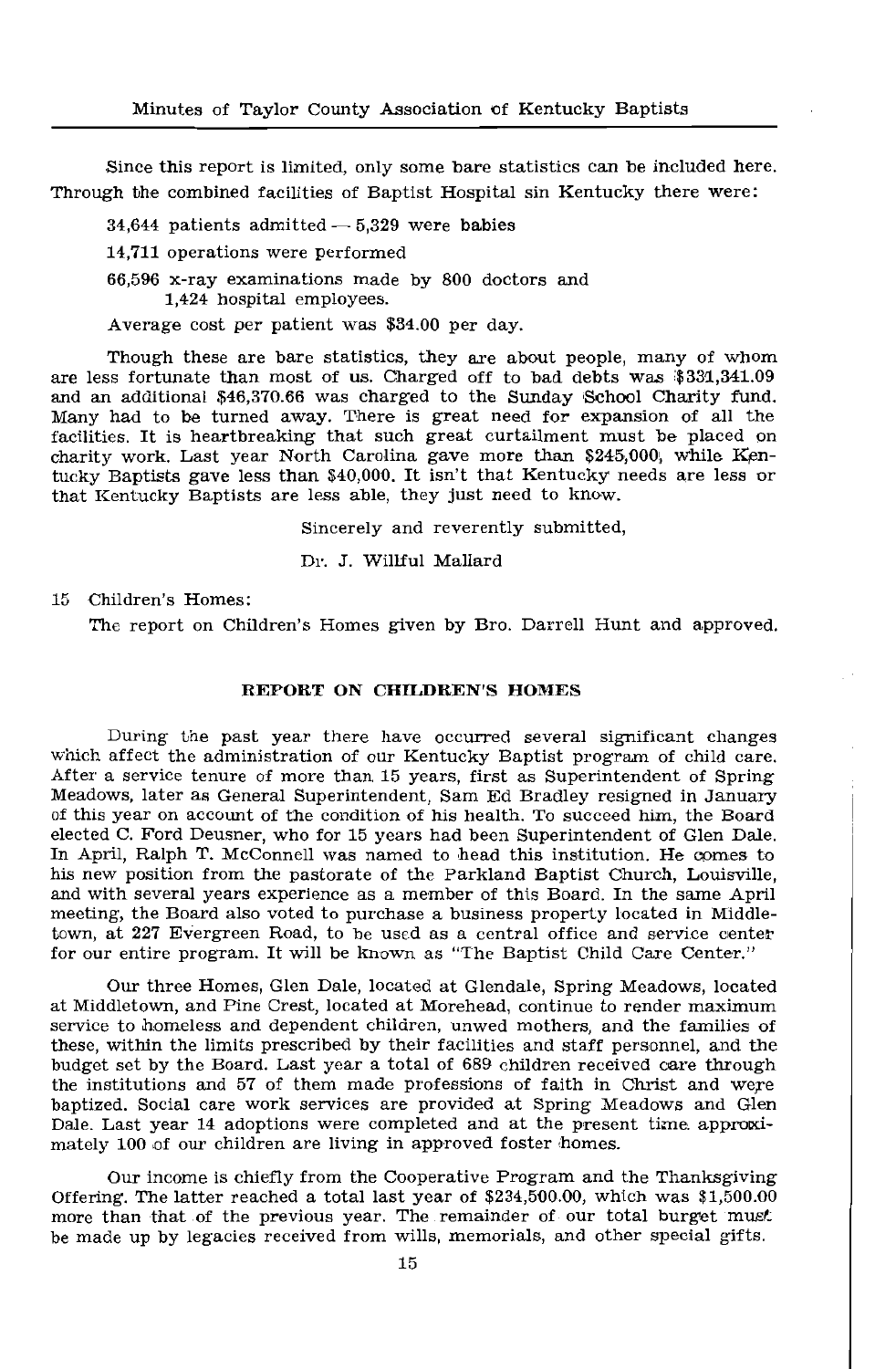Since this report is limited, only some bare statistics can be included here. Through the combined facilities of Baptist Hospital sin Kentucky there were:

34,644 patients admitted — 5,329 were babies

14,711 operations were performed

66,596 x-ray examinations made by 800 doctors and 1,424 hospital employees.

Average cost per patient was $34.00 per day.

Though these are bare statistics, they are about people, many of whom are less fortunate than most of us. Charged off to bad debts was $331,341.09 and an additional $46,370.66 was charged to the Sunday School Charity fund. Many had to be turned away. There is great need for expansion of all the facilities. It is heartbreaking that such great curtailment must be placed on charity work. Last year North Carolina gave more than $245,000, while Kentucky Baptists gave less than $40,000. It isn't that Kentucky needs are less or that Kentucky Baptists are less able, they just need to know.

Sincerely and reverently submitted,

Dr. J. Willful Mallard

15 Children's Homes:

The report on Children's Homes given by Bro. Darrell Hunt and approved.

## REPORT ON CHILDREN'S HOMES

During the past year there have occurred several significant changes which affect the administration of our Kentucky Baptist program of child care. After a service tenure of more than 15 years, first as Superintendent of Spring Meadows, later as General Superintendent, Sam Ed Bradley resigned in January of this year on account of the condition of his health. To succeed him, the Board elected C. Ford Deusner, who for 15 years had been Superintendent of Glen Dale. In April, Ralph T. McConnell was named to head this institution. He comes to his new position from the pastorate of the Parkland Baptist Church, Louisville, and with several years experience as a member of this Board. In the same April meeting, the Board also voted to purchase a business property located in Middletown, at 227 Evergreen Road, to be used as a central office and service center for our entire program. It will be known as "The Baptist Child Care Center."

Our three Homes, Glen Dale, located at Glendale, Spring Meadows, located at Middletown, and Pine Crest, located at Morehead, continue to render maximum service to homeless and dependent children, unwed mothers, and the families of these, within the limits prescribed by their facilities and staff personnel, and the budget set by the Board. Last year a total of 689 children received care through the institutions and 57 of them made professions of faith in Christ and were baptized. Social care work services are provided at Spring Meadows and Glen Dale. Last year 14 adoptions were completed and at the present time approximately 100 of our children are living in approved foster homes.

Our income is chiefly from the Cooperative Program and the Thanksgiving Offering. The latter reached a total last year of $234,500.00, which was $1,500.00 more than that of the previous year. The remainder of our total burget must be made up by legacies received from wills, memorials, and other special gifts.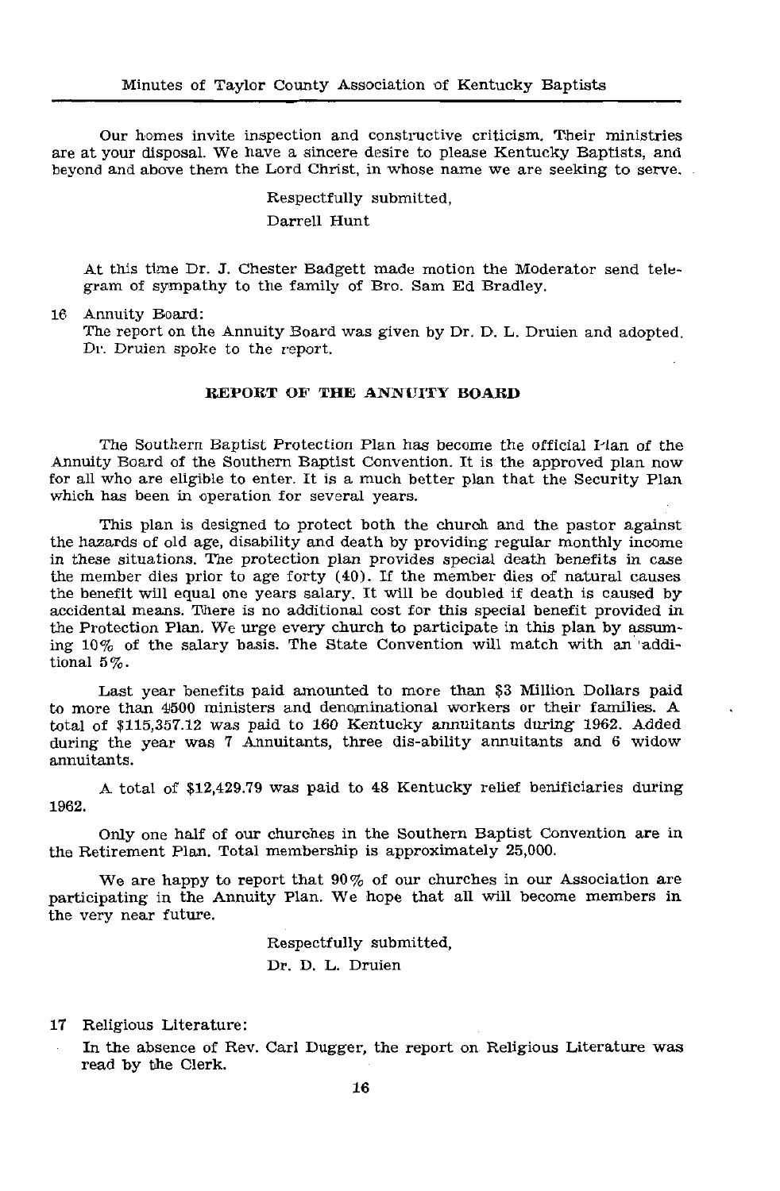Our homes invite inspection and constructive criticism. Their ministries are at your disposal. We have a sincere desire to please Kentucky Baptists, and beyond and above them the Lord Christ, in whose name we are seeking to serve.

Respectfully submitted,
Darrell Hunt

At this time Dr. J. Chester Badgett made motion the Moderator send telegram of sympathy to the family of Bro. Sam Ed Bradley.

16 Annuity Board:
The report on the Annuity Board was given by Dr. D. L. Druien and adopted. Dr. Druien spoke to the report.

## REPORT OF THE ANNUITY BOARD

The Southern Baptist Protection Plan has become the official Plan of the Annuity Board of the Southern Baptist Convention. It is the approved plan now for all who are eligible to enter. It is a much better plan that the Security Plan which has been in operation for several years.

This plan is designed to protect both the church and the pastor against the hazards of old age, disability and death by providing regular monthly income in these situations. The protection plan provides special death benefits in case the member dies prior to age forty (40). If the member dies of natural causes the benefit will equal one years salary. It will be doubled if death is caused by accidental means. There is no additional cost for this special benefit provided in the Protection Plan. We urge every church to participate in this plan by assuming 10% of the salary basis. The State Convention will match with an additional 5%.

Last year benefits paid amounted to more than $3 Million Dollars paid to more than 4500 ministers and denominational workers or their families. A total of $115,357.12 was paid to 160 Kentucky annuitants during 1962. Added during the year was 7 Annuitants, three dis-ability annuitants and 6 widow annuitants.

A total of $12,429.79 was paid to 48 Kentucky relief benificiaries during 1962.

Only one half of our churches in the Southern Baptist Convention are in the Retirement Plan. Total membership is approximately 25,000.

We are happy to report that 90% of our churches in our Association are participating in the Annuity Plan. We hope that all will become members in the very near future.

Respectfully submitted,
Dr. D. L. Druien

17 Religious Literature:
In the absence of Rev. Carl Dugger, the report on Religious Literature was read by the Clerk.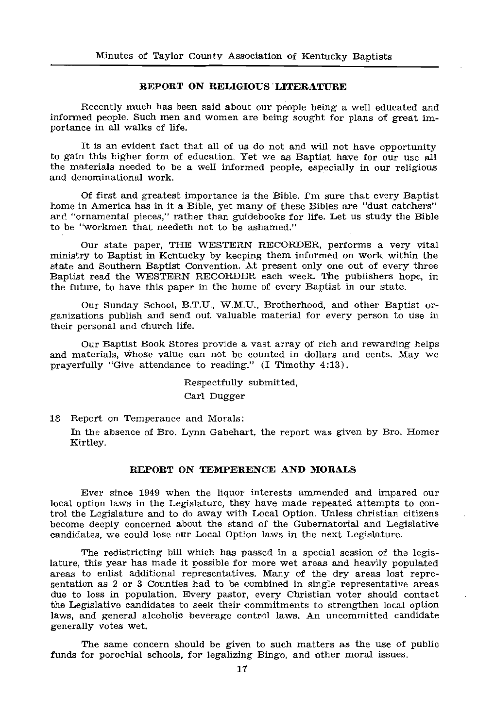## REPORT ON RELIGIOUS LITERATURE

Recently much has been said about our people being a well educated and informed people. Such men and women are being sought for plans of great importance in all walks of life.

It is an evident fact that all of us do not and will not have opportunity to gain this higher form of education. Yet we as Baptist have for our use all the materials needed to be a well informed people, especially in our religious and denominational work.

Of first and greatest importance is the Bible. I'm sure that every Baptist home in America has in it a Bible, yet many of these Bibles are "dust catchers" and "ornamental pieces," rather than guidebooks for life. Let us study the Bible to be "workmen that needeth not to be ashamed."

Our state paper, THE WESTERN RECORDER, performs a very vital ministry to Baptist in Kentucky by keeping them informed on work within the state and Southern Baptist Convention. At present only one out of every three Baptist read the WESTERN RECORDER each week. The publishers hope, in the future, to have this paper in the home of every Baptist in our state.

Our Sunday School, B.T.U., W.M.U., Brotherhood, and other Baptist organizations publish and send out valuable material for every person to use in their personal and church life.

Our Baptist Book Stores provide a vast array of rich and rewarding helps and materials, whose value can not be counted in dollars and cents. May we prayerfully "Give attendance to reading." (I Timothy 4:13).

Respectfully submitted,
Carl Dugger

18 Report on Temperance and Morals:

In the absence of Bro. Lynn Gabehart, the report was given by Bro. Homer Kirtley.

## REPORT ON TEMPERENCE AND MORALS

Ever since 1949 when the liquor interests ammended and impared our local option laws in the Legislature, they have made repeated attempts to control the Legislature and to do away with Local Option. Unless christian citizens become deeply concerned about the stand of the Gubernatorial and Legislative candidates, we could lose our Local Option laws in the next Legislature.

The redistricting bill which has passed in a special session of the legislature, this year has made it possible for more wet areas and heavily populated areas to enlist additional representatives. Many of the dry areas lost representation as 2 or 3 Counties had to be combined in single representative areas due to loss in population. Every pastor, every Christian voter should contact the Legislative candidates to seek their commitments to strengthen local option laws, and general alcoholic beverage control laws. An uncommitted candidate generally votes wet.

The same concern should be given to such matters as the use of public funds for porochial schools, for legalizing Bingo, and other moral issues.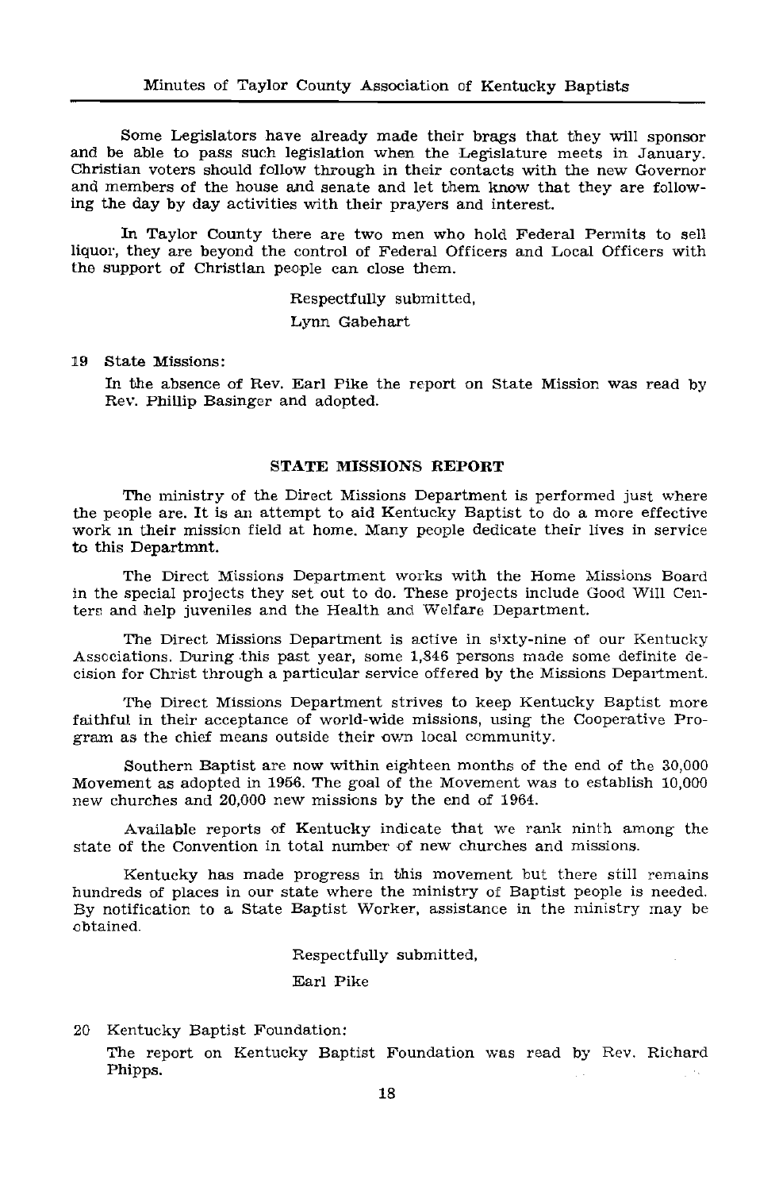Some Legislators have already made their brags that they will sponsor and be able to pass such legislation when the Legislature meets in January. Christian voters should follow through in their contacts with the new Governor and members of the house and senate and let them know that they are following the day by day activities with their prayers and interest.

In Taylor County there are two men who hold Federal Permits to sell liquor, they are beyond the control of Federal Officers and Local Officers with the support of Christian people can close them.

Respectfully submitted,

Lynn Gabehart

19 State Missions:

In the absence of Rev. Earl Pike the report on State Mission was read by Rev. Phillip Basinger and adopted.

## STATE MISSIONS REPORT

The ministry of the Direct Missions Department is performed just where the people are. It is an attempt to aid Kentucky Baptist to do a more effective work in their mission field at home. Many people dedicate their lives in service to this Departmnt.

The Direct Missions Department works with the Home Missions Board in the special projects they set out to do. These projects include Good Will Centers and help juveniles and the Health and Welfare Department.

The Direct Missions Department is active in sixty-nine of our Kentucky Associations. During this past year, some 1,846 persons made some definite decision for Christ through a particular service offered by the Missions Department.

The Direct Missions Department strives to keep Kentucky Baptist more faithful in their acceptance of world-wide missions, using the Cooperative Program as the chief means outside their own local community.

Southern Baptist are now within eighteen months of the end of the 30,000 Movement as adopted in 1956. The goal of the Movement was to establish 10,000 new churches and 20,000 new missions by the end of 1964.

Available reports of Kentucky indicate that we rank ninth among the state of the Convention in total number of new churches and missions.

Kentucky has made progress in this movement but there still remains hundreds of places in our state where the ministry of Baptist people is needed. By notification to a State Baptist Worker, assistance in the ministry may be obtained.

Respectfully submitted,

Earl Pike

20 Kentucky Baptist Foundation:

The report on Kentucky Baptist Foundation was read by Rev. Richard Phipps.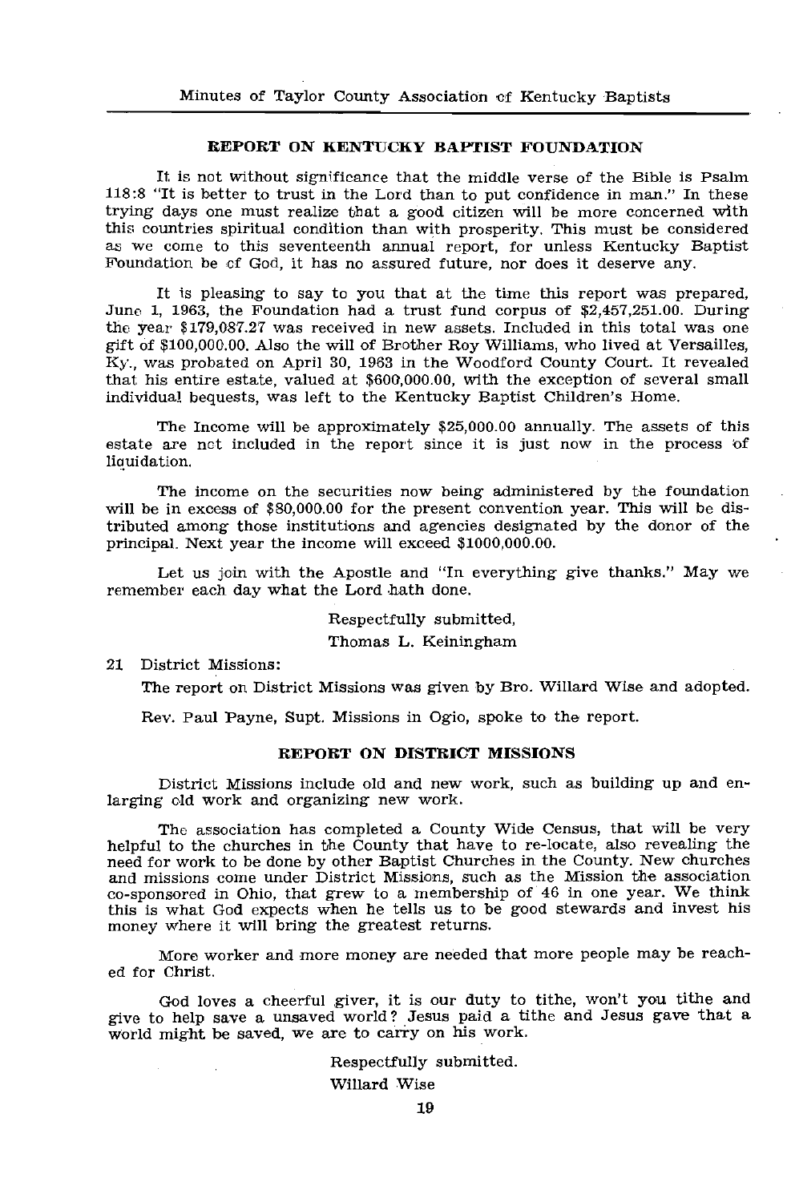## REPORT ON KENTUCKY BAPTIST FOUNDATION

It is not without significance that the middle verse of the Bible is Psalm 118:8 "It is better to trust in the Lord than to put confidence in man." In these trying days one must realize that a good citizen will be more concerned with this countries spiritual condition than with prosperity. This must be considered as we come to this seventeenth annual report, for unless Kentucky Baptist Foundation be of God, it has no assured future, nor does it deserve any.

It is pleasing to say to you that at the time this report was prepared, June 1, 1963, the Foundation had a trust fund corpus of $2,457,251.00. During the year $179,087.27 was received in new assets. Included in this total was one gift of $100,000.00. Also the will of Brother Roy Williams, who lived at Versailles, Ky., was probated on April 30, 1963 in the Woodford County Court. It revealed that his entire estate, valued at $600,000.00, with the exception of several small individual bequests, was left to the Kentucky Baptist Children's Home.

The Income will be approximately $25,000.00 annually. The assets of this estate are not included in the report since it is just now in the process of liquidation.

The income on the securities now being administered by the foundation will be in excess of $80,000.00 for the present convention year. This will be distributed among those institutions and agencies designated by the donor of the principal. Next year the income will exceed $1000,000.00.

Let us join with the Apostle and "In everything give thanks." May we remember each day what the Lord hath done.

Respectfully submitted,
Thomas L. Keiningham

21 District Missions:

The report on District Missions was given by Bro. Willard Wise and adopted.

Rev. Paul Payne, Supt. Missions in Ogio, spoke to the report.

## REPORT ON DISTRICT MISSIONS

District Missions include old and new work, such as building up and enlarging old work and organizing new work.

The association has completed a County Wide Census, that will be very helpful to the churches in the County that have to re-locate, also revealing the need for work to be done by other Baptist Churches in the County. New churches and missions come under District Missions, such as the Mission the association co-sponsored in Ohio, that grew to a membership of 46 in one year. We think this is what God expects when he tells us to be good stewards and invest his money where it will bring the greatest returns.

More worker and more money are needed that more people may be reached for Christ.

God loves a cheerful giver, it is our duty to tithe, won't you tithe and give to help save a unsaved world? Jesus paid a tithe and Jesus gave that a world might be saved, we are to carry on his work.

Respectfully submitted.
Willard Wise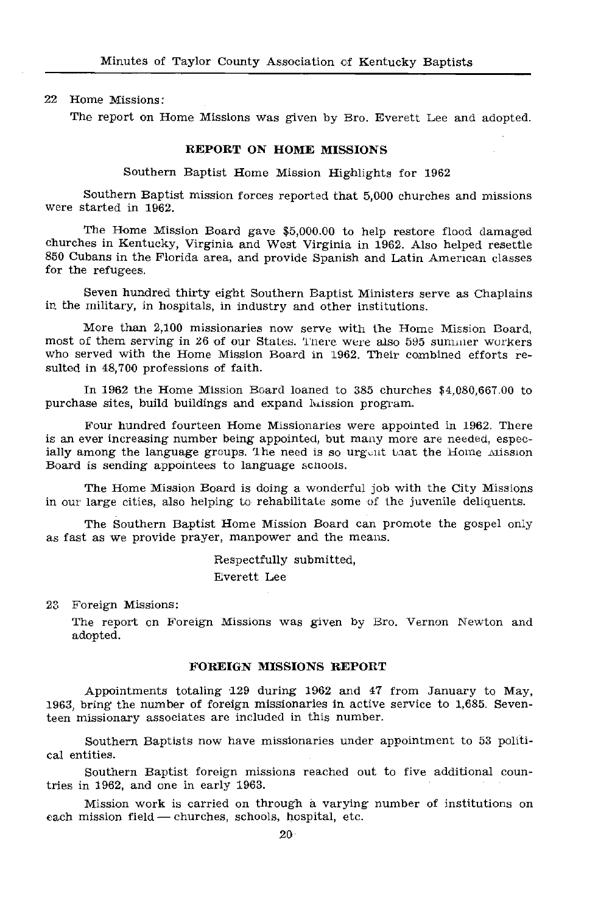22 Home Missions:

The report on Home Missions was given by Bro. Everett Lee and adopted.

## REPORT ON HOME MISSIONS

Southern Baptist Home Mission Highlights for 1962

Southern Baptist mission forces reported that 5,000 churches and missions were started in 1962.

The Home Mission Board gave $5,000.00 to help restore flood damaged churches in Kentucky, Virginia and West Virginia in 1962. Also helped resettle 850 Cubans in the Florida area, and provide Spanish and Latin American classes for the refugees.

Seven hundred thirty eight Southern Baptist Ministers serve as Chaplains in the military, in hospitals, in industry and other institutions.

More than 2,100 missionaries now serve with the Home Mission Board, most of them serving in 26 of our States. There were also 595 summer workers who served with the Home Mission Board in 1962. Their combined efforts resulted in 48,700 professions of faith.

In 1962 the Home Mission Board loaned to 385 churches $4,080,667.00 to purchase sites, build buildings and expand Mission program.

Four hundred fourteen Home Missionaries were appointed in 1962. There is an ever increasing number being appointed, but many more are needed, especially among the language groups. The need is so urgent that the Home Mission Board is sending appointees to language schools.

The Home Mission Board is doing a wonderful job with the City Missions in our large cities, also helping to rehabilitate some of the juvenile deliquents.

The Southern Baptist Home Mission Board can promote the gospel only as fast as we provide prayer, manpower and the means.

Respectfully submitted,
Everett Lee

23 Foreign Missions:

The report on Foreign Missions was given by Bro. Vernon Newton and adopted.

## FOREIGN MISSIONS REPORT

Appointments totaling 129 during 1962 and 47 from January to May, 1963, bring the number of foreign missionaries in active service to 1,685. Seventeen missionary associates are included in this number.

Southern Baptists now have missionaries under appointment to 53 political entities.

Southern Baptist foreign missions reached out to five additional countries in 1962, and one in early 1963.

Mission work is carried on through a varying number of institutions on each mission field — churches, schools, hospital, etc.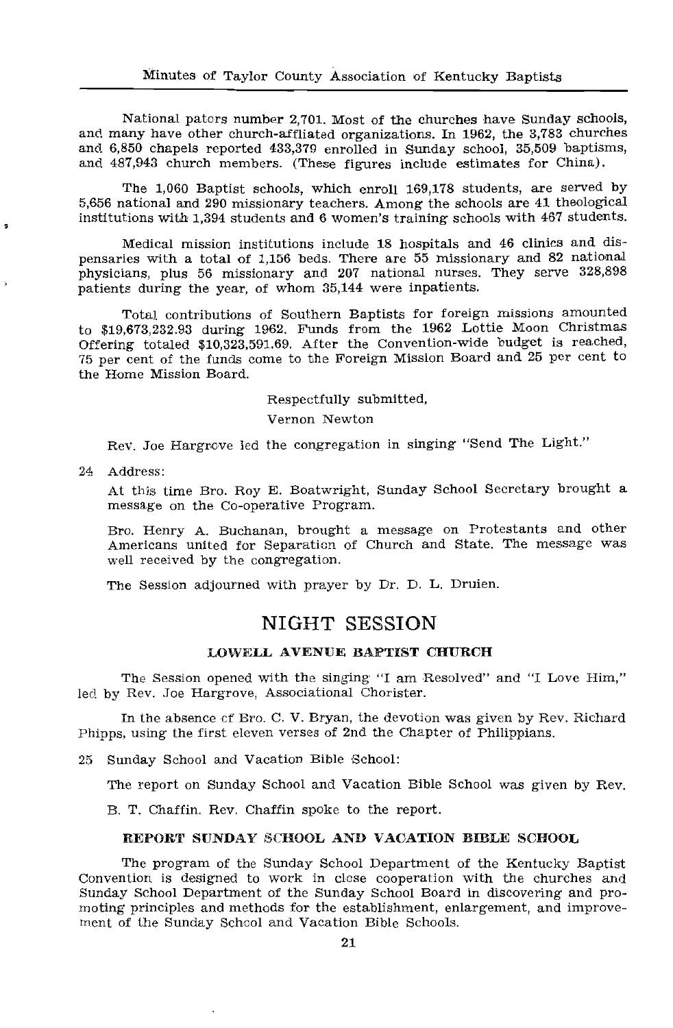National pators number 2,701. Most of the churches have Sunday schools, and many have other church-affliated organizations. In 1962, the 3,783 churches and 6,850 chapels reported 433,379 enrolled in Sunday school, 35,509 baptisms, and 487,943 church members. (These figures include estimates for China).

The 1,060 Baptist schools, which enroll 169,178 students, are served by 5,656 national and 290 missionary teachers. Among the schools are 41 theological institutions with 1,394 students and 6 women's training schools with 467 students.

Medical mission institutions include 18 hospitals and 46 clinics and dispensaries with a total of 1,156 beds. There are 55 missionary and 82 national physicians, plus 56 missionary and 207 national nurses. They serve 328,898 patients during the year, of whom 35,144 were inpatients.

Total contributions of Southern Baptists for foreign missions amounted to $19,673,232.93 during 1962. Funds from the 1962 Lottie Moon Christmas Offering totaled $10,323,591.69. After the Convention-wide budget is reached, 75 per cent of the funds come to the Foreign Mission Board and 25 per cent to the Home Mission Board.

Respectfully submitted,

Vernon Newton

Rev. Joe Hargrove led the congregation in singing "Send The Light."

24 Address:

At this time Bro. Roy E. Boatwright, Sunday School Secretary brought a message on the Co-operative Program.

Bro. Henry A. Buchanan, brought a message on Protestants and other Americans united for Separation of Church and State. The message was well received by the congregation.

The Session adjourned with prayer by Dr. D. L. Druien.

## NIGHT SESSION

### LOWELL AVENUE BAPTIST CHURCH

The Session opened with the singing "I am Resolved" and "I Love Him," led by Rev. Joe Hargrove, Associational Chorister.

In the absence of Bro. C. V. Bryan, the devotion was given by Rev. Richard Phipps, using the first eleven verses of 2nd the Chapter of Philippians.

25 Sunday School and Vacation Bible School:

The report on Sunday School and Vacation Bible School was given by Rev.

B. T. Chaffin. Rev. Chaffin spoke to the report.

### REPORT SUNDAY SCHOOL AND VACATION BIBLE SCHOOL

The program of the Sunday School Department of the Kentucky Baptist Convention is designed to work in close cooperation with the churches and Sunday School Department of the Sunday School Board in discovering and promoting principles and methods for the establishment, enlargement, and improvement of the Sunday School and Vacation Bible Schools.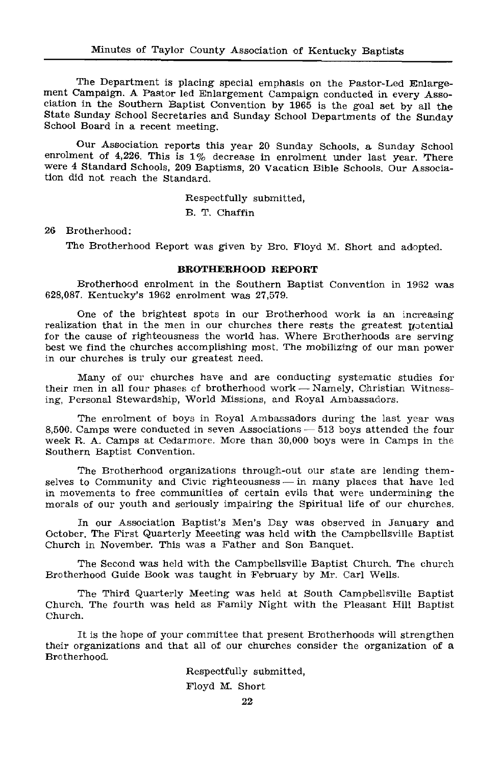The Department is placing special emphasis on the Pastor-Led Enlargement Campaign. A Pastor led Enlargement Campaign conducted in every Association in the Southern Baptist Convention by 1965 is the goal set by all the State Sunday School Secretaries and Sunday School Departments of the Sunday School Board in a recent meeting.

Our Association reports this year 20 Sunday Schools, a Sunday School enrolment of 4,226. This is 1% decrease in enrolment under last year. There were 4 Standard Schools, 209 Baptisms, 20 Vacation Bible Schools. Our Association did not reach the Standard.

Respectfully submitted,

B. T. Chaffin

26 Brotherhood:

The Brotherhood Report was given by Bro. Floyd M. Short and adopted.

**BROTHERHOOD REPORT**

Brotherhood enrolment in the Southern Baptist Convention in 1962 was 628,087. Kentucky's 1962 enrolment was 27,579.

One of the brightest spots in our Brotherhood work is an increasing realization that in the men in our churches there rests the greatest potential for the cause of righteousness the world has. Where Brotherhoods are serving best we find the churches accomplishing most. The mobilizing of our man power in our churches is truly our greatest need.

Many of our churches have and are conducting systematic studies for their men in all four phases of brotherhood work — Namely, Christian Witnessing, Personal Stewardship, World Missions, and Royal Ambassadors.

The enrolment of boys in Royal Ambassadors during the last year was 8,500. Camps were conducted in seven Associations — 513 boys attended the four week R. A. Camps at Cedarmore. More than 30,000 boys were in Camps in the Southern Baptist Convention.

The Brotherhood organizations through-out our state are lending themselves to Community and Civic righteousness — in many places that have led in movements to free communities of certain evils that were undermining the morals of our youth and seriously impairing the Spiritual life of our churches.

In our Association Baptist's Men's Day was observed in January and October. The First Quarterly Meeeting was held with the Campbellsville Baptist Church in November. This was a Father and Son Banquet.

The Second was held with the Campbellsville Baptist Church. The church Brotherhood Guide Book was taught in February by Mr. Carl Wells.

The Third Quarterly Meeting was held at South Campbellsville Baptist Church. The fourth was held as Family Night with the Pleasant Hill Baptist Church.

It is the hope of your committee that present Brotherhoods will strengthen their organizations and that all of our churches consider the organization of a Brotherhood.

Respectfully submitted,

Floyd M. Short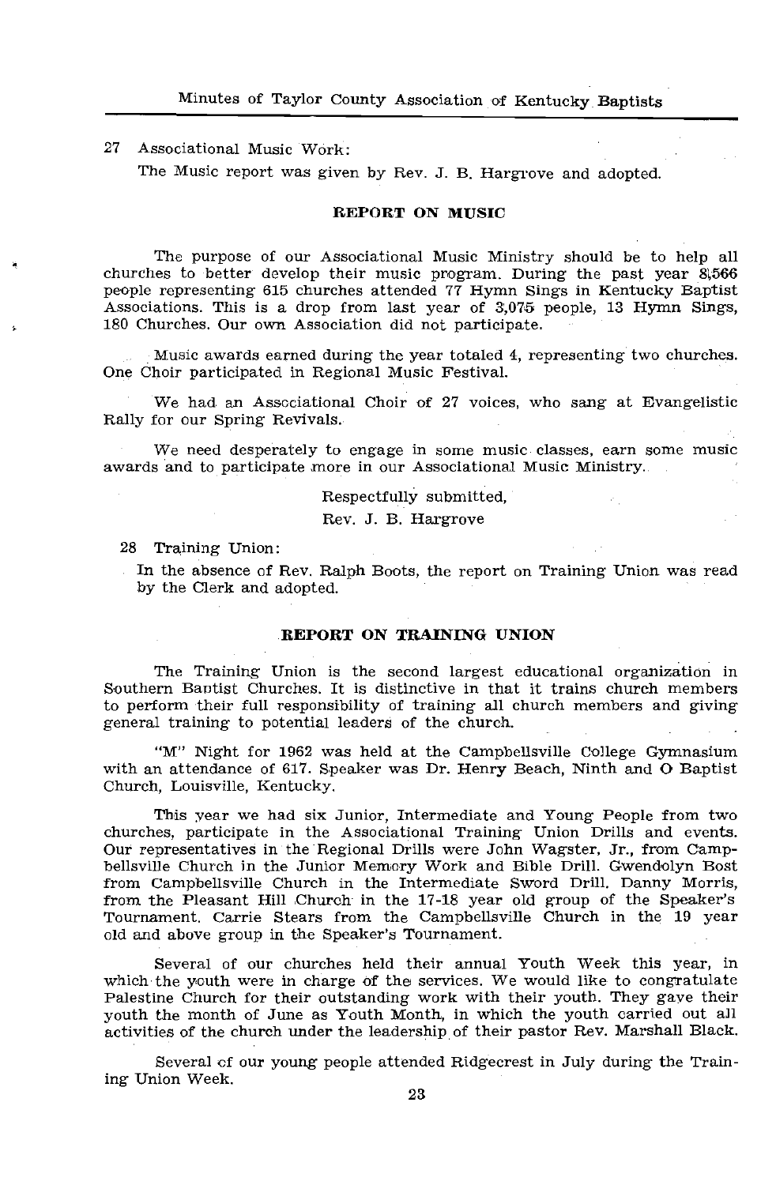27 Associational Music Work:

The Music report was given by Rev. J. B. Hargrove and adopted.

### REPORT ON MUSIC

The purpose of our Associational Music Ministry should be to help all churches to better develop their music program. During the past year 8,566 people representing 615 churches attended 77 Hymn Sings in Kentucky Baptist Associations. This is a drop from last year of 3,075 people, 13 Hymn Sings, 180 Churches. Our own Association did not participate.

Music awards earned during the year totaled 4, representing two churches. One Choir participated in Regional Music Festival.

We had an Associational Choir of 27 voices, who sang at Evangelistic Rally for our Spring Revivals.

We need desperately to engage in some music classes, earn some music awards and to participate more in our Associational Music Ministry.

Respectfully submitted,

Rev. J. B. Hargrove

28 Training Union:

In the absence of Rev. Ralph Boots, the report on Training Union was read by the Clerk and adopted.

### REPORT ON TRAINING UNION

The Training Union is the second largest educational organization in Southern Baptist Churches. It is distinctive in that it trains church members to perform their full responsibility of training all church members and giving general training to potential leaders of the church.

"M" Night for 1962 was held at the Campbellsville College Gymnasium with an attendance of 617. Speaker was Dr. Henry Beach, Ninth and O Baptist Church, Louisville, Kentucky.

This year we had six Junior, Intermediate and Young People from two churches, participate in the Associational Training Union Drills and events. Our representatives in the Regional Drills were John Wagster, Jr., from Campbellsville Church in the Junior Memory Work and Bible Drill. Gwendolyn Bost from Campbellsville Church in the Intermediate Sword Drill. Danny Morris, from the Pleasant Hill Church in the 17-18 year old group of the Speaker's Tournament. Carrie Stears from the Campbellsville Church in the 19 year old and above group in the Speaker's Tournament.

Several of our churches held their annual Youth Week this year, in which the youth were in charge of the services. We would like to congratulate Palestine Church for their outstanding work with their youth. They gave their youth the month of June as Youth Month, in which the youth carried out all activities of the church under the leadership of their pastor Rev. Marshall Black.

Several of our young people attended Ridgecrest in July during the Training Union Week.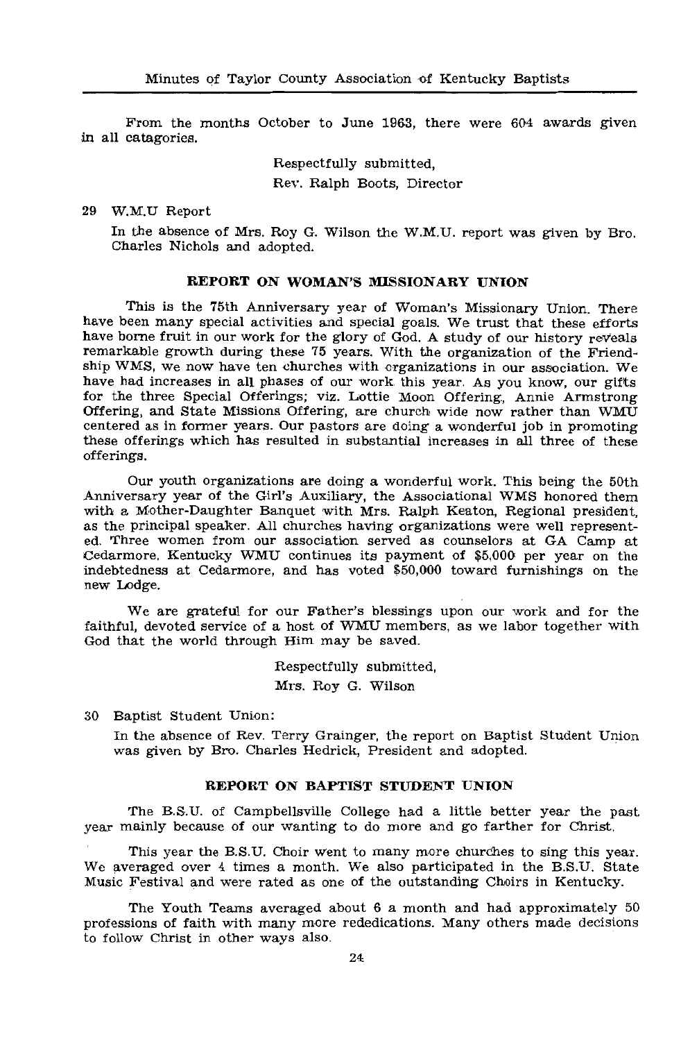From the months October to June 1963, there were 604 awards given in all catagories.

Respectfully submitted,
Rev. Ralph Boots, Director

29 W.M.U Report

In the absence of Mrs. Roy G. Wilson the W.M.U. report was given by Bro. Charles Nichols and adopted.

### REPORT ON WOMAN'S MISSIONARY UNION

This is the 75th Anniversary year of Woman's Missionary Union. There have been many special activities and special goals. We trust that these efforts have borne fruit in our work for the glory of God. A study of our history reveals remarkable growth during these 75 years. With the organization of the Friendship WMS, we now have ten churches with organizations in our association. We have had increases in all phases of our work this year. As you know, our gifts for the three Special Offerings; viz. Lottie Moon Offering, Annie Armstrong Offering, and State Missions Offering, are church wide now rather than WMU centered as in former years. Our pastors are doing a wonderful job in promoting these offerings which has resulted in substantial increases in all three of these offerings.

Our youth organizations are doing a wonderful work. This being the 50th Anniversary year of the Girl's Auxiliary, the Associational WMS honored them with a Mother-Daughter Banquet with Mrs. Ralph Keaton, Regional president, as the principal speaker. All churches having organizations were well represented. Three women from our association served as counselors at GA Camp at Cedarmore. Kentucky WMU continues its payment of $5,000 per year on the indebtedness at Cedarmore, and has voted $50,000 toward furnishings on the new Lodge.

We are grateful for our Father's blessings upon our work and for the faithful, devoted service of a host of WMU members, as we labor together with God that the world through Him may be saved.

Respectfully submitted,
Mrs. Roy G. Wilson

30 Baptist Student Union:

In the absence of Rev. Terry Grainger, the report on Baptist Student Union was given by Bro. Charles Hedrick, President and adopted.

### REPORT ON BAPTIST STUDENT UNION

The B.S.U. of Campbellsville College had a little better year the past year mainly because of our wanting to do more and go farther for Christ.

This year the B.S.U. Choir went to many more churches to sing this year. We averaged over 4 times a month. We also participated in the B.S.U. State Music Festival and were rated as one of the outstanding Choirs in Kentucky.

The Youth Teams averaged about 6 a month and had approximately 50 professions of faith with many more rededications. Many others made decisions to follow Christ in other ways also.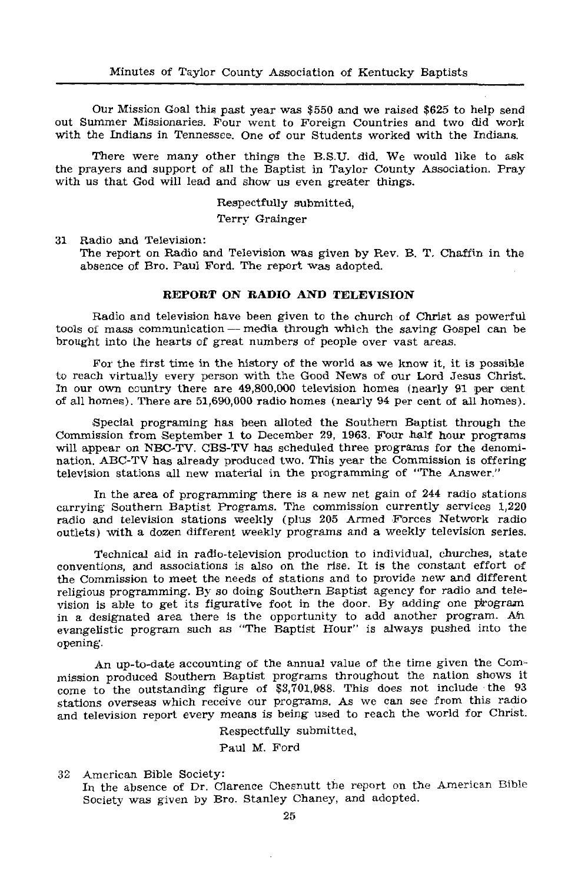Our Mission Goal this past year was $550 and we raised $625 to help send out Summer Missionaries. Four went to Foreign Countries and two did work with the Indians in Tennessee. One of our Students worked with the Indians.

There were many other things the B.S.U. did. We would like to ask the prayers and support of all the Baptist in Taylor County Association. Pray with us that God will lead and show us even greater things.

Respectfully submitted,

Terry Grainger

31 Radio and Television:
The report on Radio and Television was given by Rev. B. T. Chaffin in the absence of Bro. Paul Ford. The report was adopted.

## REPORT ON RADIO AND TELEVISION

Radio and television have been given to the church of Christ as powerful tools of mass communication — media through which the saving Gospel can be brought into the hearts of great numbers of people over vast areas.

For the first time in the history of the world as we know it, it is possible to reach virtually every person with the Good News of our Lord Jesus Christ. In our own country there are 49,800,000 television homes (nearly 91 per cent of all homes). There are 51,690,000 radio homes (nearly 94 per cent of all homes).

Special programing has been alloted the Southern Baptist through the Commission from September 1 to December 29, 1963. Four half hour programs will appear on NBC-TV. CBS-TV has scheduled three programs for the denomination. ABC-TV has already produced two. This year the Commission is offering television stations all new material in the programming of "The Answer."

In the area of programming there is a new net gain of 244 radio stations carrying Southern Baptist Programs. The commission currently services 1,220 radio and television stations weekly (plus 205 Armed Forces Network radio outlets) with a dozen different weekly programs and a weekly television series.

Technical aid in radio-television production to individual, churches, state conventions, and associations is also on the rise. It is the constant effort of the Commission to meet the needs of stations and to provide new and different religious programming. By so doing Southern Baptist agency for radio and television is able to get its figurative foot in the door. By adding one program in a designated area there is the opportunity to add another program. An evangelistic program such as "The Baptist Hour" is always pushed into the opening.

An up-to-date accounting of the annual value of the time given the Commission produced Southern Baptist programs throughout the nation shows it come to the outstanding figure of $3,701,988. This does not include the 93 stations overseas which receive our programs. As we can see from this radio and television report every means is being used to reach the world for Christ.

Respectfully submitted,

Paul M. Ford

32 American Bible Society:
In the absence of Dr. Clarence Chesnutt the report on the American Bible Society was given by Bro. Stanley Chaney, and adopted.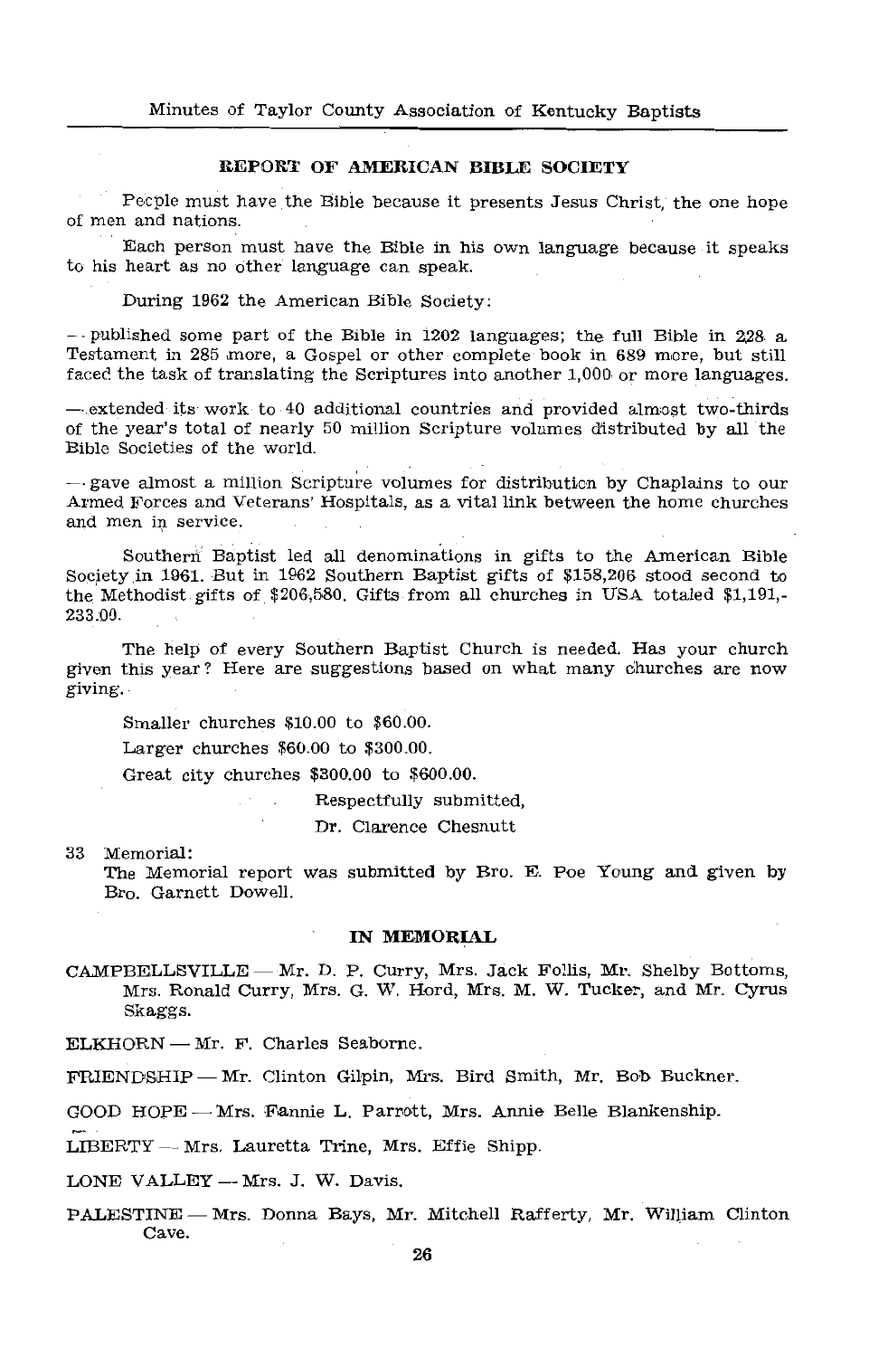## REPORT OF AMERICAN BIBLE SOCIETY

People must have the Bible because it presents Jesus Christ, the one hope of men and nations.

Each person must have the Bible in his own language because it speaks to his heart as no other language can speak.

During 1962 the American Bible Society:

— published some part of the Bible in 1202 languages; the full Bible in 228 a Testament in 285 more, a Gospel or other complete book in 689 more, but still faced the task of translating the Scriptures into another 1,000 or more languages.

— extended its work to 40 additional countries and provided almost two-thirds of the year's total of nearly 50 million Scripture volumes distributed by all the Bible Societies of the world.

— gave almost a million Scripture volumes for distribution by Chaplains to our Armed Forces and Veterans' Hospitals, as a vital link between the home churches and men in service.

Southern Baptist led all denominations in gifts to the American Bible Society in 1961. But in 1962 Southern Baptist gifts of $158,206 stood second to the Methodist gifts of $206,580. Gifts from all churches in USA totaled $1,191,-233.00.

The help of every Southern Baptist Church is needed. Has your church given this year? Here are suggestions based on what many churches are now giving.

Smaller churches $10.00 to $60.00.

Larger churches $60.00 to $300.00.

Great city churches $300.00 to $600.00.

Respectfully submitted,

Dr. Clarence Chesnutt

33 Memorial:
The Memorial report was submitted by Bro. E. Poe Young and given by Bro. Garnett Dowell.

## IN MEMORIAL

CAMPBELLSVILLE — Mr. D. P. Curry, Mrs. Jack Follis, Mr. Shelby Bottoms, Mrs. Ronald Curry, Mrs. G. W. Hord, Mrs. M. W. Tucker, and Mr. Cyrus Skaggs.

ELKHORN — Mr. F. Charles Seaborne.

FRIENDSHIP — Mr. Clinton Gilpin, Mrs. Bird Smith, Mr. Bob Buckner.

GOOD HOPE — Mrs. Fannie L. Parrott, Mrs. Annie Belle Blankenship.

LIBERTY — Mrs. Lauretta Trine, Mrs. Effie Shipp.

LONE VALLEY — Mrs. J. W. Davis.

PALESTINE — Mrs. Donna Bays, Mr. Mitchell Rafferty, Mr. William Clinton Cave.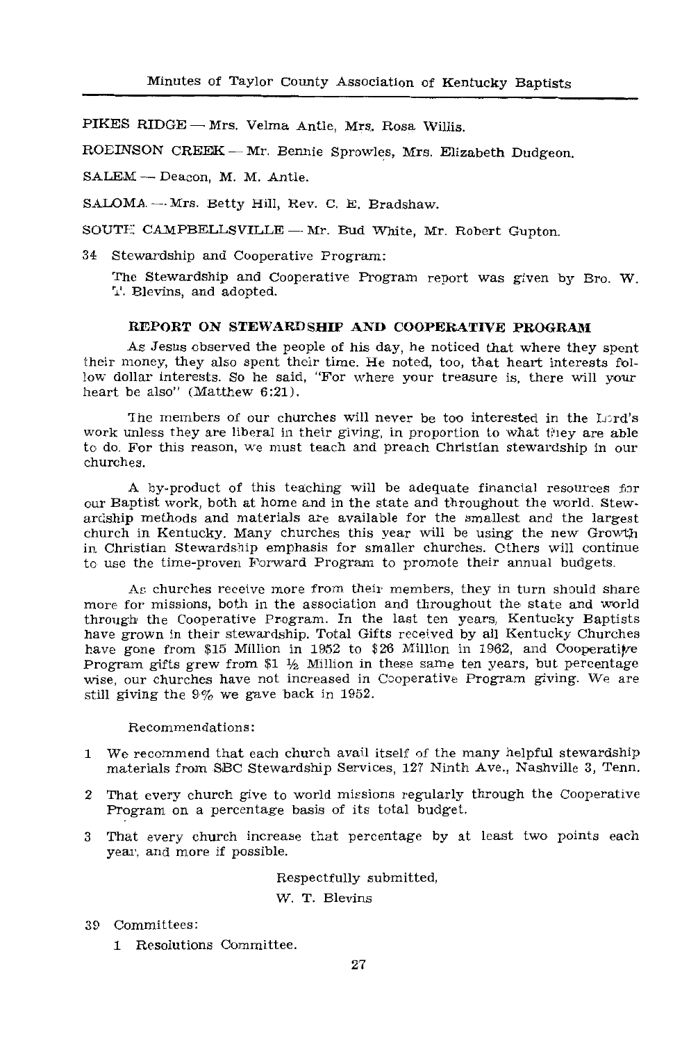PIKES RIDGE — Mrs. Velma Antle, Mrs. Rosa Willis.

ROBINSON CREEK — Mr. Bennie Sprowles, Mrs. Elizabeth Dudgeon.

SALEM — Deacon, M. M. Antle.

SALOMA — Mrs. Betty Hill, Rev. C. E. Bradshaw.

SOUTH CAMPBELLSVILLE — Mr. Bud White, Mr. Robert Gupton.

34 Stewardship and Cooperative Program:

The Stewardship and Cooperative Program report was given by Bro. W. T. Blevins, and adopted.

### REPORT ON STEWARDSHIP AND COOPERATIVE PROGRAM

As Jesus observed the people of his day, he noticed that where they spent their money, they also spent their time. He noted, too, that heart interests follow dollar interests. So he said, "For where your treasure is, there will your heart be also" (Matthew 6:21).

The members of our churches will never be too interested in the Lord's work unless they are liberal in their giving, in proportion to what they are able to do. For this reason, we must teach and preach Christian stewardship in our churches.

A by-product of this teaching will be adequate financial resources for our Baptist work, both at home and in the state and throughout the world. Stewardship methods and materials are available for the smallest and the largest church in Kentucky. Many churches this year will be using the new Growth in Christian Stewardship emphasis for smaller churches. Others will continue to use the time-proven Forward Program to promote their annual budgets.

As churches receive more from their members, they in turn should share more for missions, both in the association and throughout the state and world through the Cooperative Program. In the last ten years, Kentucky Baptists have grown in their stewardship. Total Gifts received by all Kentucky Churches have gone from $15 Million in 1952 to $26 Million in 1962, and Cooperative Program gifts grew from $1 ½ Million in these same ten years, but percentage wise, our churches have not increased in Cooperative Program giving. We are still giving the 9% we gave back in 1952.

Recommendations:

1 We recommend that each church avail itself of the many helpful stewardship materials from SBC Stewardship Services, 127 Ninth Ave., Nashville 3, Tenn.

2 That every church give to world missions regularly through the Cooperative Program on a percentage basis of its total budget.

3 That every church increase that percentage by at least two points each year, and more if possible.

Respectfully submitted,

W. T. Blevins

39 Committees:

1 Resolutions Committee.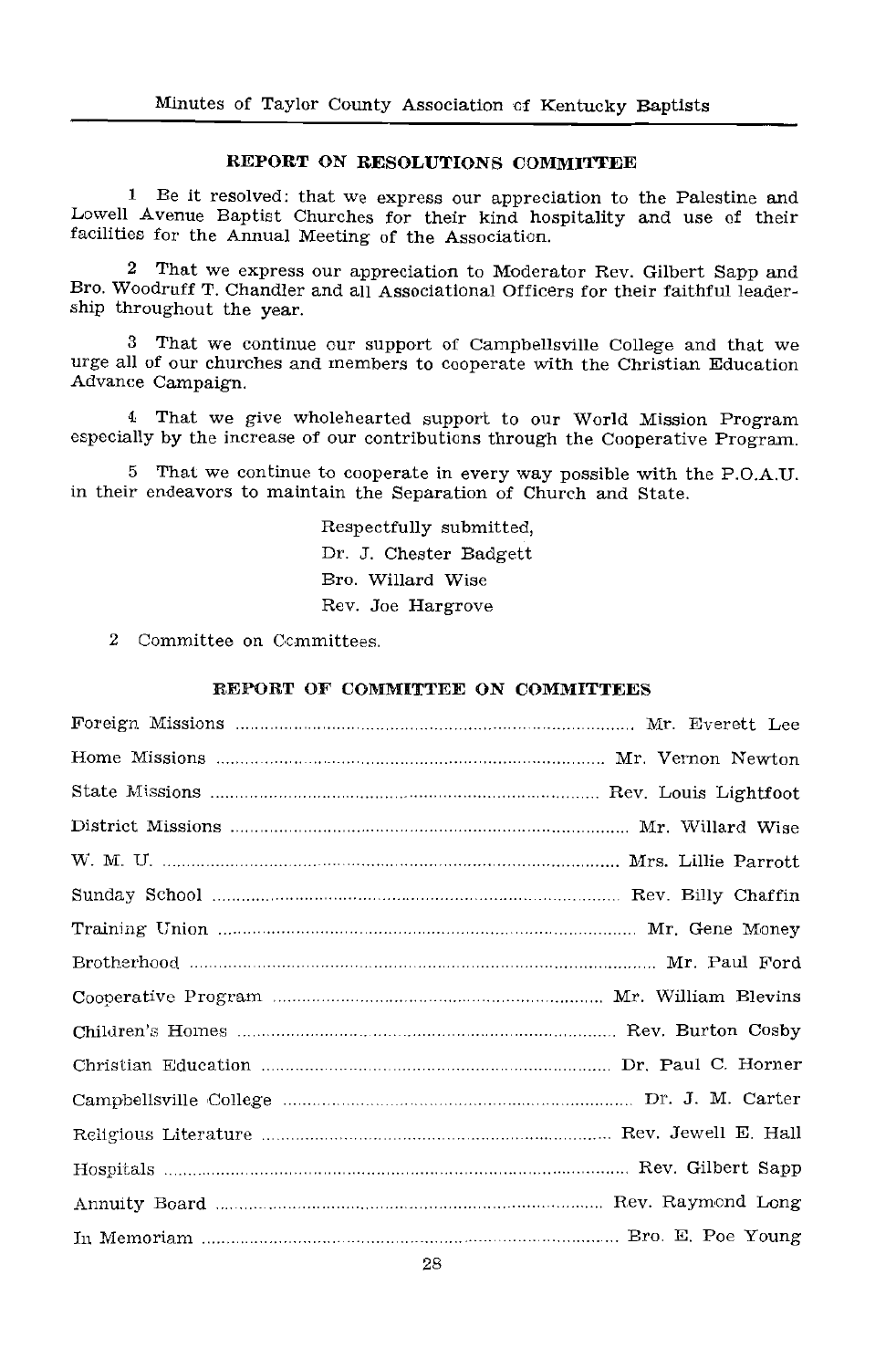## REPORT ON RESOLUTIONS COMMITTEE

1 Be it resolved: that we express our appreciation to the Palestine and Lowell Avenue Baptist Churches for their kind hospitality and use of their facilities for the Annual Meeting of the Association.

2 That we express our appreciation to Moderator Rev. Gilbert Sapp and Bro. Woodruff T. Chandler and all Associational Officers for their faithful leadership throughout the year.

3 That we continue our support of Campbellsville College and that we urge all of our churches and members to cooperate with the Christian Education Advance Campaign.

4 That we give wholehearted support to our World Mission Program especially by the increase of our contributions through the Cooperative Program.

5 That we continue to cooperate in every way possible with the P.O.A.U. in their endeavors to maintain the Separation of Church and State.

Respectfully submitted,
Dr. J. Chester Badgett
Bro. Willard Wise
Rev. Joe Hargrove

2 Committee on Committees.

## REPORT OF COMMITTEE ON COMMITTEES

| | |
|---|---|
| Foreign Missions | Mr. Everett Lee |
| Home Missions | Mr. Vernon Newton |
| State Missions | Rev. Louis Lightfoot |
| District Missions | Mr. Willard Wise |
| W. M. U. | Mrs. Lillie Parrott |
| Sunday School | Rev. Billy Chaffin |
| Training Union | Mr. Gene Money |
| Brotherhood | Mr. Paul Ford |
| Cooperative Program | Mr. William Blevins |
| Children's Homes | Rev. Burton Cosby |
| Christian Education | Dr. Paul C. Horner |
| Campbellsville College | Dr. J. M. Carter |
| Religious Literature | Rev. Jewell E. Hall |
| Hospitals | Rev. Gilbert Sapp |
| Annuity Board | Rev. Raymond Long |
| In Memoriam | Bro. E. Poe Young |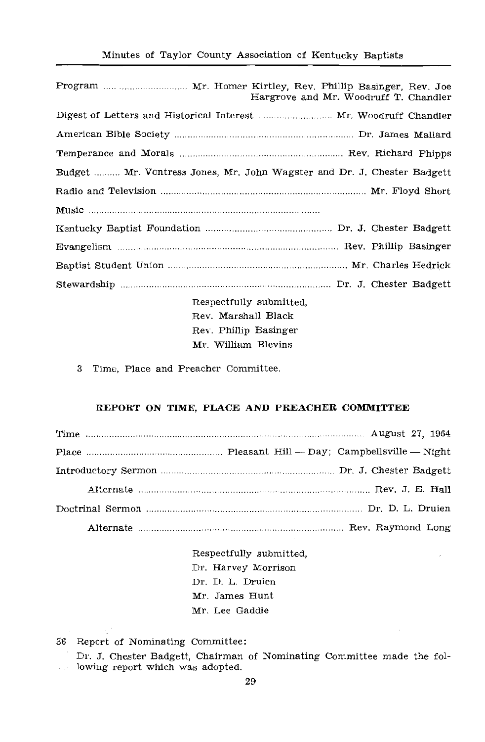Program .... Mr. Homer Kirtley, Rev. Phillip Basinger, Rev. Joe Hargrove and Mr. Woodruff T. Chandler

Digest of Letters and Historical Interest .... Mr. Woodruff Chandler

American Bible Society .... Dr. James Mallard

Temperance and Morals .... Rev. Richard Phipps

Budget .... Mr. Ventress Jones, Mr. John Wagster and Dr. J. Chester Badgett

Radio and Television .... Mr. Floyd Short

Music ....

Kentucky Baptist Foundation .... Dr. J. Chester Badgett

Evangelism .... Rev. Phillip Basinger

Baptist Student Union .... Mr. Charles Hedrick

Stewardship .... Dr. J. Chester Badgett

Respectfully submitted,
Rev. Marshall Black
Rev. Phillip Basinger
Mr. William Blevins

3 Time, Place and Preacher Committee.

## REPORT ON TIME, PLACE AND PREACHER COMMITTEE

Time .... August 27, 1964

Place .... Pleasant Hill — Day; Campbellsville — Night

Introductory Sermon .... Dr. J. Chester Badgett

Alternate .... Rev. J. E. Hall

Doctrinal Sermon .... Dr. D. L. Druien

Alternate .... Rev. Raymond Long

Respectfully submitted,
Dr. Harvey Morrison
Dr. D. L. Druien
Mr. James Hunt
Mr. Lee Gaddie

36 Report of Nominating Committee:

Dr. J. Chester Badgett, Chairman of Nominating Committee made the following report which was adopted.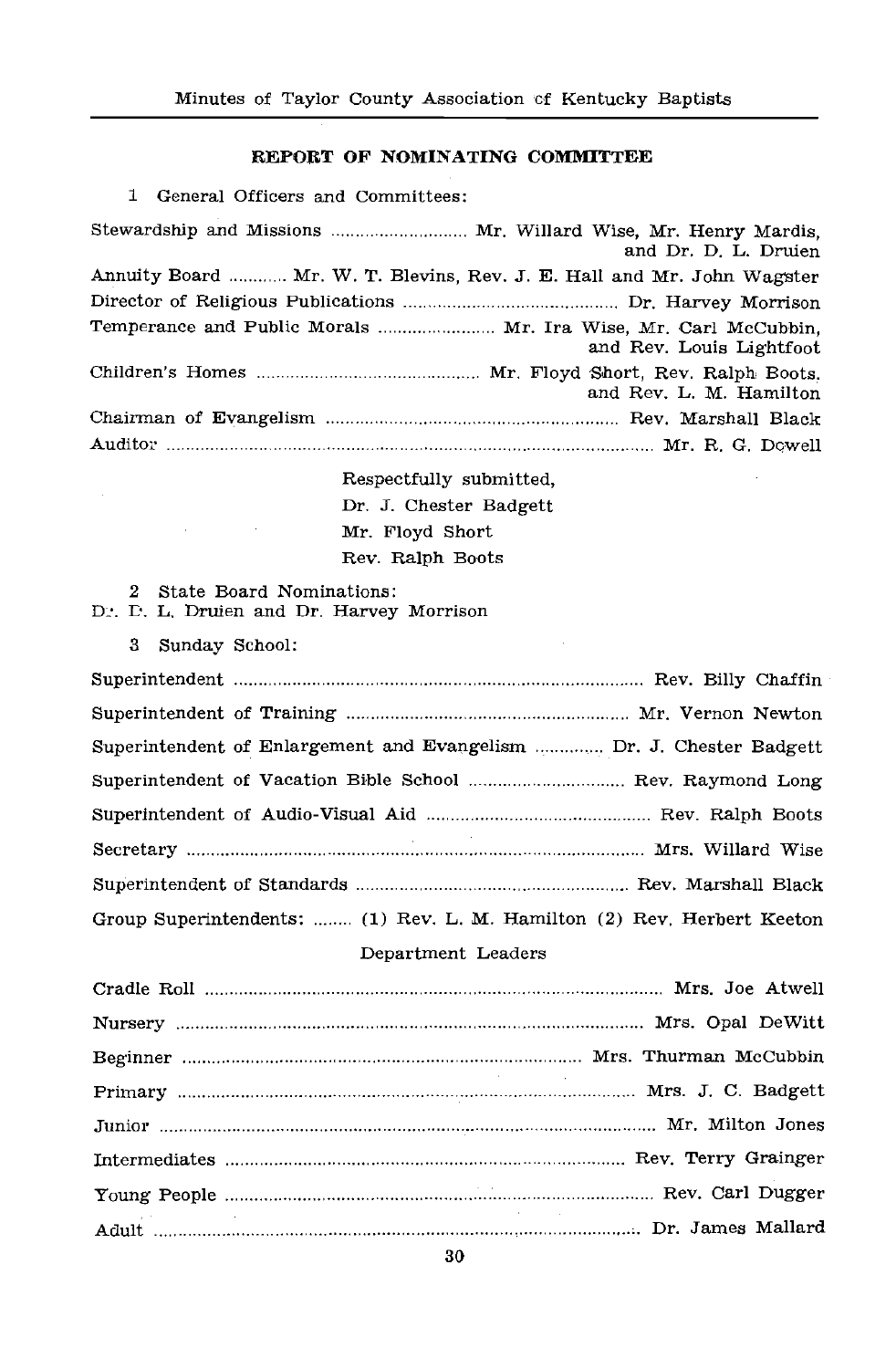## REPORT OF NOMINATING COMMITTEE

1 General Officers and Committees:

Stewardship and Missions ............................ Mr. Willard Wise, Mr. Henry Mardis, and Dr. D. L. Druien

Annuity Board ............ Mr. W. T. Blevins, Rev. J. E. Hall and Mr. John Wagster

Director of Religious Publications ............................................ Dr. Harvey Morrison

Temperance and Public Morals ........................ Mr. Ira Wise, Mr. Carl McCubbin, and Rev. Louis Lightfoot

Children's Homes ............................................. Mr. Floyd Short, Rev. Ralph Boots. and Rev. L. M. Hamilton

Chairman of Evangelism ............................................................ Rev. Marshall Black

Auditor ................................................................................................... Mr. R. G. Dowell

Respectfully submitted,
Dr. J. Chester Badgett
Mr. Floyd Short
Rev. Ralph Boots

2 State Board Nominations:
Dr. D. L. Druien and Dr. Harvey Morrison

3 Sunday School:

Superintendent ..................................................................................... Rev. Billy Chaffin

Superintendent of Training ........................................................... Mr. Vernon Newton

Superintendent of Enlargement and Evangelism .............. Dr. J. Chester Badgett

Superintendent of Vacation Bible School ................................. Rev. Raymond Long

Superintendent of Audio-Visual Aid .............................................. Rev. Ralph Boots

Secretary ................................................................................................. Mrs. Willard Wise

Superintendent of Standards ........................................................ Rev. Marshall Black

Group Superintendents: ........ (1) Rev. L. M. Hamilton (2) Rev. Herbert Keeton

Department Leaders

Cradle Roll ................................................................................................ Mrs. Joe Atwell

Nursery .................................................................................................... Mrs. Opal DeWitt

Beginner ................................................................................. Mrs. Thurman McCubbin

Primary ..................................................................................................... Mrs. J. C. Badgett

Junior ........................................................................................................ Mr. Milton Jones

Intermediates .................................................................................. Rev. Terry Grainger

Young People ........................................................................................ Rev. Carl Dugger

Adult ...................................................................................................... Dr. James Mallard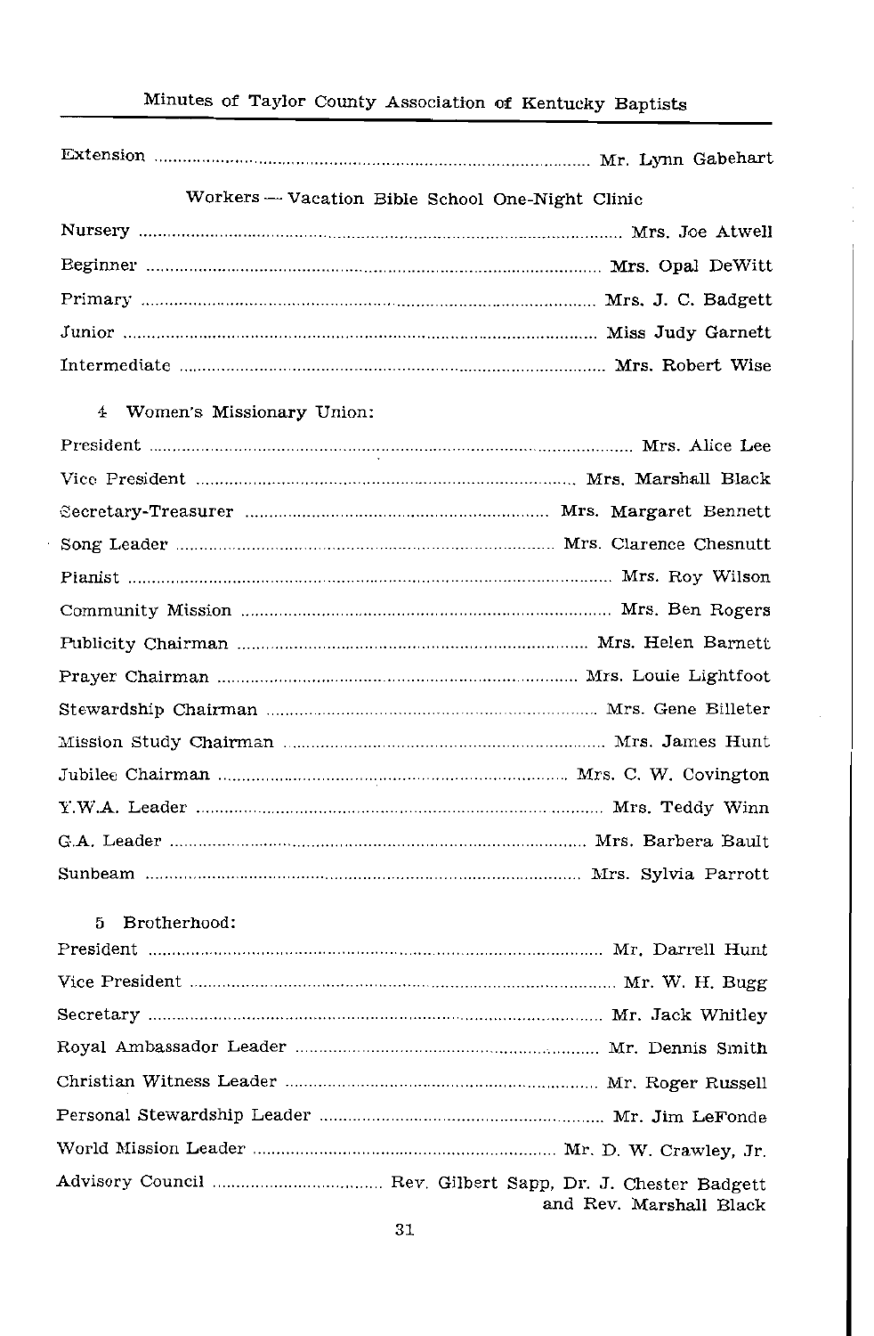Extension .......... Mr. Lynn Gabehart

Workers — Vacation Bible School One-Night Clinic

Nursery .......... Mrs. Joe Atwell

Beginner .......... Mrs. Opal DeWitt

Primary .......... Mrs. J. C. Badgett

Junior .......... Miss Judy Garnett

Intermediate .......... Mrs. Robert Wise

4 Women's Missionary Union:

President .......... Mrs. Alice Lee

Vice President .......... Mrs. Marshall Black

Secretary-Treasurer .......... Mrs. Margaret Bennett

Song Leader .......... Mrs. Clarence Chesnutt

Pianist .......... Mrs. Roy Wilson

Community Mission .......... Mrs. Ben Rogers

Publicity Chairman .......... Mrs. Helen Barnett

Prayer Chairman .......... Mrs. Louie Lightfoot

Stewardship Chairman .......... Mrs. Gene Billeter

Mission Study Chairman .......... Mrs. James Hunt

Jubilee Chairman .......... Mrs. C. W. Covington

Y.W.A. Leader .......... Mrs. Teddy Winn

G.A. Leader .......... Mrs. Barbera Bault

Sunbeam .......... Mrs. Sylvia Parrott

5 Brotherhood:

President .......... Mr. Darrell Hunt

Vice President .......... Mr. W. H. Bugg

Secretary .......... Mr. Jack Whitley

Royal Ambassador Leader .......... Mr. Dennis Smith

Christian Witness Leader .......... Mr. Roger Russell

Personal Stewardship Leader .......... Mr. Jim LeFonde

World Mission Leader .......... Mr. D. W. Crawley, Jr.

Advisory Council .......... Rev. Gilbert Sapp, Dr. J. Chester Badgett and Rev. Marshall Black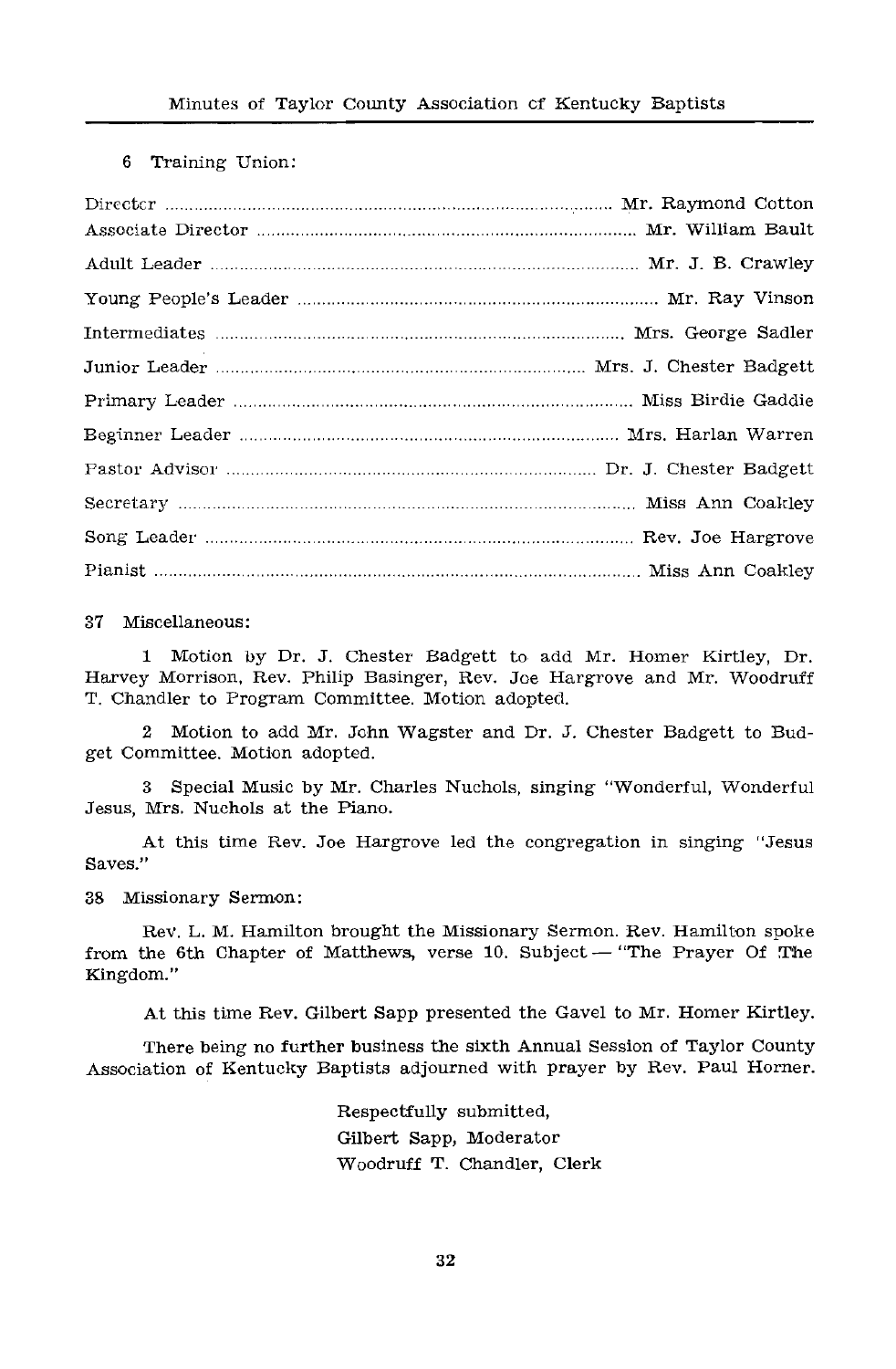6 Training Union:

| | |
|---|---|
| Director | Mr. Raymond Cotton |
| Associate Director | Mr. William Bault |
| Adult Leader | Mr. J. B. Crawley |
| Young People's Leader | Mr. Ray Vinson |
| Intermediates | Mrs. George Sadler |
| Junior Leader | Mrs. J. Chester Badgett |
| Primary Leader | Miss Birdie Gaddie |
| Beginner Leader | Mrs. Harlan Warren |
| Pastor Advisor | Dr. J. Chester Badgett |
| Secretary | Miss Ann Coakley |
| Song Leader | Rev. Joe Hargrove |
| Pianist | Miss Ann Coakley |

37 Miscellaneous:

1 Motion by Dr. J. Chester Badgett to add Mr. Homer Kirtley, Dr. Harvey Morrison, Rev. Philip Basinger, Rev. Joe Hargrove and Mr. Woodruff T. Chandler to Program Committee. Motion adopted.

2 Motion to add Mr. John Wagster and Dr. J. Chester Badgett to Budget Committee. Motion adopted.

3 Special Music by Mr. Charles Nuchols, singing "Wonderful, Wonderful Jesus, Mrs. Nuchols at the Piano.

At this time Rev. Joe Hargrove led the congregation in singing "Jesus Saves."

38 Missionary Sermon:

Rev. L. M. Hamilton brought the Missionary Sermon. Rev. Hamilton spoke from the 6th Chapter of Matthews, verse 10. Subject — "The Prayer Of The Kingdom."

At this time Rev. Gilbert Sapp presented the Gavel to Mr. Homer Kirtley.

There being no further business the sixth Annual Session of Taylor County Association of Kentucky Baptists adjourned with prayer by Rev. Paul Horner.

Respectfully submitted,
Gilbert Sapp, Moderator
Woodruff T. Chandler, Clerk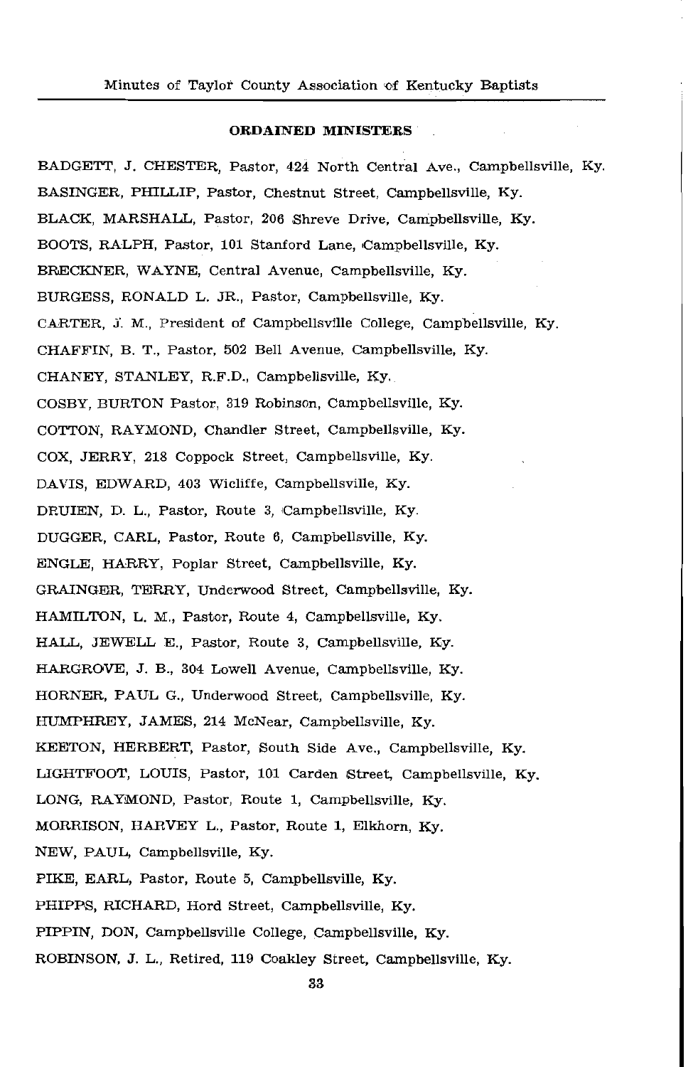## ORDAINED MINISTERS

BADGETT, J. CHESTER, Pastor, 424 North Central Ave., Campbellsville, Ky.

BASINGER, PHILLIP, Pastor, Chestnut Street, Campbellsville, Ky.

BLACK, MARSHALL, Pastor, 206 Shreve Drive, Campbellsville, Ky.

BOOTS, RALPH, Pastor, 101 Stanford Lane, Campbellsville, Ky.

BRECKNER, WAYNE, Central Avenue, Campbellsville, Ky.

BURGESS, RONALD L. JR., Pastor, Campbellsville, Ky.

CARTER, J. M., President of Campbellsville College, Campbellsville, Ky.

CHAFFIN, B. T., Pastor, 502 Bell Avenue, Campbellsville, Ky.

CHANEY, STANLEY, R.F.D., Campbellsville, Ky.

COSBY, BURTON Pastor, 319 Robinson, Campbellsville, Ky.

COTTON, RAYMOND, Chandler Street, Campbellsville, Ky.

COX, JERRY, 218 Coppock Street, Campbellsville, Ky.

DAVIS, EDWARD, 403 Wicliffe, Campbellsville, Ky.

DRUIEN, D. L., Pastor, Route 3, Campbellsville, Ky.

DUGGER, CARL, Pastor, Route 6, Campbellsville, Ky.

ENGLE, HARRY, Poplar Street, Campbellsville, Ky.

GRAINGER, TERRY, Underwood Street, Campbellsville, Ky.

HAMILTON, L. M., Pastor, Route 4, Campbellsville, Ky.

HALL, JEWELL E., Pastor, Route 3, Campbellsville, Ky.

HARGROVE, J. B., 304 Lowell Avenue, Campbellsville, Ky.

HORNER, PAUL G., Underwood Street, Campbellsville, Ky.

HUMPHREY, JAMES, 214 McNear, Campbellsville, Ky.

KEETON, HERBERT, Pastor, South Side Ave., Campbellsville, Ky.

LIGHTFOOT, LOUIS, Pastor, 101 Carden Street, Campbellsville, Ky.

LONG, RAYMOND, Pastor, Route 1, Campbellsville, Ky.

MORRISON, HARVEY L., Pastor, Route 1, Elkhorn, Ky.

NEW, PAUL, Campbellsville, Ky.

PIKE, EARL, Pastor, Route 5, Campbellsville, Ky.

PHIPPS, RICHARD, Hord Street, Campbellsville, Ky.

PIPPIN, DON, Campbellsville College, Campbellsville, Ky.

ROBINSON, J. L., Retired, 119 Coakley Street, Campbellsville, Ky.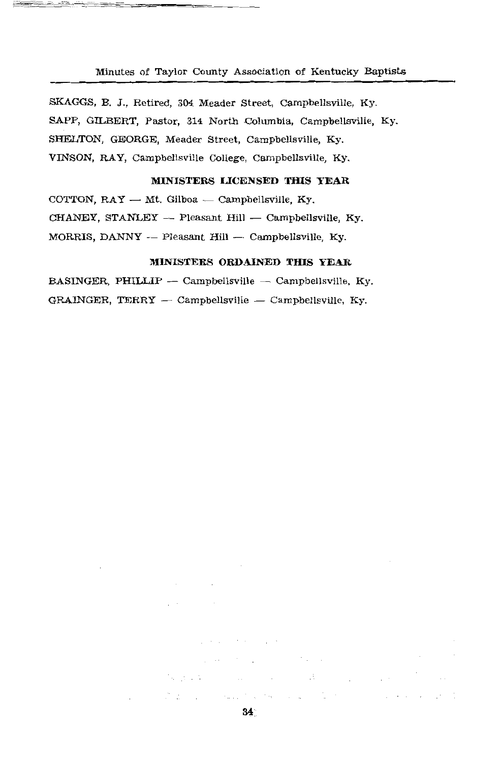SKAGGS, B. J., Retired, 304 Meader Street, Campbellsville, Ky.

SAPP, GILBERT, Pastor, 314 North Columbia, Campbellsville, Ky.

SHELTON, GEORGE, Meader Street, Campbellsville, Ky.

VINSON, RAY, Campbellsville College, Campbellsville, Ky.

## MINISTERS LICENSED THIS YEAR

COTTON, RAY — Mt. Gilboa — Campbellsville, Ky.

CHANEY, STANLEY — Pleasant Hill — Campbellsville, Ky.

MORRIS, DANNY — Pleasant Hill — Campbellsville, Ky.

## MINISTERS ORDAINED THIS YEAR

BASINGER, PHILLIP — Campbellsville — Campbellsville, Ky.

GRAINGER, TERRY — Campbellsville — Campbellsville, Ky.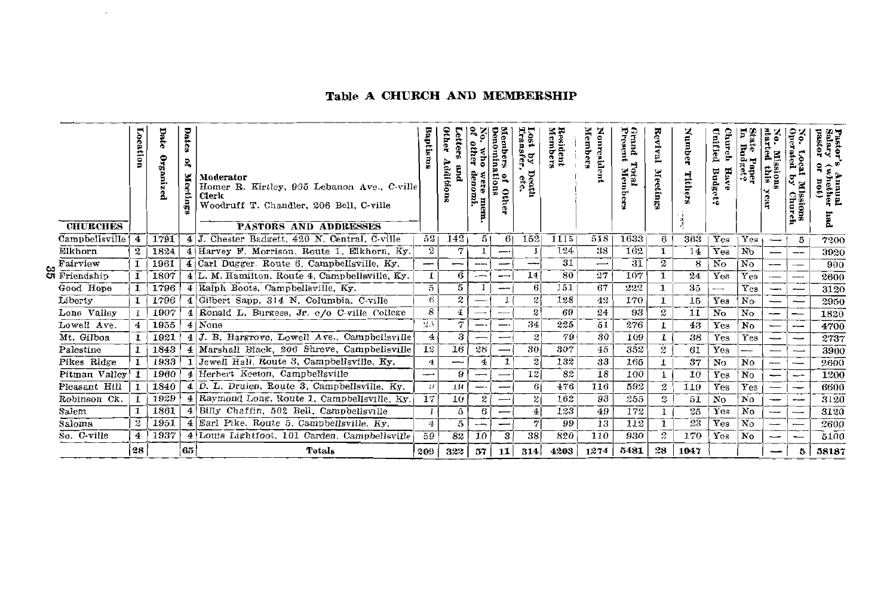## Table A CHURCH AND MEMBERSHIP

| CHURCHES | Location | Date Organized | Dates of Meetings | Moderator Homer R. Kirtley, 905 Lebanon Ave., C-ville Clerk Woodruff T. Chandler, 206 Bell, C-ville — PASTORS AND ADDRESSES | Baptisms | Letters and Other Additions | No. who were mem. of other denom. | Members of Other Denominations | Lost by Death Transfer, etc. | Resident Members | Nonresident Members | Grand Total Present Members | Revival Meetings | Number Tithers | Church Have Unified Budget? | State Paper In Budget? | No. Missions started this year | No. Local Missions Operated by Church | Pastor's Annual Salary (whether had pastor or not) |
|---|---|---|---|---|---|---|---|---|---|---|---|---|---|---|---|---|---|---|---|
| Campbellsville | 4 | 1791 | 4 | J. Chester Badgett, 420 N. Central, C-ville | 52 | 142 | 5 | 6 | 152 | 1115 | 518 | 1633 | 6 | 363 | Yes | Yes | — | 5 | 7200 |
| Elkhorn | 2 | 1824 | 4 | Harvey F. Morrison, Route 1, Elkhorn, Ky. | 2 | 7 | 1 | — | 1 | 124 | 38 | 162 | 1 | 14 | Yes | No | — | — | 3920 |
| Fairview | 1 | 1961 | 4 | Carl Dugger, Route 6, Campbellsville, Ky. | — | — | — | — | — | 31 | — | 31 | 2 | 8 | No | No | — | — | 900 |
| Friendship | 1 | 1807 | 4 | L. M. Hamilton, Route 4, Campbellsville, Ky. | 1 | 6 | — | — | 14 | 80 | 27 | 107 | 1 | 24 | Yes | Yes | — | — | 2600 |
| Good Hope | 1 | 1796 | 4 | Ralph Boots, Campbellsville, Ky. | 5 | 5 | 1 | — | 6 | 151 | 67 | 222 | 1 | 35 | — | Yes | — | — | 3120 |
| Liberty | 1 | 1796 | 4 | Gilbert Sapp, 314 N. Columbia, C-ville | 6 | 2 | — | 1 | 2 | 128 | 42 | 170 | 1 | 15 | Yes | No | — | — | 2950 |
| Lone Valley | 1 | 1907 | 4 | Ronald L. Burgess, Jr. c/o C-ville College | 8 | 4 | — | — | 2 | 69 | 24 | 93 | 2 | 11 | No | No | — | — | 1820 |
| Lowell Ave. | 4 | 1955 | 4 | None | 25 | 7 | — | — | 34 | 225 | 51 | 276 | 1 | 43 | Yes | No | — | — | 4700 |
| Mt. Gilboa | 1 | 1921 | 4 | J. B. Hargrove, Lowell Ave., Campbellsville | 4 | 3 | — | — | 2 | 79 | 30 | 109 | 1 | 38 | Yes | Yes | — | — | 2737 |
| Palestine | 1 | 1843 | 4 | Marshall Black, 206 Shreve, Campbellsville | 12 | 16 | 28 | — | 30 | 307 | 45 | 352 | 2 | 61 | Yes | — | — | — | 3900 |
| Pikes Ridge | 1 | 1933 | 1 | Jewell Hall, Route 3, Campbellsville, Ky. | 4 | — | 4 | 1 | 2 | 132 | 33 | 165 | 1 | 37 | No | No | — | — | 2600 |
| Pitman Valley | 1 | 1960 | 4 | Herbert Keeton, Campbellsville | — | 9 | — | — | 12 | 82 | 18 | 100 | 1 | 10 | Yes | No | — | — | 1200 |
| Pleasant Hill | 1 | 1840 | 4 | D. L. Druien, Route 3, Campbellsville, Ky. | 17 | 19 | — | — | 6 | 476 | 116 | 592 | 2 | 119 | Yes | Yes | — | — | 6600 |
| Robinson Ck. | 1 | 1929 | 4 | Raymond Long, Route 1, Campbellsville, Ky. | 17 | 10 | 2 | — | 2 | 162 | 93 | 255 | 2 | 51 | No | No | — | — | 3120 |
| Salem | 1 | 1861 | 4 | Billy Chaffin, 502 Bell, Campbellsville | 1 | 5 | 6 | — | 4 | 123 | 49 | 172 | 1 | 25 | Yes | No | — | — | 3120 |
| Saloma | 2 | 1951 | 4 | Earl Pike, Route 5, Campbellsville, Ky. | 4 | 5 | — | — | 7 | 99 | 13 | 112 | 1 | 23 | Yes | No | — | — | 2600 |
| So. C-ville | 4 | 1937 | 4 | Louis Lightfoot, 101 Carden, Campbellsville | 59 | 82 | 10 | 3 | 38 | 820 | 110 | 930 | 2 | 170 | Yes | No | — | — | 5100 |
| | 28 | | 65 | Totals | 209 | 322 | 57 | 11 | 314 | 4203 | 1274 | 5481 | 28 | 1047 | | | — | 5 | 58187 |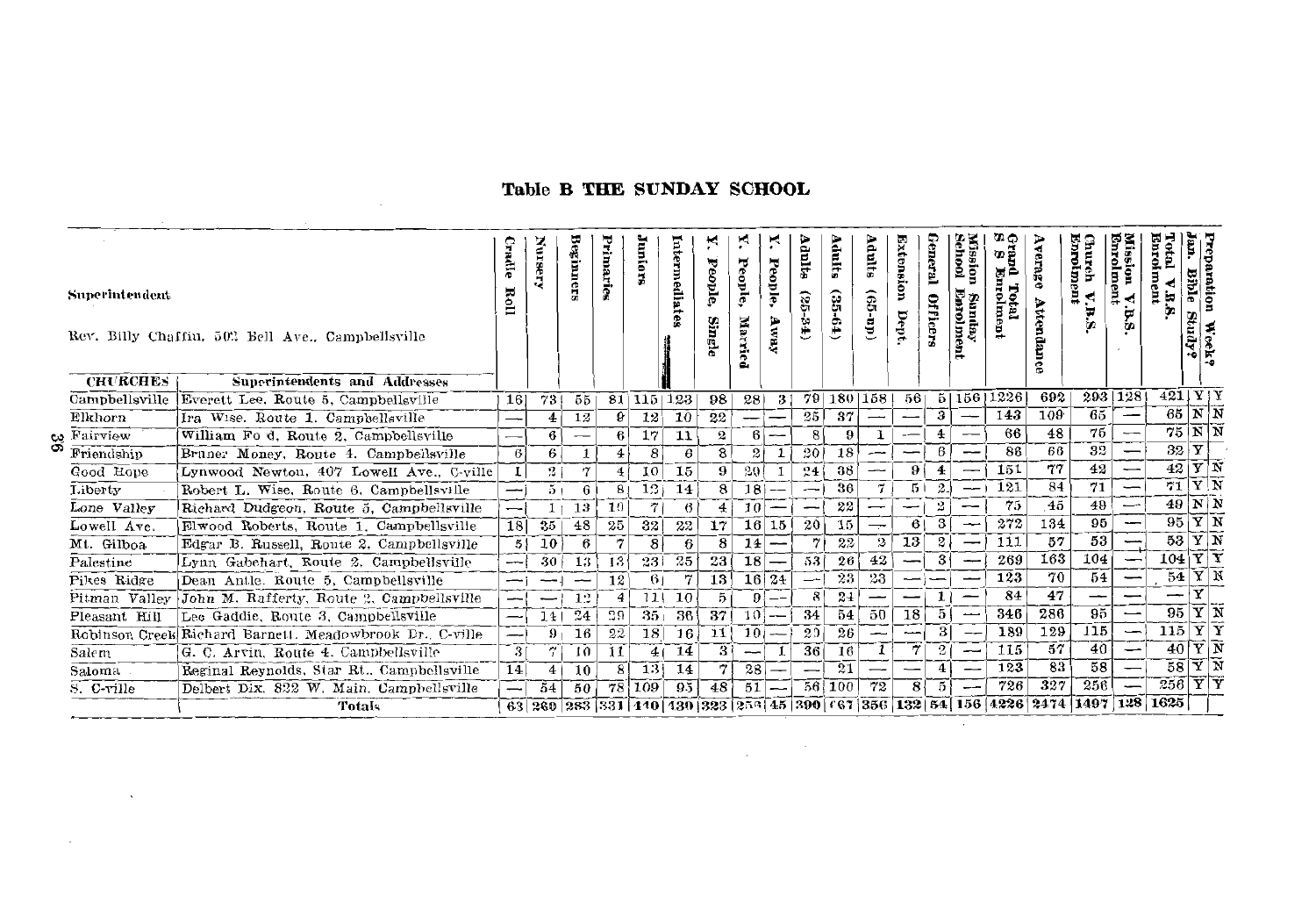# Table B THE SUNDAY SCHOOL

Superintendent

Rev. Billy Chaffin, 503 Bell Ave., Campbellsville

| CHURCHES | Superintendents and Addresses | Cradle Roll | Nursery | Beginners | Primaries | Juniors | Intermediates | Y. People, Single | Y. People, Married | Y. People, Away | Adults (25-34) | Adults (35-64) | Adults (65-up) | Extension Dept. | General Officers | Mission Sunday School Enrolment | Grand Total S S Enrolment | Average Attendance | Church V.B.S. Enrolment | Mission V.B.S. Enrolment | Total V.B.S. Enrolment | Jan. Bible Study? | Preparation Week? |
|---|---|---|---|---|---|---|---|---|---|---|---|---|---|---|---|---|---|---|---|---|---|---|---|
| Campbellsville | Everett Lee, Route 5, Campbellsville | 16 | 73 | 55 | 81 | 115 | 123 | 98 | 28 | 3 | 79 | 180 | 158 | 56 | 5 | 156 | 1226 | 692 | 293 | 128 | 421 | Y | Y |
| Elkhorn | Ira Wise, Route 1, Campbellsville | — | 4 | 12 | 9 | 12 | 10 | 22 | — | — | 25 | 37 | — | — | 3 | — | 143 | 109 | 65 | — | 65 | N | N |
| Fairview | William Ford, Route 2, Campbellsville | — | 6 | — | 6 | 17 | 11 | 2 | 6 | — | 8 | 9 | 1 | — | 4 | — | 66 | 48 | 75 | — | 75 | N | N |
| Friendship | Bruner Money, Route 4, Campbellsville | 6 | 6 | 1 | 4 | 8 | 6 | 8 | 2 | 1 | 20 | 18 | — | — | 6 | — | 86 | 66 | 32 | — | 32 | Y | |
| Good Hope | Lynwood Newton, 407 Lowell Ave., C-ville | 1 | 2 | 7 | 4 | 10 | 15 | 9 | 20 | 1 | 24 | 38 | — | 9 | 4 | — | 151 | 77 | 42 | — | 42 | Y | N |
| Liberty | Robert L. Wise, Route 6, Campbellsville | — | 5 | 6 | 8 | 12 | 14 | 8 | 18 | — | — | 36 | 7 | 5 | 2 | — | 121 | 84 | 71 | — | 71 | Y | N |
| Lone Valley | Richard Dudgeon, Route 5, Campbellsville | — | 1 | 13 | 10 | 7 | 6 | 4 | 10 | — | — | 22 | — | — | 2 | — | 75 | 45 | 49 | — | 49 | N | N |
| Lowell Ave. | Elwood Roberts, Route 1, Campbellsville | 18 | 35 | 48 | 25 | 32 | 22 | 17 | 16 | 15 | 20 | 15 | — | 6 | 3 | — | 272 | 134 | 95 | — | 95 | Y | N |
| Mt. Gilboa | Edgar B. Russell, Route 2, Campbellsville | 5 | 10 | 6 | 7 | 8 | 6 | 8 | 14 | — | 7 | 22 | 2 | 13 | 2 | — | 111 | 57 | 53 | — | 53 | Y | N |
| Palestine | Lynn Gabehart, Route 2, Campbellsville | — | 30 | 13 | 13 | 23 | 25 | 23 | 18 | — | 53 | 26 | 42 | — | 3 | — | 269 | 163 | 104 | — | 104 | Y | Y |
| Pikes Ridge | Dean Antle, Route 5, Campbellsville | — | — | — | 12 | 6 | 7 | 13 | 16 | 24 | — | 23 | 23 | — | — | — | 123 | 70 | 54 | — | 54 | Y | N |
| Pitman Valley | John M. Rafferty, Route 2, Campbellsville | — | — | 12 | 4 | 11 | 10 | 5 | 9 | — | 8 | 24 | — | — | 1 | — | 84 | 47 | — | — | — | Y | |
| Pleasant Hill | Lee Gaddie, Route 3, Campbellsville | — | 14 | 24 | 29 | 35 | 36 | 37 | 10 | — | 34 | 54 | 50 | 18 | 5 | — | 346 | 286 | 95 | — | 95 | Y | N |
| Robinson Creek | Richard Barnett, Meadowbrook Dr., C-ville | — | 9 | 16 | 22 | 18 | 16 | 11 | 10 | — | 20 | 26 | — | — | 3 | — | 189 | 129 | 115 | — | 115 | Y | Y |
| Salem | G. C. Arvin, Route 4, Campbellsville | 3 | 7 | 10 | 11 | 4 | 14 | 3 | — | 1 | 36 | 16 | 1 | 7 | 2 | — | 115 | 57 | 40 | — | 40 | Y | N |
| Saloma | Reginal Reynolds, Star Rt., Campbellsville | 14 | 4 | 10 | 8 | 13 | 14 | 7 | 28 | — | — | 21 | — | — | 4 | — | 123 | 83 | 58 | — | 58 | Y | N |
| S. C-ville | Delbert Dix, 832 W. Main, Campbellsville | — | 54 | 50 | 78 | 109 | 95 | 48 | 51 | — | 56 | 100 | 72 | 8 | 5 | — | 726 | 327 | 256 | — | 256 | Y | Y |
| | Totals | 63 | 269 | 283 | 331 | 440 | 430 | 323 | 256 | 45 | 390 | 667 | 356 | 132 | 54 | 156 | 4226 | 2474 | 1497 | 128 | 1625 | | |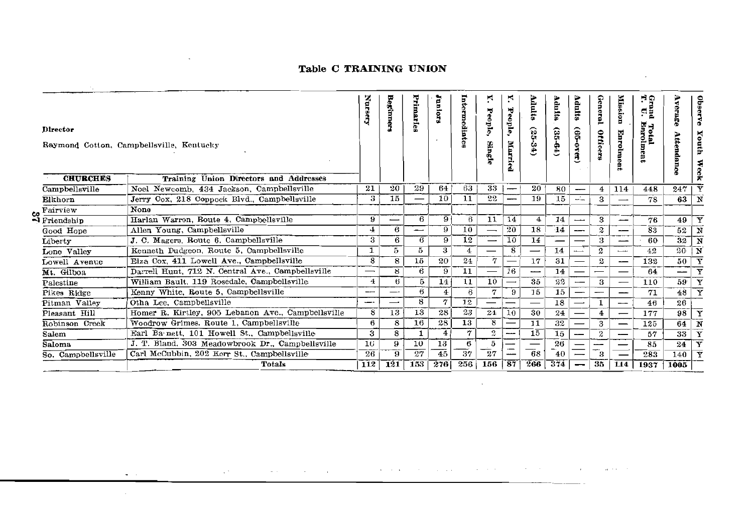## Table C TRAINING UNION

**Director**

Raymond Cotton, Campbellsville, Kentucky

| CHURCHES | Training Union Directors and Addresses | Nursery | Beginners | Primaries | Juniors | Intermediates | Y. People, Single | Y. People, Married | Adults (25-34) | Adults (35-64) | Adults (65-over) | General Officers | Mission Enrolment | Grand Total T. U. Enrolment | Average Attendance | Observe Youth Week |
|---|---|---|---|---|---|---|---|---|---|---|---|---|---|---|---|---|
| Campbellsville | Noel Newcomb, 434 Jackson, Campbellsville | 21 | 20 | 29 | 64 | 63 | 33 | — | 20 | 80 | — | 4 | 114 | 448 | 247 | Y |
| Elkhorn | Jerry Cox, 218 Coppock Blvd., Campbellsville | 3 | 15 | — | 10 | 11 | 22 | — | 19 | 15 | — | 3 | — | 78 | 63 | N |
| Fairview | None | | | | | | | | | | | | | | | |
| Friendship | Harlan Warren, Route 4, Campbellsville | 9 | — | 6 | 9 | 6 | 11 | 14 | 4 | 14 | — | 3 | — | 76 | 49 | Y |
| Good Hope | Allen Young, Campbellsville | 4 | 6 | — | 9 | 10 | — | 20 | 18 | 14 | — | 2 | — | 83 | 52 | N |
| Liberty | J. C. Magers, Route 6, Campbellsville | 3 | 6 | 6 | 9 | 12 | — | 10 | 14 | — | — | 3 | — | 60 | 32 | N |
| Lone Valley | Kenneth Dudgeon, Route 5, Campbellsville | 1 | 5 | 5 | 3 | 4 | — | 8 | — | 14 | — | 2 | — | 42 | 20 | N |
| Lowell Avenue | Elza Cox, 411 Lowell Ave., Campbellsville | 8 | 8 | 15 | 20 | 24 | 7 | — | 17 | 31 | — | 2 | — | 132 | 50 | Y |
| Mt. Gilboa | Darrell Hunt, 712 N. Central Ave., Campbellsville | — | 8 | 6 | 9 | 11 | — | 16 | — | 14 | — | — | — | 64 | — | Y |
| Palestine | William Bault, 119 Rosedale, Campbellsville | 4 | 6 | 5 | 14 | 11 | 10 | — | 35 | 22 | — | 3 | — | 110 | 59 | Y |
| Pikes Ridge | Kenny White, Route 5, Campbellsville | — | — | 6 | 4 | 6 | 7 | 9 | 15 | 15 | — | — | — | 71 | 48 | Y |
| Pitman Valley | Otha Lee, Campbellsville | — | — | 8 | 7 | 12 | — | — | — | 18 | — | 1 | — | 46 | 26 | |
| Pleasant Hill | Homer R. Kirtley, 905 Lebanon Ave., Campbellsville | 8 | 13 | 13 | 28 | 23 | 24 | 10 | 30 | 24 | — | 4 | — | 177 | 98 | Y |
| Robinson Creek | Woodrow Grimes, Route 1, Campbellsville | 6 | 8 | 16 | 28 | 13 | 8 | — | 11 | 32 | — | 3 | — | 125 | 64 | N |
| Salem | Earl Barnett, 101 Howell St., Campbellsville | 3 | 8 | 1 | 4 | 7 | 2 | — | 15 | 15 | — | 2 | — | 57 | 33 | Y |
| Saloma | J. T. Bland, 303 Meadowbrook Dr., Campbellsville | 16 | 9 | 10 | 13 | 6 | 5 | — | — | 26 | — | — | — | 85 | 24 | Y |
| So. Campbellsville | Carl McCubbin, 202 Kerr St., Campbellsville | 26 | 9 | 27 | 45 | 37 | 27 | — | 68 | 40 | — | 3 | — | 283 | 140 | Y |
| | **Totals** | **112** | **121** | **153** | **276** | **256** | **156** | **87** | **266** | **374** | **—** | **35** | **114** | **1937** | **1005** | |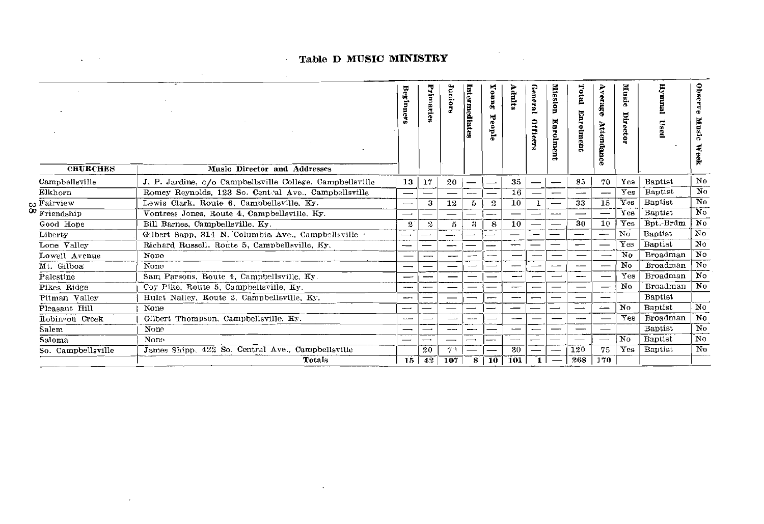## Table D MUSIC MINISTRY

| CHURCHES | Music Director and Addresses | Beginners | Primaries | Juniors | Intermediates | Young People | Adults | General Officers | Mission Enrolment | Total Enrolment | Average Attendance | Music Director | Hymnal Used | Observe Music Week |
|---|---|---|---|---|---|---|---|---|---|---|---|---|---|---|
| Campbellsville | J. P. Jardine, c/o Campbellsville College, Campbellsville | 13 | 17 | 20 | — | — | 35 | — | — | 85 | 70 | Yes | Baptist | No |
| Elkhorn | Romey Reynolds, 123 So. Central Ave., Campbellsville | — | — | — | — | — | 16 | — | — | — | — | Yes | Baptist | No |
| Fairview | Lewis Clark, Route 6, Campbellsville, Ky. | — | 3 | 12 | 5 | 2 | 10 | 1 | — | 33 | 15 | Yes | Baptist | No |
| Friendship | Vontress Jones, Route 4, Campbellsville, Ky. | — | — | — | — | — | — | — | — | — | — | Yes | Baptist | No |
| Good Hope | Bill Barnes, Campbellsville, Ky. | 2 | 2 | 5 | 3 | 8 | 10 | — | — | 30 | 10 | Yes | Bpt.-Brdm | No |
| Liberty | Gilbert Sapp, 314 N. Columbia Ave., Campbellsville | — | — | — | — | — | — | — | — | — | — | No | Baptist | No |
| Lone Valley | Richard Russell, Route 5, Campbellsville, Ky. | — | — | — | — | — | — | — | — | — | — | Yes | Baptist | No |
| Lowell Avenue | None | — | — | — | — | — | — | — | — | — | — | No | Broadman | No |
| Mt. Gilboa | None | — | — | — | — | — | — | — | — | — | — | No | Broadman | No |
| Palestine | Sam Parsons, Route 4, Campbellsville, Ky. | — | — | — | — | — | — | — | — | — | — | Yes | Broadman | No |
| Pikes Ridge | Coy Pike, Route 5, Campbellsville, Ky. | — | — | — | — | — | — | — | — | — | — | No | Broadman | No |
| Pitman Valley | Hulet Nalley, Route 2, Campbellsville, Ky. | — | — | — | — | — | — | — | — | — | — | | Baptist | |
| Pleasant Hill | None | — | — | — | — | — | — | — | — | — | — | No | Baptist | No |
| Robinson Creek | Gilbert Thompson, Campbellsville, Ky. | — | — | — | — | — | — | — | — | — | — | Yes | Broadman | No |
| Salem | None | — | — | — | — | — | — | — | — | — | — | | Baptist | No |
| Saloma | None | — | — | — | — | — | — | — | — | — | — | No | Baptist | No |
| So. Campbellsville | James Shipp, 422 So. Central Ave., Campbellsville | | 20 | 70 | — | — | 30 | — | — | 120 | 75 | Yes | Baptist | No |
| | **Totals** | 15 | 42 | 107 | 8 | 10 | 101 | 1 | — | 268 | 170 | | | |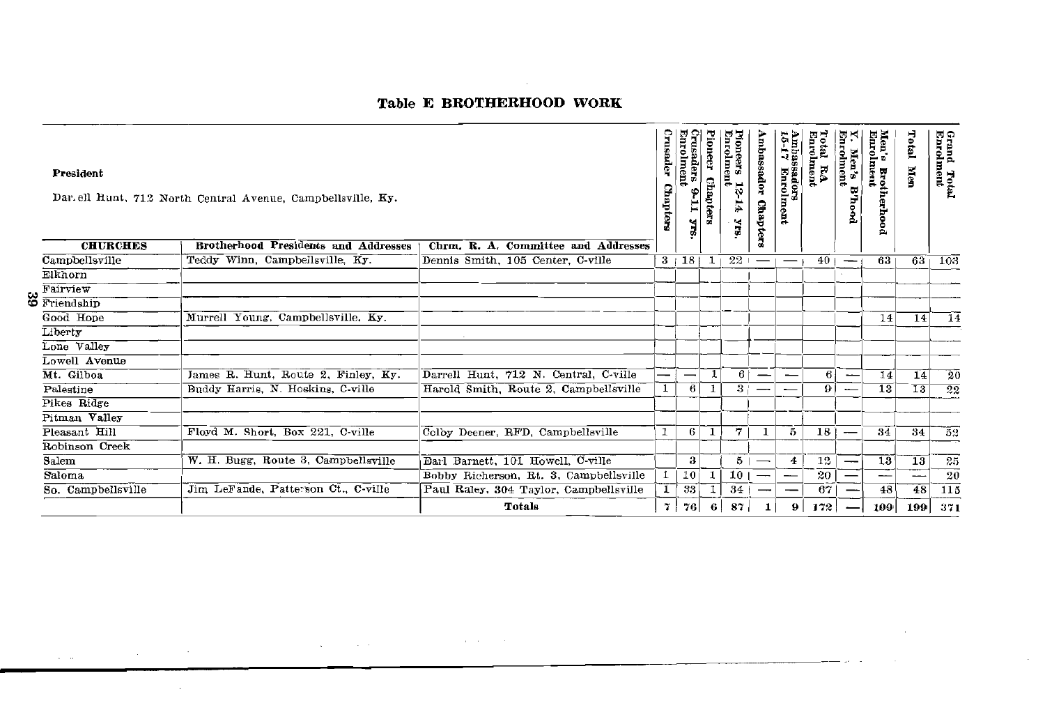## Table E BROTHERHOOD WORK

**President**

Dar.ell Hunt, 712 North Central Avenue, Campbellsville, Ky.

| CHURCHES | Brotherhood Presidents and Addresses | Chrm. R. A. Committee and Addresses | Crusader Chapters | Crusaders 9-11 yrs. Enrolment | Pioneer Chapters | Pioneers 12-14 yrs. Enrolment | Ambassador Chapters | Ambassadors 15-17 Enrolment | Total RA Enrolment | Y. Men's B'hood Enrolment | Men's Brotherhood Enrolment | Total Men | Grand Total Enrolment |
|---|---|---|---|---|---|---|---|---|---|---|---|---|---|
| Campbellsville | Teddy Winn, Campbellsville, Ky. | Dennis Smith, 105 Center, C-ville | 3 | 18 | 1 | 22 | — | — | 40 | — | 63 | 63 | 103 |
| Elkhorn | | | | | | | | | | | | | |
| Fairview | | | | | | | | | | | | | |
| Friendship | | | | | | | | | | | | | |
| Good Hope | Murrell Young, Campbellsville, Ky. | | | | | | | | | | 14 | 14 | 14 |
| Liberty | | | | | | | | | | | | | |
| Lone Valley | | | | | | | | | | | | | |
| Lowell Avenue | | | | | | | | | | | | | |
| Mt. Gilboa | James R. Hunt, Route 2, Finley, Ky. | Darrell Hunt, 712 N. Central, C-ville | — | — | 1 | 6 | — | — | 6 | — | 14 | 14 | 20 |
| Palestine | Buddy Harris, N. Hoskins, C-ville | Harold Smith, Route 2, Campbellsville | 1 | 6 | 1 | 3 | — | — | 9 | — | 13 | 13 | 22 |
| Pikes Ridge | | | | | | | | | | | | | |
| Pitman Valley | | | | | | | | | | | | | |
| Pleasant Hill | Floyd M. Short, Box 221, C-ville | Colby Deener, RFD, Campbellsville | 1 | 6 | 1 | 7 | 1 | 5 | 18 | — | 34 | 34 | 52 |
| Robinson Creek | | | | | | | | | | | | | |
| Salem | W. H. Bugg, Route 3, Campbellsville | Earl Barnett, 101 Howell, C-ville | | 3 | | 5 | — | 4 | 12 | — | 13 | 13 | 25 |
| Saloma | | Bobby Richerson, Rt. 3, Campbellsville | 1 | 10 | 1 | 10 | — | — | 20 | — | — | — | 20 |
| So. Campbellsville | Jim LeFande, Patterson Ct., C-ville | Paul Raley, 304 Taylor, Campbellsville | 1 | 33 | 1 | 34 | — | — | 67 | — | 48 | 48 | 115 |
| | | **Totals** | 7 | 76 | 6 | 87 | 1 | 9 | 172 | — | 199 | 199 | 371 |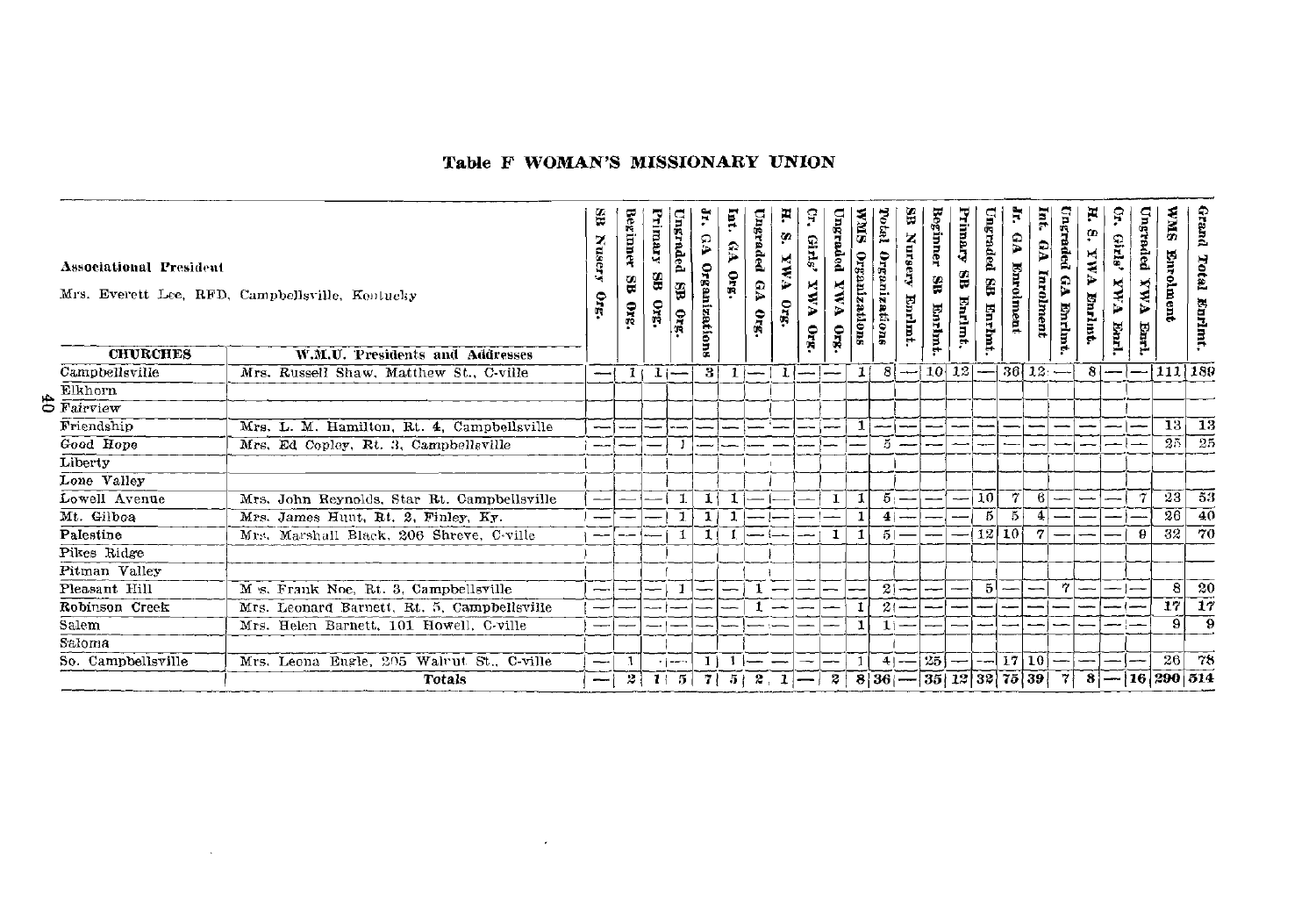## Table F WOMAN'S MISSIONARY UNION

**Associational President**

Mrs. Everett Lee, RFD, Campbellsville, Kentucky

| CHURCHES | W.M.U. Presidents and Addresses | SB Nusery Org. | Beginner SB Org. | Primary SB Org. | Ungraded SB Org. | Jr. GA Organizations | Int. GA Org. | Ungraded GA Org. | H. S. YWA Org. | Gr. Girls' YWA Org. | Ungraded YWA Org. | WMS Organizations | Total Organizations | SB Nursery Enrlmt. | Beginner SB Enrlmt. | Primary SB Enrlmt. | Ungraded SB Enrlmt. | Jr. GA Enrolment | Int. GA Inrolment | Ungraded GA Enrlmt. | H. S. YWA Enrlmt. | Gr. Girls' YWA Enrl. | Ungraded YWA Enrl. | WMS Enrolment | Grand Total Enrlmt. |
|---|---|---|---|---|---|---|---|---|---|---|---|---|---|---|---|---|---|---|---|---|---|---|---|---|---|
| Campbellsville | Mrs. Russell Shaw, Matthew St., C-ville | — | 1 | 1 | — | 3 | 1 | — | 1 | — | — | 1 | 8 | — | 10 | 12 | — | 36 | 12 | — | 8 | — | — | 111 | 189 |
| Elkhorn | | | | | | | | | | | | | | | | | | | | | | | | | |
| Fairview | | | | | | | | | | | | | | | | | | | | | | | | | |
| Friendship | Mrs. L. M. Hamilton, Rt. 4, Campbellsville | — | — | — | — | — | — | — | — | — | — | 1 | — | — | — | — | — | — | — | — | — | — | — | 13 | 13 |
| Good Hope | Mrs. Ed Copley, Rt. 3, Campbellsville | — | — | — | 1 | — | — | — | — | — | — | — | 5 | — | — | — | — | — | — | — | — | — | — | 25 | 25 |
| Liberty | | | | | | | | | | | | | | | | | | | | | | | | | |
| Lone Valley | | | | | | | | | | | | | | | | | | | | | | | | | |
| Lowell Avenue | Mrs. John Reynolds, Star Rt. Campbellsville | — | — | — | 1 | 1 | 1 | — | — | — | 1 | 1 | 5 | — | — | — | 10 | 7 | 6 | — | — | — | 7 | 23 | 53 |
| Mt. Gilboa | Mrs. James Hunt, Rt. 2, Finley, Ky. | — | — | — | 1 | 1 | 1 | — | — | — | — | 1 | 4 | — | — | — | 5 | 5 | 4 | — | — | — | — | 26 | 40 |
| Palestine | Mrs. Marshall Black, 206 Shreve, C-ville | — | — | — | 1 | 1 | 1 | — | — | — | 1 | 1 | 5 | — | — | — | 12 | 10 | 7 | — | — | — | 9 | 32 | 70 |
| Pikes Ridge | | | | | | | | | | | | | | | | | | | | | | | | | |
| Pitman Valley | | | | | | | | | | | | | | | | | | | | | | | | | |
| Pleasant Hill | Mrs. Frank Noe, Rt. 3, Campbellsville | — | — | — | 1 | — | — | 1 | — | — | — | — | 2 | — | — | — | 5 | — | — | 7 | — | — | — | 8 | 20 |
| Robinson Creek | Mrs. Leonard Barnett, Rt. 5, Campbellsville | — | — | — | — | — | — | 1 | — | — | — | 1 | 2 | — | — | — | — | — | — | — | — | — | — | 17 | 17 |
| Salem | Mrs. Helen Barnett, 101 Howell, C-ville | — | — | — | — | — | — | — | — | — | — | 1 | 1 | — | — | — | — | — | — | — | — | — | — | 9 | 9 |
| Saloma | | | | | | | | | | | | | | | | | | | | | | | | | |
| So. Campbellsville | Mrs. Leona Engle, 205 Walnut St., C-ville | — | 1 | — | — | 1 | 1 | — | — | — | — | 1 | 4 | — | 25 | — | — | 17 | 10 | — | — | — | — | 26 | 78 |
| | **Totals** | — | 2 | 1 | 5 | 7 | 5 | 2 | 1 | — | 2 | 8 | 36 | — | 35 | 12 | 32 | 75 | 39 | 7 | 8 | — | 16 | 290 | 514 |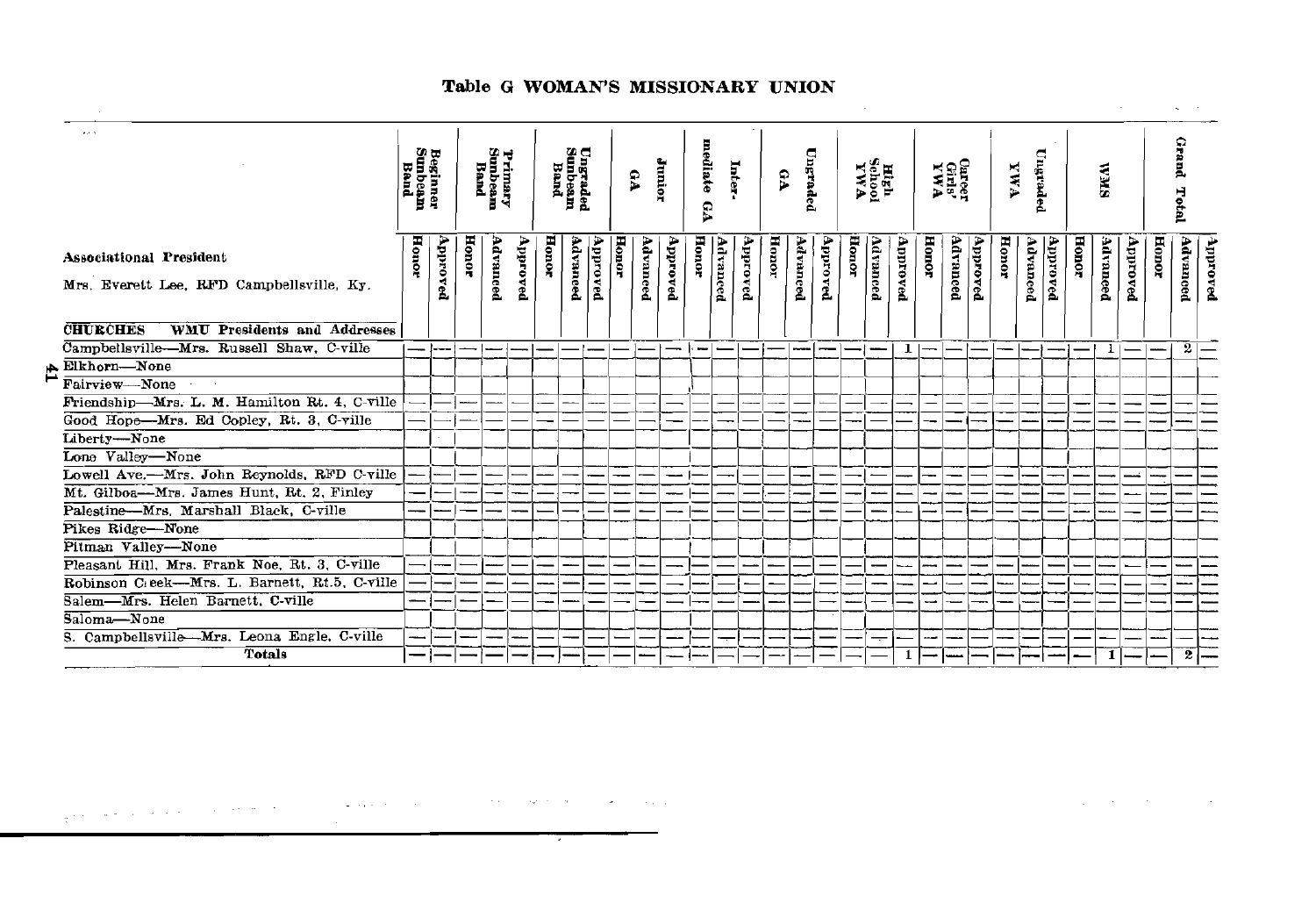# Table G WOMAN'S MISSIONARY UNION

Associational President

Mrs. Everett Lee, RFD Campbellsville, Ky.

| CHURCHES WMU Presidents and Addresses | Beginner Sunbeam Band | | Primary Sunbeam Band | | | Ungraded Sunbeam Band | | | Junior GA | | | Intermediate GA | | | Ungraded GA | | | High School YWA | | | Career Girls' YWA | | | Ungraded YWA | | | WMS | | | Grand Total | | |
|---|---|---|---|---|---|---|---|---|---|---|---|---|---|---|---|---|---|---|---|---|---|---|---|---|---|---|---|---|---|---|---|---|
| | Honor | Approved | Honor | Advanced | Approved | Honor | Advanced | Approved | Honor | Advanced | Approved | Honor | Advanced | Approved | Honor | Advanced | Approved | Honor | Advanced | Approved | Honor | Advanced | Approved | Honor | Advanced | Approved | Honor | Advanced | Approved | Honor | Advanced | Approved |
| Campbellsville—Mrs. Russell Shaw, C-ville | — | — | — | — | — | — | — | — | — | — | — | — | — | — | — | — | — | — | — | 1 | — | — | — | — | — | — | — | 1 | — | — | 2 | — |
| Elkhorn—None | | | | | | | | | | | | | | | | | | | | | | | | | | | | | | | | |
| Fairview—None | | | | | | | | | | | | | | | | | | | | | | | | | | | | | | | | |
| Friendship—Mrs. L. M. Hamilton Rt. 4, C-ville | — | — | — | — | — | — | — | — | — | — | — | — | — | — | — | — | — | — | — | — | — | — | — | — | — | — | — | — | — | — | — | — |
| Good Hope—Mrs. Ed Copley, Rt. 3, C-ville | — | — | — | — | — | — | — | — | — | — | — | — | — | — | — | — | — | — | — | — | — | — | — | — | — | — | — | — | — | — | — | — |
| Liberty—None | | | | | | | | | | | | | | | | | | | | | | | | | | | | | | | | |
| Lone Valley—None | | | | | | | | | | | | | | | | | | | | | | | | | | | | | | | | |
| Lowell Ave.—Mrs. John Reynolds, RFD C-ville | — | — | — | — | — | — | — | — | — | — | — | — | — | — | — | — | — | — | — | — | — | — | — | — | — | — | — | — | — | — | — | — |
| Mt. Gilboa—Mrs. James Hunt, Rt. 2, Finley | — | — | — | — | — | — | — | — | — | — | — | — | — | — | — | — | — | — | — | — | — | — | — | — | — | — | — | — | — | — | — | — |
| Palestine—Mrs. Marshall Black, C-ville | — | — | — | — | — | — | — | — | — | — | — | — | — | — | — | — | — | — | — | — | — | — | — | — | — | — | — | — | — | — | — | — |
| Pikes Ridge—None | | | | | | | | | | | | | | | | | | | | | | | | | | | | | | | | |
| Pitman Valley—None | | | | | | | | | | | | | | | | | | | | | | | | | | | | | | | | |
| Pleasant Hill, Mrs. Frank Noe, Rt. 3, C-ville | — | — | — | — | — | — | — | — | — | — | — | — | — | — | — | — | — | — | — | — | — | — | — | — | — | — | — | — | — | — | — | — |
| Robinson Creek—Mrs. L. Barnett, Rt.5, C-ville | — | — | — | — | — | — | — | — | — | — | — | — | — | — | — | — | — | — | — | — | — | — | — | — | — | — | — | — | — | — | — | — |
| Salem—Mrs. Helen Barnett, C-ville | — | — | — | — | — | — | — | — | — | — | — | — | — | — | — | — | — | — | — | — | — | — | — | — | — | — | — | — | — | — | — | — |
| Saloma—None | | | | | | | | | | | | | | | | | | | | | | | | | | | | | | | | |
| S. Campbellsville—Mrs. Leona Engle, C-ville | — | — | — | — | — | — | — | — | — | — | — | — | — | — | — | — | — | — | — | — | — | — | — | — | — | — | — | — | — | — | — | — |
| Totals | — | — | — | — | — | — | — | — | — | — | — | — | — | — | — | — | — | — | — | 1 | — | — | — | — | — | — | — | 1 | — | — | 2 | — |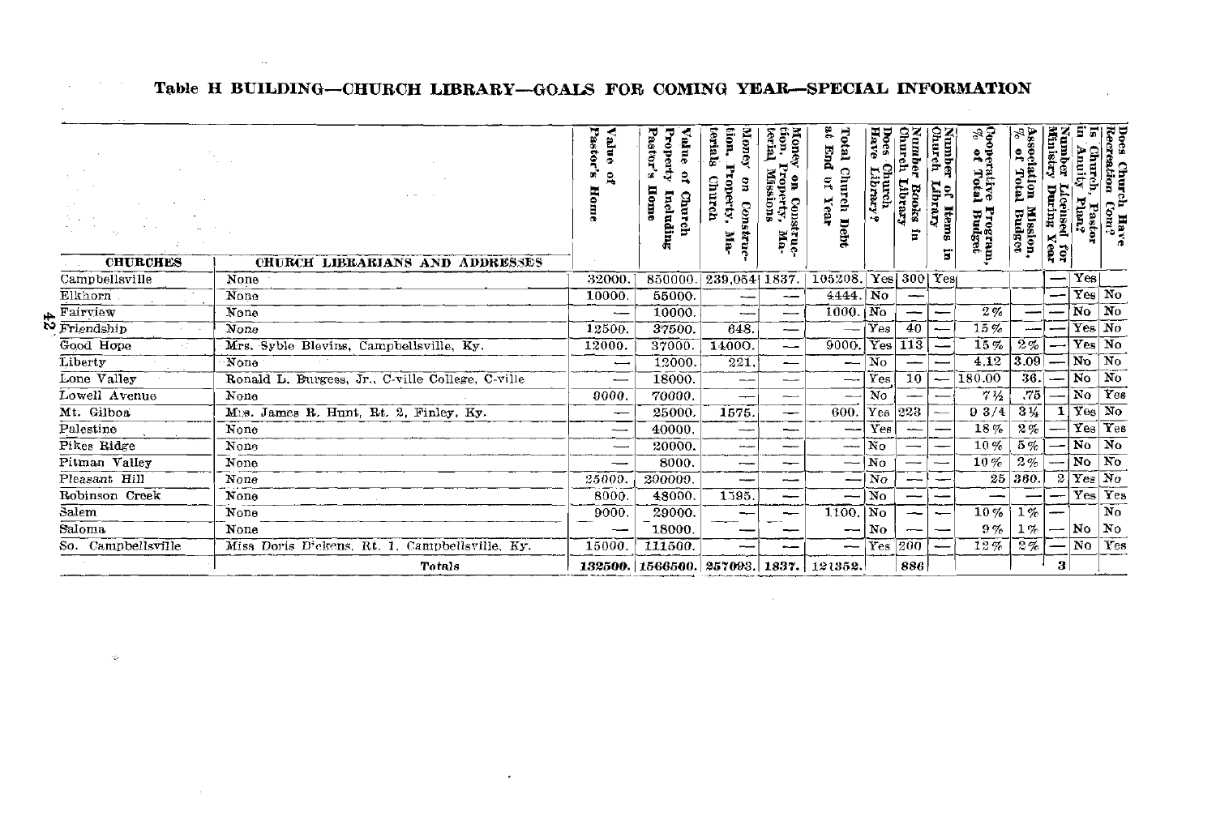## Table H BUILDING—CHURCH LIBRARY—GOALS FOR COMING YEAR—SPECIAL INFORMATION

| CHURCHES | CHURCH LIBRARIANS AND ADDRESSES | Value of Pastor's Home | Value of Church Property Including Pastor's Home | Money on Construction, Property, Materials Church | Money on Construction, Property, Material Missions | Total Church Debt at End of Year | Does Church Have Library? | Number Books in Church Library | Number of Items in Church Library | Cooperative Program, % of Total Budget | Association Mission, % of Total Budget | Number Licensed for Ministry During Year | Is Church, Pastor in Anuity Plan? | Does Church Have Recreation Com? |
|---|---|---|---|---|---|---|---|---|---|---|---|---|---|---|
| Campbellsville | None | 32000. | 850000. | 239,054 | 1837. | 105208. | Yes | 300 | Yes | | | — | Yes | |
| Elkhorn | None | 10000. | 55000. | — | — | 4444. | No | — | | | | — | Yes | No |
| Fairview | None | — | 10000. | — | — | 1000. | No | — | — | 2% | — | — | No | No |
| Friendship | None | 12500. | 37500. | 648. | — | — | Yes | 40 | — | 15% | — | — | Yes | No |
| Good Hope | Mrs. Syble Blevins, Campbellsville, Ky. | 12000. | 37000. | 14000. | — | 9000. | Yes | 113 | — | 15% | 2% | — | Yes | No |
| Liberty | None | — | 12000. | 221. | — | — | No | — | — | 4.12 | 3.09 | — | No | No |
| Lone Valley | Ronald L. Burgess, Jr., C-ville College, C-ville | — | 18000. | — | — | — | Yes | 10 | — | 180.00 | 36. | — | No | No |
| Lowell Avenue | None | 9000. | 70000. | — | — | — | No | — | — | 7½ | .75 | — | No | Yes |
| Mt. Gilboa | Mrs. James R. Hunt, Rt. 2, Finley, Ky. | — | 25000. | 1575. | — | 600. | Yes | 223 | — | 9 3/4 | 3¼ | 1 | Yes | No |
| Palestine | None | — | 40000. | — | — | — | Yes | — | — | 18% | 2% | — | Yes | Yes |
| Pikes Ridge | None | — | 20000. | — | — | — | No | — | — | 10% | 5% | — | No | No |
| Pitman Valley | None | — | 8000. | — | — | — | No | — | — | 10% | 2% | — | No | No |
| Pleasant Hill | None | 25000. | 200000. | — | — | — | No | — | — | 25 | 360. | 2 | Yes | No |
| Robinson Creek | None | 8000. | 48000. | 1595. | — | — | No | — | — | — | — | — | Yes | Yes |
| Salem | None | 9000. | 29000. | — | — | 1100. | No | — | — | 10% | 1% | — | | No |
| Saloma | None | — | 18000. | — | — | — | No | — | — | 9% | 1% | — | No | No |
| So. Campbellsville | Miss Doris Dickens, Rt. 1, Campbellsville, Ky. | 15000. | 111500. | — | — | — | Yes | 200 | — | 12% | 2% | — | No | Yes |
| | Totals | 132500. | 1566500. | 257093. | 1837. | 121352. | | 886 | | | | 3 | | |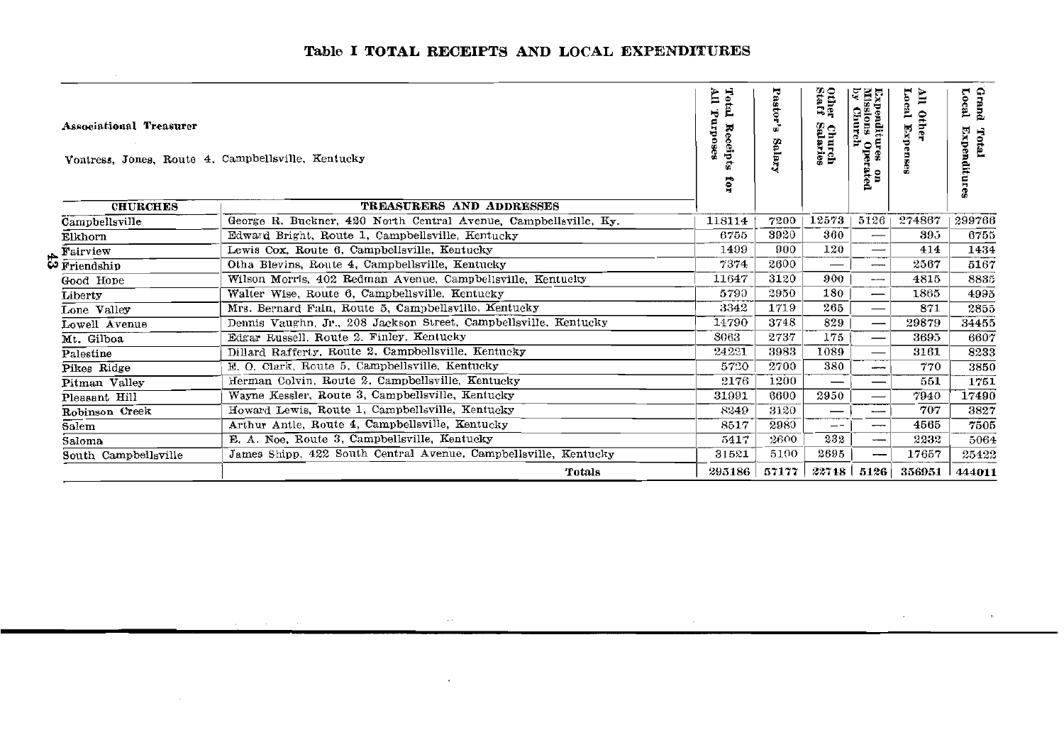## Table I TOTAL RECEIPTS AND LOCAL EXPENDITURES

**Associational Treasurer**

Vontress, Jones, Route 4, Campbellsville, Kentucky

| CHURCHES | TREASURERS AND ADDRESSES | Total Receipts for All Purposes | Pastor's Salary | Other Church Staff Salaries | Expenditures on Missions Operated by Church | All Other Local Expenses | Grand Total Local Expenditures |
|---|---|---|---|---|---|---|---|
| Campbellsville | George R. Buckner, 420 North Central Avenue, Campbellsville, Ky. | 118114 | 7200 | 12573 | 5126 | 274867 | 299766 |
| Elkhorn | Edward Bright, Route 1, Campbellsville, Kentucky | 6755 | 3920 | 360 | — | 395 | 6755 |
| Fairview | Lewis Cox, Route 6, Campbellsville, Kentucky | 1499 | 900 | 120 | — | 414 | 1434 |
| Friendship | Otha Blevins, Route 4, Campbellsville, Kentucky | 7374 | 2600 | — | — | 2567 | 5167 |
| Good Hope | Wilson Morris, 402 Redman Avenue, Campbellsville, Kentucky | 11647 | 3120 | 900 | — | 4815 | 8835 |
| Liberty | Walter Wise, Route 6, Campbellsville, Kentucky | 5790 | 2950 | 180 | — | 1865 | 4995 |
| Lone Valley | Mrs. Bernard Fain, Route 5, Campbellsville, Kentucky | 3342 | 1719 | 265 | — | 871 | 2855 |
| Lowell Avenue | Dennis Vaughn, Jr., 208 Jackson Street, Campbellsville, Kentucky | 14790 | 3748 | 829 | — | 29879 | 34455 |
| Mt. Gilboa | Edgar Russell, Route 2, Finley, Kentucky | 8063 | 2737 | 175 | — | 3695 | 6607 |
| Palestine | Dillard Rafferty, Route 2, Campbellsville, Kentucky | 24221 | 3983 | 1089 | — | 3161 | 8233 |
| Pikes Ridge | E. O. Clark, Route 5, Campbellsville, Kentucky | 5720 | 2700 | 380 | — | 770 | 3850 |
| Pitman Valley | Herman Colvin, Route 2, Campbellsville, Kentucky | 2176 | 1200 | — | — | 551 | 1751 |
| Pleasant Hill | Wayne Kessler, Route 3, Campbellsville, Kentucky | 31991 | 6600 | 2950 | — | 7940 | 17490 |
| Robinson Creek | Howard Lewis, Route 1, Campbellsville, Kentucky | 8249 | 3120 | — | — | 707 | 3827 |
| Salem | Arthur Antle, Route 4, Campbellsville, Kentucky | 8517 | 2980 | — | — | 4565 | 7505 |
| Saloma | E. A. Noe, Route 3, Campbellsville, Kentucky | 5417 | 2600 | 232 | — | 2232 | 5064 |
| South Campbellsville | James Shipp, 422 South Central Avenue, Campbellsville, Kentucky | 31521 | 5100 | 2695 | — | 17657 | 25422 |
| | **Totals** | **295186** | **57177** | **22748** | **5126** | **356951** | **444011** |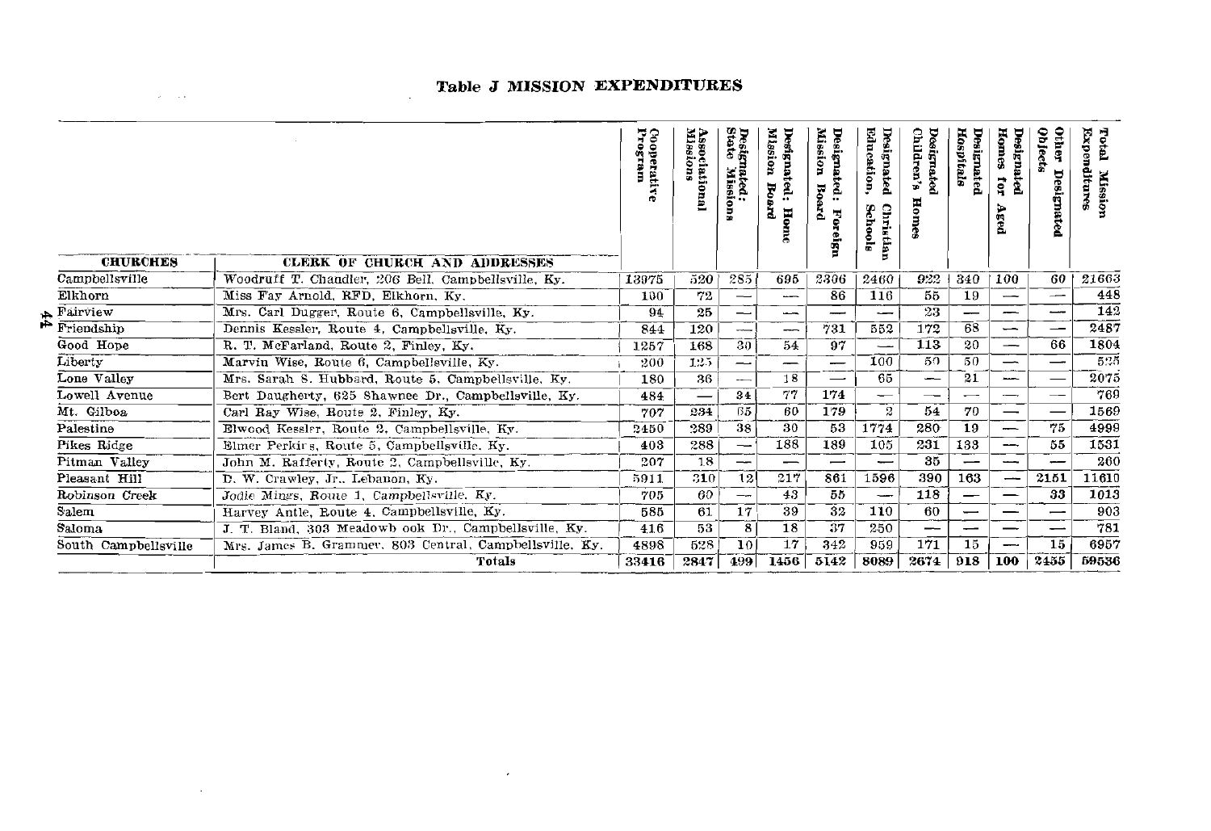## Table J MISSION EXPENDITURES

| CHURCHES | CLERK OF CHURCH AND ADDRESSES | Cooperative Program | Associational Missions | Designated: State Missions | Designated: Home Mission Board | Designated: Foreign Mission Board | Designated Christian Education, Schools | Designated Children's Homes | Designated Hospitals | Designated Homes for Aged | Other Designated Objects | Total Mission Expenditures |
|---|---|---|---|---|---|---|---|---|---|---|---|---|
| Campbellsville | Woodruff T. Chandler, 206 Bell, Campbellsville, Ky. | 13975 | 520 | 285 | 695 | 2306 | 2460 | 922 | 340 | 100 | 60 | 21663 |
| Elkhorn | Miss Fay Arnold, RFD, Elkhorn, Ky. | 100 | 72 | — | — | 86 | 116 | 55 | 19 | — | — | 448 |
| Fairview | Mrs. Carl Dugger, Route 6, Campbellsville, Ky. | 94 | 25 | — | — | — | — | 23 | — | — | — | 142 |
| Friendship | Dennis Kessler, Route 4, Campbellsville, Ky. | 844 | 120 | — | — | 731 | 552 | 172 | 68 | — | — | 2487 |
| Good Hope | R. T. McFarland, Route 2, Finley, Ky. | 1257 | 168 | 30 | 54 | 97 | — | 113 | 20 | — | 66 | 1804 |
| Liberty | Marvin Wise, Route 6, Campbellsville, Ky. | 200 | 125 | — | — | — | 100 | 50 | 50 | — | — | 525 |
| Lone Valley | Mrs. Sarah S. Hubbard, Route 5, Campbellsville, Ky. | 180 | 36 | — | 18 | — | 65 | — | 21 | — | — | 2075 |
| Lowell Avenue | Bert Daugherty, 625 Shawnee Dr., Campbellsville, Ky. | 484 | — | 34 | 77 | 174 | — | — | — | — | — | 769 |
| Mt. Gilboa | Carl Ray Wise, Route 2, Finley, Ky. | 707 | 234 | 65 | 60 | 179 | 2 | 54 | 70 | — | — | 1569 |
| Palestine | Elwood Kessler, Route 2, Campbellsville, Ky. | 2450 | 289 | 38 | 30 | 53 | 1774 | 280 | 19 | — | 75 | 4999 |
| Pikes Ridge | Elmer Perkins, Route 5, Campbellsville, Ky. | 403 | 288 | — | 188 | 189 | 105 | 231 | 133 | — | 55 | 1531 |
| Pitman Valley | John M. Rafferty, Route 2, Campbellsville, Ky. | 207 | 18 | — | — | — | — | 35 | — | — | — | 260 |
| Pleasant Hill | D. W. Crawley, Jr., Lebanon, Ky. | 5911 | 310 | 12 | 217 | 861 | 1596 | 390 | 163 | — | 2151 | 11610 |
| Robinson Creek | Jodie Mings, Route 1, Campbellsville, Ky. | 705 | 60 | — | 43 | 55 | — | 118 | — | — | 33 | 1013 |
| Salem | Harvey Antle, Route 4, Campbellsville, Ky. | 585 | 61 | 17 | 39 | 32 | 110 | 60 | — | — | — | 903 |
| Saloma | J. T. Bland, 303 Meadowbrook Dr., Campbellsville, Ky. | 416 | 53 | 8 | 18 | 37 | 250 | — | — | — | — | 781 |
| South Campbellsville | Mrs. James B. Grammer, 803 Central, Campbellsville, Ky. | 4898 | 528 | 10 | 17 | 342 | 959 | 171 | 15 | — | 15 | 6957 |
| | **Totals** | **33416** | **2847** | **499** | **1456** | **5142** | **8089** | **2674** | **918** | **100** | **2455** | **59536** |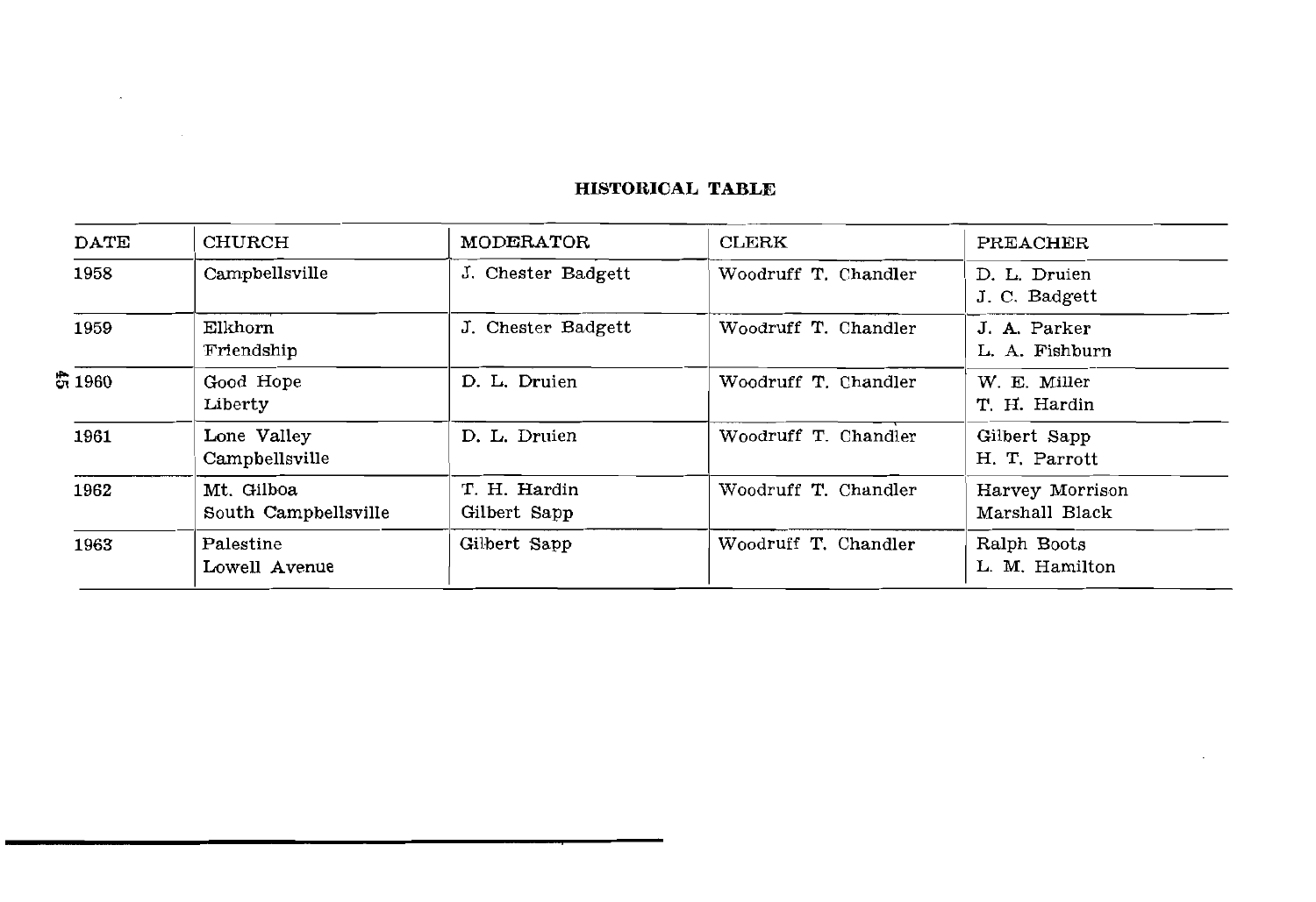## HISTORICAL TABLE

| DATE | CHURCH | MODERATOR | CLERK | PREACHER |
| --- | --- | --- | --- | --- |
| 1958 | Campbellsville | J. Chester Badgett | Woodruff T. Chandler | D. L. Druien<br>J. C. Badgett |
| 1959 | Elkhorn<br>Friendship | J. Chester Badgett | Woodruff T. Chandler | J. A. Parker<br>L. A. Fishburn |
| 1960 | Good Hope<br>Liberty | D. L. Druien | Woodruff T. Chandler | W. E. Miller<br>T. H. Hardin |
| 1961 | Lone Valley<br>Campbellsville | D. L. Druien | Woodruff T. Chandler | Gilbert Sapp<br>H. T. Parrott |
| 1962 | Mt. Gilboa<br>South Campbellsville | T. H. Hardin<br>Gilbert Sapp | Woodruff T. Chandler | Harvey Morrison<br>Marshall Black |
| 1963 | Palestine<br>Lowell Avenue | Gilbert Sapp | Woodruff T. Chandler | Ralph Boots<br>L. M. Hamilton |